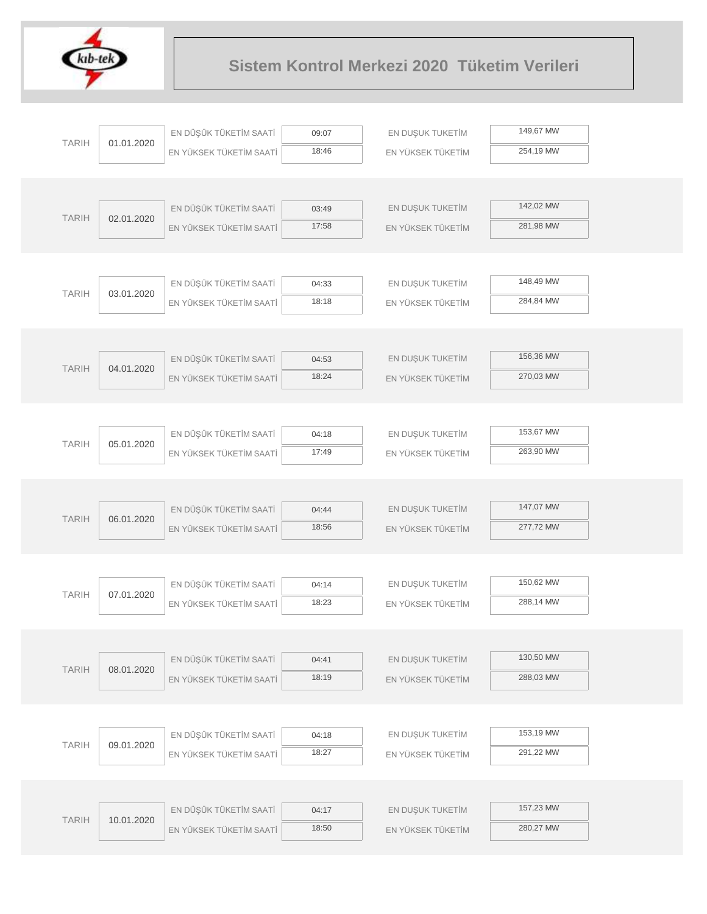# Sistem Kontrol Merkezi 2020 Tüketim Verileri

| TARIH | | | | | |
|---|---|---|---|---|---|
| TARIH | 01.01.2020 | EN DÜŞÜK TÜKETİM SAATİ | 09:07 | EN DUŞUK TUKETİM | 149,67 MW |
| | | EN YÜKSEK TÜKETİM SAATİ | 18:46 | EN YÜKSEK TÜKETİM | 254,19 MW |
| TARIH | 02.01.2020 | EN DÜŞÜK TÜKETİM SAATİ | 03:49 | EN DUŞUK TUKETİM | 142,02 MW |
| | | EN YÜKSEK TÜKETİM SAATİ | 17:58 | EN YÜKSEK TÜKETİM | 281,98 MW |
| TARIH | 03.01.2020 | EN DÜŞÜK TÜKETİM SAATİ | 04:33 | EN DUŞUK TUKETİM | 148,49 MW |
| | | EN YÜKSEK TÜKETİM SAATİ | 18:18 | EN YÜKSEK TÜKETİM | 284,84 MW |
| TARIH | 04.01.2020 | EN DÜŞÜK TÜKETİM SAATİ | 04:53 | EN DUŞUK TUKETİM | 156,36 MW |
| | | EN YÜKSEK TÜKETİM SAATİ | 18:24 | EN YÜKSEK TÜKETİM | 270,03 MW |
| TARIH | 05.01.2020 | EN DÜŞÜK TÜKETİM SAATİ | 04:18 | EN DUŞUK TUKETİM | 153,67 MW |
| | | EN YÜKSEK TÜKETİM SAATİ | 17:49 | EN YÜKSEK TÜKETİM | 263,90 MW |
| TARIH | 06.01.2020 | EN DÜŞÜK TÜKETİM SAATİ | 04:44 | EN DUŞUK TUKETİM | 147,07 MW |
| | | EN YÜKSEK TÜKETİM SAATİ | 18:56 | EN YÜKSEK TÜKETİM | 277,72 MW |
| TARIH | 07.01.2020 | EN DÜŞÜK TÜKETİM SAATİ | 04:14 | EN DUŞUK TUKETİM | 150,62 MW |
| | | EN YÜKSEK TÜKETİM SAATİ | 18:23 | EN YÜKSEK TÜKETİM | 288,14 MW |
| TARIH | 08.01.2020 | EN DÜŞÜK TÜKETİM SAATİ | 04:41 | EN DUŞUK TUKETİM | 130,50 MW |
| | | EN YÜKSEK TÜKETİM SAATİ | 18:19 | EN YÜKSEK TÜKETİM | 288,03 MW |
| TARIH | 09.01.2020 | EN DÜŞÜK TÜKETİM SAATİ | 04:18 | EN DUŞUK TUKETİM | 153,19 MW |
| | | EN YÜKSEK TÜKETİM SAATİ | 18:27 | EN YÜKSEK TÜKETİM | 291,22 MW |
| TARIH | 10.01.2020 | EN DÜŞÜK TÜKETİM SAATİ | 04:17 | EN DUŞUK TUKETİM | 157,23 MW |
| | | EN YÜKSEK TÜKETİM SAATİ | 18:50 | EN YÜKSEK TÜKETİM | 280,27 MW |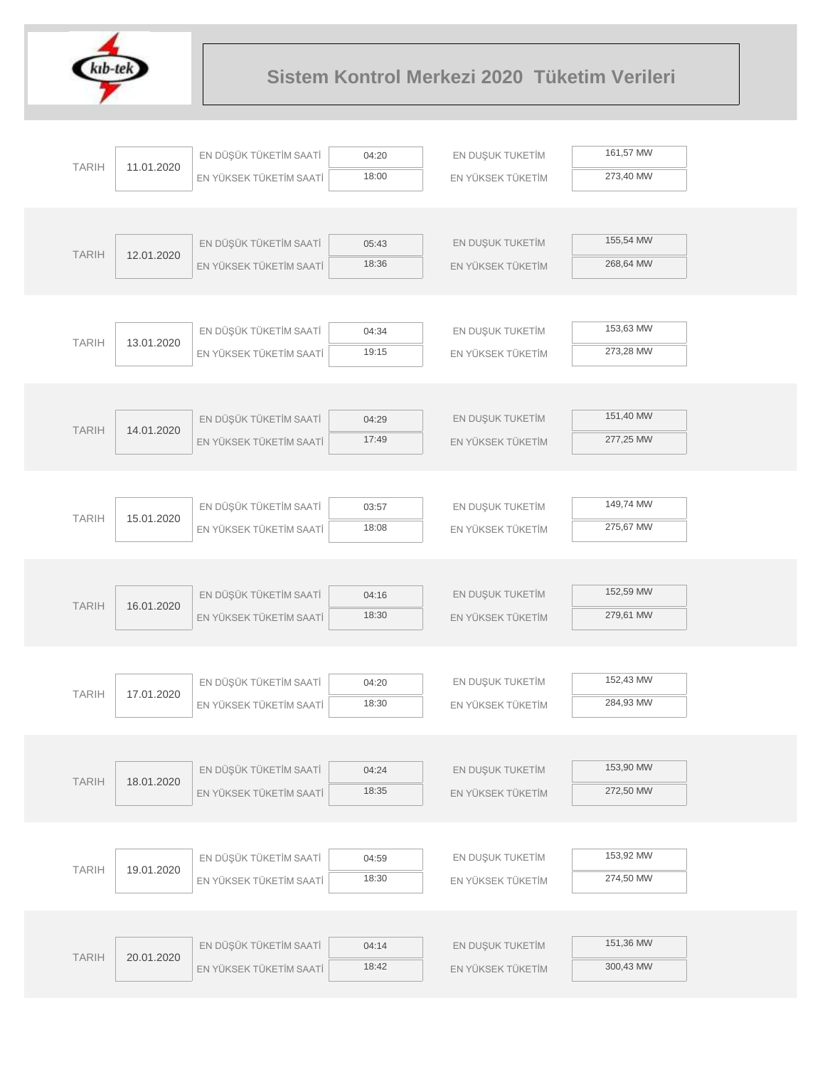# Sistem Kontrol Merkezi 2020 Tüketim Verileri

| TARIH | | | | | |
|---|---|---|---|---|---|
| TARIH | 11.01.2020 | EN DÜŞÜK TÜKETİM SAATİ | 04:20 | EN DUŞUK TUKETİM | 161,57 MW |
| | | EN YÜKSEK TÜKETİM SAATİ | 18:00 | EN YÜKSEK TÜKETİM | 273,40 MW |
| TARIH | 12.01.2020 | EN DÜŞÜK TÜKETİM SAATİ | 05:43 | EN DUŞUK TUKETİM | 155,54 MW |
| | | EN YÜKSEK TÜKETİM SAATİ | 18:36 | EN YÜKSEK TÜKETİM | 268,64 MW |
| TARIH | 13.01.2020 | EN DÜŞÜK TÜKETİM SAATİ | 04:34 | EN DUŞUK TUKETİM | 153,63 MW |
| | | EN YÜKSEK TÜKETİM SAATİ | 19:15 | EN YÜKSEK TÜKETİM | 273,28 MW |
| TARIH | 14.01.2020 | EN DÜŞÜK TÜKETİM SAATİ | 04:29 | EN DUŞUK TUKETİM | 151,40 MW |
| | | EN YÜKSEK TÜKETİM SAATİ | 17:49 | EN YÜKSEK TÜKETİM | 277,25 MW |
| TARIH | 15.01.2020 | EN DÜŞÜK TÜKETİM SAATİ | 03:57 | EN DUŞUK TUKETİM | 149,74 MW |
| | | EN YÜKSEK TÜKETİM SAATİ | 18:08 | EN YÜKSEK TÜKETİM | 275,67 MW |
| TARIH | 16.01.2020 | EN DÜŞÜK TÜKETİM SAATİ | 04:16 | EN DUŞUK TUKETİM | 152,59 MW |
| | | EN YÜKSEK TÜKETİM SAATİ | 18:30 | EN YÜKSEK TÜKETİM | 279,61 MW |
| TARIH | 17.01.2020 | EN DÜŞÜK TÜKETİM SAATİ | 04:20 | EN DUŞUK TUKETİM | 152,43 MW |
| | | EN YÜKSEK TÜKETİM SAATİ | 18:30 | EN YÜKSEK TÜKETİM | 284,93 MW |
| TARIH | 18.01.2020 | EN DÜŞÜK TÜKETİM SAATİ | 04:24 | EN DUŞUK TUKETİM | 153,90 MW |
| | | EN YÜKSEK TÜKETİM SAATİ | 18:35 | EN YÜKSEK TÜKETİM | 272,50 MW |
| TARIH | 19.01.2020 | EN DÜŞÜK TÜKETİM SAATİ | 04:59 | EN DUŞUK TUKETİM | 153,92 MW |
| | | EN YÜKSEK TÜKETİM SAATİ | 18:30 | EN YÜKSEK TÜKETİM | 274,50 MW |
| TARIH | 20.01.2020 | EN DÜŞÜK TÜKETİM SAATİ | 04:14 | EN DUŞUK TUKETİM | 151,36 MW |
| | | EN YÜKSEK TÜKETİM SAATİ | 18:42 | EN YÜKSEK TÜKETİM | 300,43 MW |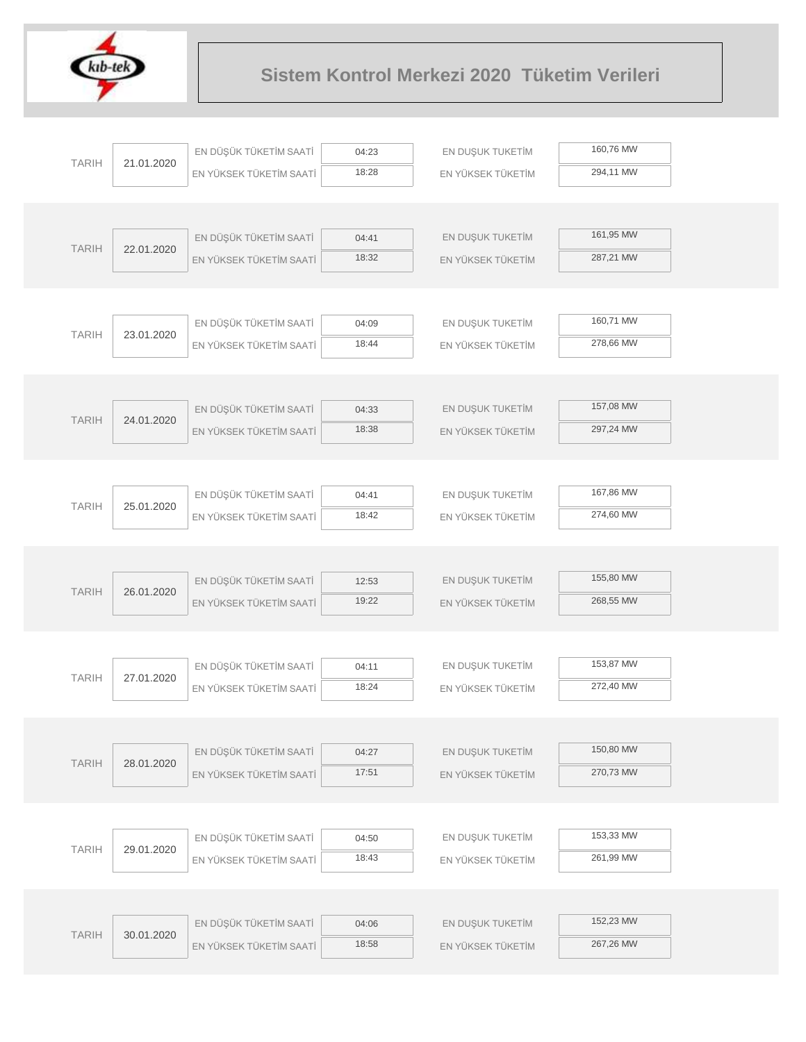# Sistem Kontrol Merkezi 2020  Tüketim Verileri

| TARIH | | | | | |
|---|---|---|---|---|---|
| 21.01.2020 | EN DÜŞÜK TÜKETİM SAATİ | 04:23 | EN DUŞUK TUKETİM | 160,76 MW |
| | EN YÜKSEK TÜKETİM SAATİ | 18:28 | EN YÜKSEK TÜKETİM | 294,11 MW |
| 22.01.2020 | EN DÜŞÜK TÜKETİM SAATİ | 04:41 | EN DUŞUK TUKETİM | 161,95 MW |
| | EN YÜKSEK TÜKETİM SAATİ | 18:32 | EN YÜKSEK TÜKETİM | 287,21 MW |
| 23.01.2020 | EN DÜŞÜK TÜKETİM SAATİ | 04:09 | EN DUŞUK TUKETİM | 160,71 MW |
| | EN YÜKSEK TÜKETİM SAATİ | 18:44 | EN YÜKSEK TÜKETİM | 278,66 MW |
| 24.01.2020 | EN DÜŞÜK TÜKETİM SAATİ | 04:33 | EN DUŞUK TUKETİM | 157,08 MW |
| | EN YÜKSEK TÜKETİM SAATİ | 18:38 | EN YÜKSEK TÜKETİM | 297,24 MW |
| 25.01.2020 | EN DÜŞÜK TÜKETİM SAATİ | 04:41 | EN DUŞUK TUKETİM | 167,86 MW |
| | EN YÜKSEK TÜKETİM SAATİ | 18:42 | EN YÜKSEK TÜKETİM | 274,60 MW |
| 26.01.2020 | EN DÜŞÜK TÜKETİM SAATİ | 12:53 | EN DUŞUK TUKETİM | 155,80 MW |
| | EN YÜKSEK TÜKETİM SAATİ | 19:22 | EN YÜKSEK TÜKETİM | 268,55 MW |
| 27.01.2020 | EN DÜŞÜK TÜKETİM SAATİ | 04:11 | EN DUŞUK TUKETİM | 153,87 MW |
| | EN YÜKSEK TÜKETİM SAATİ | 18:24 | EN YÜKSEK TÜKETİM | 272,40 MW |
| 28.01.2020 | EN DÜŞÜK TÜKETİM SAATİ | 04:27 | EN DUŞUK TUKETİM | 150,80 MW |
| | EN YÜKSEK TÜKETİM SAATİ | 17:51 | EN YÜKSEK TÜKETİM | 270,73 MW |
| 29.01.2020 | EN DÜŞÜK TÜKETİM SAATİ | 04:50 | EN DUŞUK TUKETİM | 153,33 MW |
| | EN YÜKSEK TÜKETİM SAATİ | 18:43 | EN YÜKSEK TÜKETİM | 261,99 MW |
| 30.01.2020 | EN DÜŞÜK TÜKETİM SAATİ | 04:06 | EN DUŞUK TUKETİM | 152,23 MW |
| | EN YÜKSEK TÜKETİM SAATİ | 18:58 | EN YÜKSEK TÜKETİM | 267,26 MW |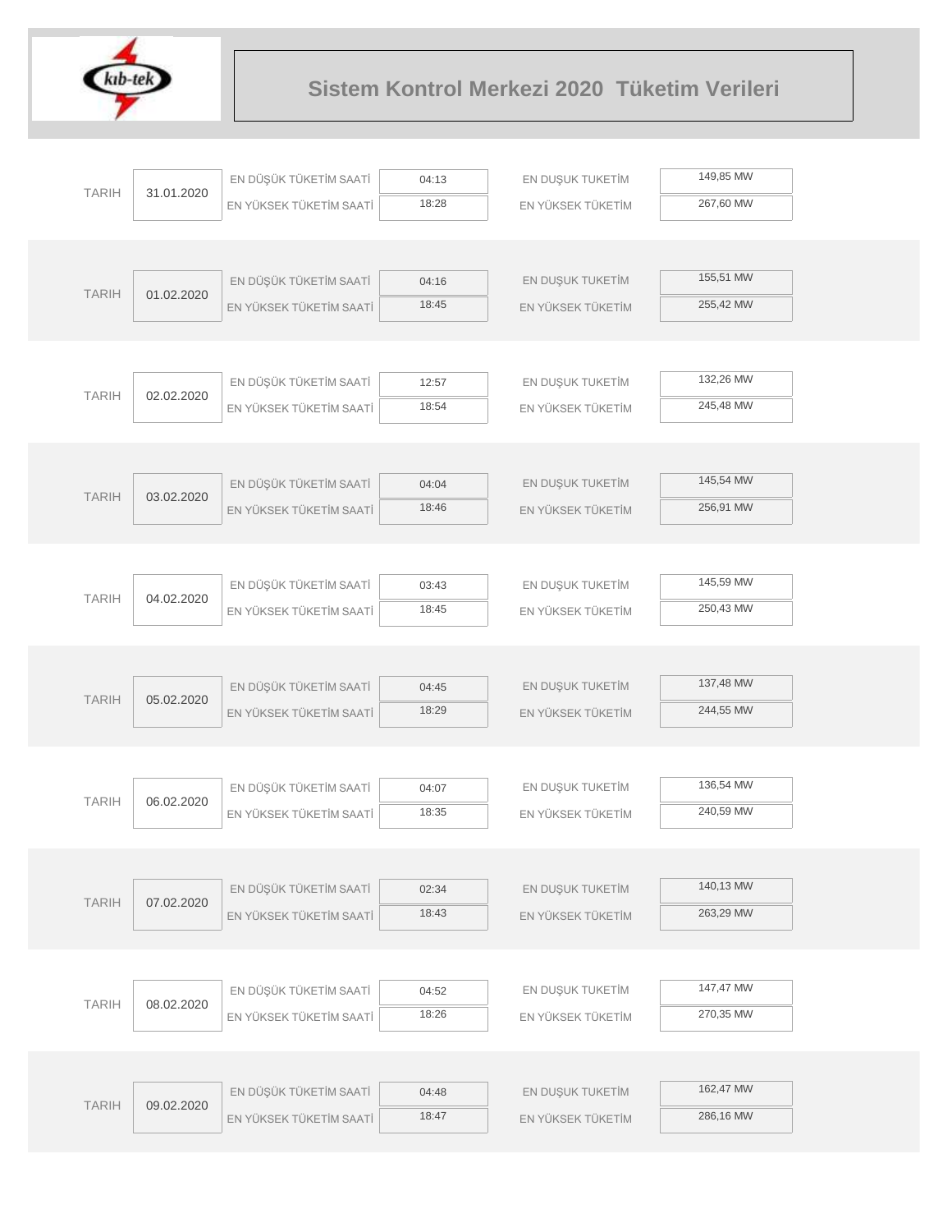# Sistem Kontrol Merkezi 2020 Tüketim Verileri

| TARIH | | | | | |
|---|---|---|---|---|---|
| 31.01.2020 | EN DÜŞÜK TÜKETİM SAATİ | 04:13 | EN DUŞUK TUKETİM | 149,85 MW |
| | EN YÜKSEK TÜKETİM SAATİ | 18:28 | EN YÜKSEK TÜKETİM | 267,60 MW |

| TARIH | | | | |
|---|---|---|---|---|
| 01.02.2020 | EN DÜŞÜK TÜKETİM SAATİ | 04:16 | EN DUŞUK TUKETİM | 155,51 MW |
| | EN YÜKSEK TÜKETİM SAATİ | 18:45 | EN YÜKSEK TÜKETİM | 255,42 MW |

| TARIH | | | | |
|---|---|---|---|---|
| 02.02.2020 | EN DÜŞÜK TÜKETİM SAATİ | 12:57 | EN DUŞUK TUKETİM | 132,26 MW |
| | EN YÜKSEK TÜKETİM SAATİ | 18:54 | EN YÜKSEK TÜKETİM | 245,48 MW |

| TARIH | | | | |
|---|---|---|---|---|
| 03.02.2020 | EN DÜŞÜK TÜKETİM SAATİ | 04:04 | EN DUŞUK TUKETİM | 145,54 MW |
| | EN YÜKSEK TÜKETİM SAATİ | 18:46 | EN YÜKSEK TÜKETİM | 256,91 MW |

| TARIH | | | | |
|---|---|---|---|---|
| 04.02.2020 | EN DÜŞÜK TÜKETİM SAATİ | 03:43 | EN DUŞUK TUKETİM | 145,59 MW |
| | EN YÜKSEK TÜKETİM SAATİ | 18:45 | EN YÜKSEK TÜKETİM | 250,43 MW |

| TARIH | | | | |
|---|---|---|---|---|
| 05.02.2020 | EN DÜŞÜK TÜKETİM SAATİ | 04:45 | EN DUŞUK TUKETİM | 137,48 MW |
| | EN YÜKSEK TÜKETİM SAATİ | 18:29 | EN YÜKSEK TÜKETİM | 244,55 MW |

| TARIH | | | | |
|---|---|---|---|---|
| 06.02.2020 | EN DÜŞÜK TÜKETİM SAATİ | 04:07 | EN DUŞUK TUKETİM | 136,54 MW |
| | EN YÜKSEK TÜKETİM SAATİ | 18:35 | EN YÜKSEK TÜKETİM | 240,59 MW |

| TARIH | | | | |
|---|---|---|---|---|
| 07.02.2020 | EN DÜŞÜK TÜKETİM SAATİ | 02:34 | EN DUŞUK TUKETİM | 140,13 MW |
| | EN YÜKSEK TÜKETİM SAATİ | 18:43 | EN YÜKSEK TÜKETİM | 263,29 MW |

| TARIH | | | | |
|---|---|---|---|---|
| 08.02.2020 | EN DÜŞÜK TÜKETİM SAATİ | 04:52 | EN DUŞUK TUKETİM | 147,47 MW |
| | EN YÜKSEK TÜKETİM SAATİ | 18:26 | EN YÜKSEK TÜKETİM | 270,35 MW |

| TARIH | | | | |
|---|---|---|---|---|
| 09.02.2020 | EN DÜŞÜK TÜKETİM SAATİ | 04:48 | EN DUŞUK TUKETİM | 162,47 MW |
| | EN YÜKSEK TÜKETİM SAATİ | 18:47 | EN YÜKSEK TÜKETİM | 286,16 MW |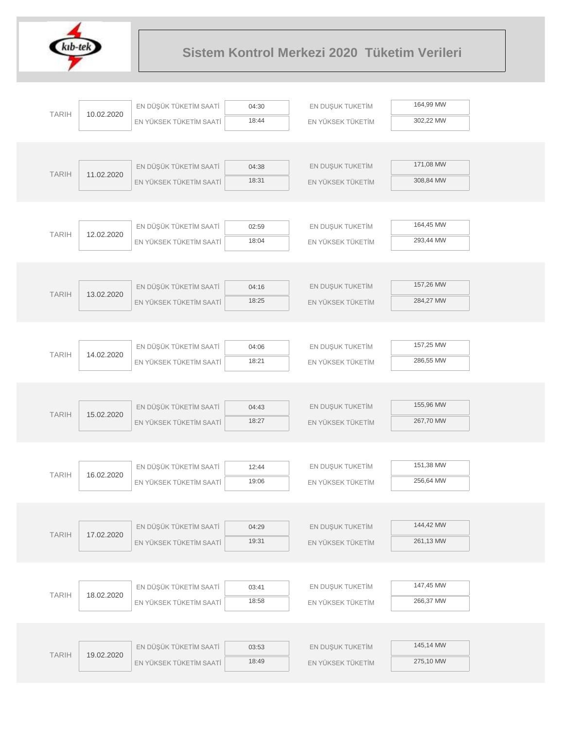# Sistem Kontrol Merkezi 2020 Tüketim Verileri

| TARIH | | | | | |
|---|---|---|---|---|---|
| TARIH | 10.02.2020 | EN DÜŞÜK TÜKETİM SAATİ | 04:30 | EN DUŞUK TUKETİM | 164,99 MW |
| | | EN YÜKSEK TÜKETİM SAATİ | 18:44 | EN YÜKSEK TÜKETİM | 302,22 MW |
| TARIH | 11.02.2020 | EN DÜŞÜK TÜKETİM SAATİ | 04:38 | EN DUŞUK TUKETİM | 171,08 MW |
| | | EN YÜKSEK TÜKETİM SAATİ | 18:31 | EN YÜKSEK TÜKETİM | 308,84 MW |
| TARIH | 12.02.2020 | EN DÜŞÜK TÜKETİM SAATİ | 02:59 | EN DUŞUK TUKETİM | 164,45 MW |
| | | EN YÜKSEK TÜKETİM SAATİ | 18:04 | EN YÜKSEK TÜKETİM | 293,44 MW |
| TARIH | 13.02.2020 | EN DÜŞÜK TÜKETİM SAATİ | 04:16 | EN DUŞUK TUKETİM | 157,26 MW |
| | | EN YÜKSEK TÜKETİM SAATİ | 18:25 | EN YÜKSEK TÜKETİM | 284,27 MW |
| TARIH | 14.02.2020 | EN DÜŞÜK TÜKETİM SAATİ | 04:06 | EN DUŞUK TUKETİM | 157,25 MW |
| | | EN YÜKSEK TÜKETİM SAATİ | 18:21 | EN YÜKSEK TÜKETİM | 286,55 MW |
| TARIH | 15.02.2020 | EN DÜŞÜK TÜKETİM SAATİ | 04:43 | EN DUŞUK TUKETİM | 155,96 MW |
| | | EN YÜKSEK TÜKETİM SAATİ | 18:27 | EN YÜKSEK TÜKETİM | 267,70 MW |
| TARIH | 16.02.2020 | EN DÜŞÜK TÜKETİM SAATİ | 12:44 | EN DUŞUK TUKETİM | 151,38 MW |
| | | EN YÜKSEK TÜKETİM SAATİ | 19:06 | EN YÜKSEK TÜKETİM | 256,64 MW |
| TARIH | 17.02.2020 | EN DÜŞÜK TÜKETİM SAATİ | 04:29 | EN DUŞUK TUKETİM | 144,42 MW |
| | | EN YÜKSEK TÜKETİM SAATİ | 19:31 | EN YÜKSEK TÜKETİM | 261,13 MW |
| TARIH | 18.02.2020 | EN DÜŞÜK TÜKETİM SAATİ | 03:41 | EN DUŞUK TUKETİM | 147,45 MW |
| | | EN YÜKSEK TÜKETİM SAATİ | 18:58 | EN YÜKSEK TÜKETİM | 266,37 MW |
| TARIH | 19.02.2020 | EN DÜŞÜK TÜKETİM SAATİ | 03:53 | EN DUŞUK TUKETİM | 145,14 MW |
| | | EN YÜKSEK TÜKETİM SAATİ | 18:49 | EN YÜKSEK TÜKETİM | 275,10 MW |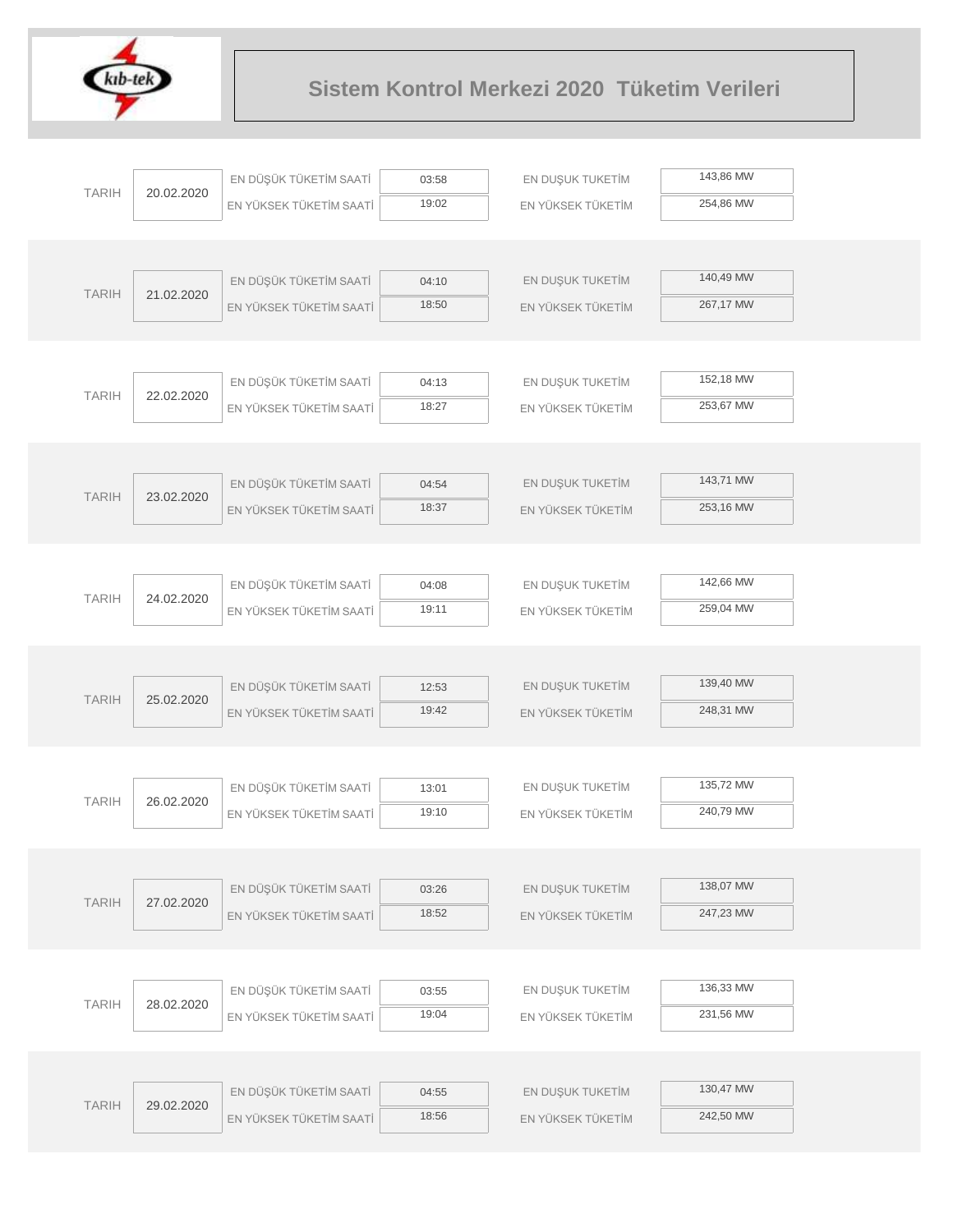# Sistem Kontrol Merkezi 2020 Tüketim Verileri

| TARIH | | | | | |
|---|---|---|---|---|---|
| TARIH | 20.02.2020 | EN DÜŞÜK TÜKETİM SAATİ | 03:58 | EN DUŞUK TUKETİM | 143,86 MW |
| | | EN YÜKSEK TÜKETİM SAATİ | 19:02 | EN YÜKSEK TÜKETİM | 254,86 MW |
| TARIH | 21.02.2020 | EN DÜŞÜK TÜKETİM SAATİ | 04:10 | EN DUŞUK TUKETİM | 140,49 MW |
| | | EN YÜKSEK TÜKETİM SAATİ | 18:50 | EN YÜKSEK TÜKETİM | 267,17 MW |
| TARIH | 22.02.2020 | EN DÜŞÜK TÜKETİM SAATİ | 04:13 | EN DUŞUK TUKETİM | 152,18 MW |
| | | EN YÜKSEK TÜKETİM SAATİ | 18:27 | EN YÜKSEK TÜKETİM | 253,67 MW |
| TARIH | 23.02.2020 | EN DÜŞÜK TÜKETİM SAATİ | 04:54 | EN DUŞUK TUKETİM | 143,71 MW |
| | | EN YÜKSEK TÜKETİM SAATİ | 18:37 | EN YÜKSEK TÜKETİM | 253,16 MW |
| TARIH | 24.02.2020 | EN DÜŞÜK TÜKETİM SAATİ | 04:08 | EN DUŞUK TUKETİM | 142,66 MW |
| | | EN YÜKSEK TÜKETİM SAATİ | 19:11 | EN YÜKSEK TÜKETİM | 259,04 MW |
| TARIH | 25.02.2020 | EN DÜŞÜK TÜKETİM SAATİ | 12:53 | EN DUŞUK TUKETİM | 139,40 MW |
| | | EN YÜKSEK TÜKETİM SAATİ | 19:42 | EN YÜKSEK TÜKETİM | 248,31 MW |
| TARIH | 26.02.2020 | EN DÜŞÜK TÜKETİM SAATİ | 13:01 | EN DUŞUK TUKETİM | 135,72 MW |
| | | EN YÜKSEK TÜKETİM SAATİ | 19:10 | EN YÜKSEK TÜKETİM | 240,79 MW |
| TARIH | 27.02.2020 | EN DÜŞÜK TÜKETİM SAATİ | 03:26 | EN DUŞUK TUKETİM | 138,07 MW |
| | | EN YÜKSEK TÜKETİM SAATİ | 18:52 | EN YÜKSEK TÜKETİM | 247,23 MW |
| TARIH | 28.02.2020 | EN DÜŞÜK TÜKETİM SAATİ | 03:55 | EN DUŞUK TUKETİM | 136,33 MW |
| | | EN YÜKSEK TÜKETİM SAATİ | 19:04 | EN YÜKSEK TÜKETİM | 231,56 MW |
| TARIH | 29.02.2020 | EN DÜŞÜK TÜKETİM SAATİ | 04:55 | EN DUŞUK TUKETİM | 130,47 MW |
| | | EN YÜKSEK TÜKETİM SAATİ | 18:56 | EN YÜKSEK TÜKETİM | 242,50 MW |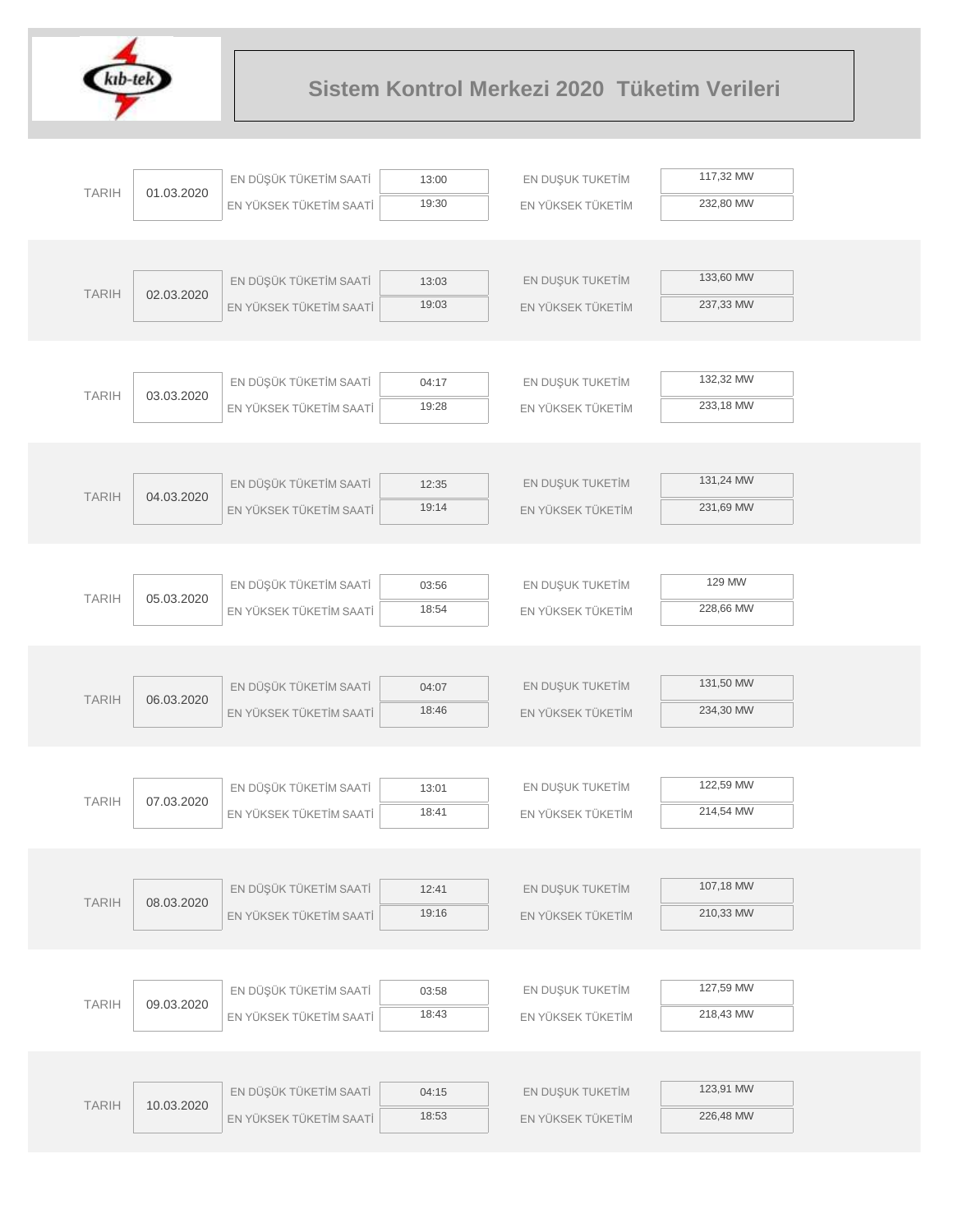# Sistem Kontrol Merkezi 2020 Tüketim Verileri

| TARIH | EN DÜŞÜK TÜKETİM SAATİ | EN YÜKSEK TÜKETİM SAATİ | EN DUŞUK TUKETİM | EN YÜKSEK TÜKETİM |
|---|---|---|---|---|
| 01.03.2020 | 13:00 | 19:30 | 117,32 MW | 232,80 MW |
| 02.03.2020 | 13:03 | 19:03 | 133,60 MW | 237,33 MW |
| 03.03.2020 | 04:17 | 19:28 | 132,32 MW | 233,18 MW |
| 04.03.2020 | 12:35 | 19:14 | 131,24 MW | 231,69 MW |
| 05.03.2020 | 03:56 | 18:54 | 129 MW | 228,66 MW |
| 06.03.2020 | 04:07 | 18:46 | 131,50 MW | 234,30 MW |
| 07.03.2020 | 13:01 | 18:41 | 122,59 MW | 214,54 MW |
| 08.03.2020 | 12:41 | 19:16 | 107,18 MW | 210,33 MW |
| 09.03.2020 | 03:58 | 18:43 | 127,59 MW | 218,43 MW |
| 10.03.2020 | 04:15 | 18:53 | 123,91 MW | 226,48 MW |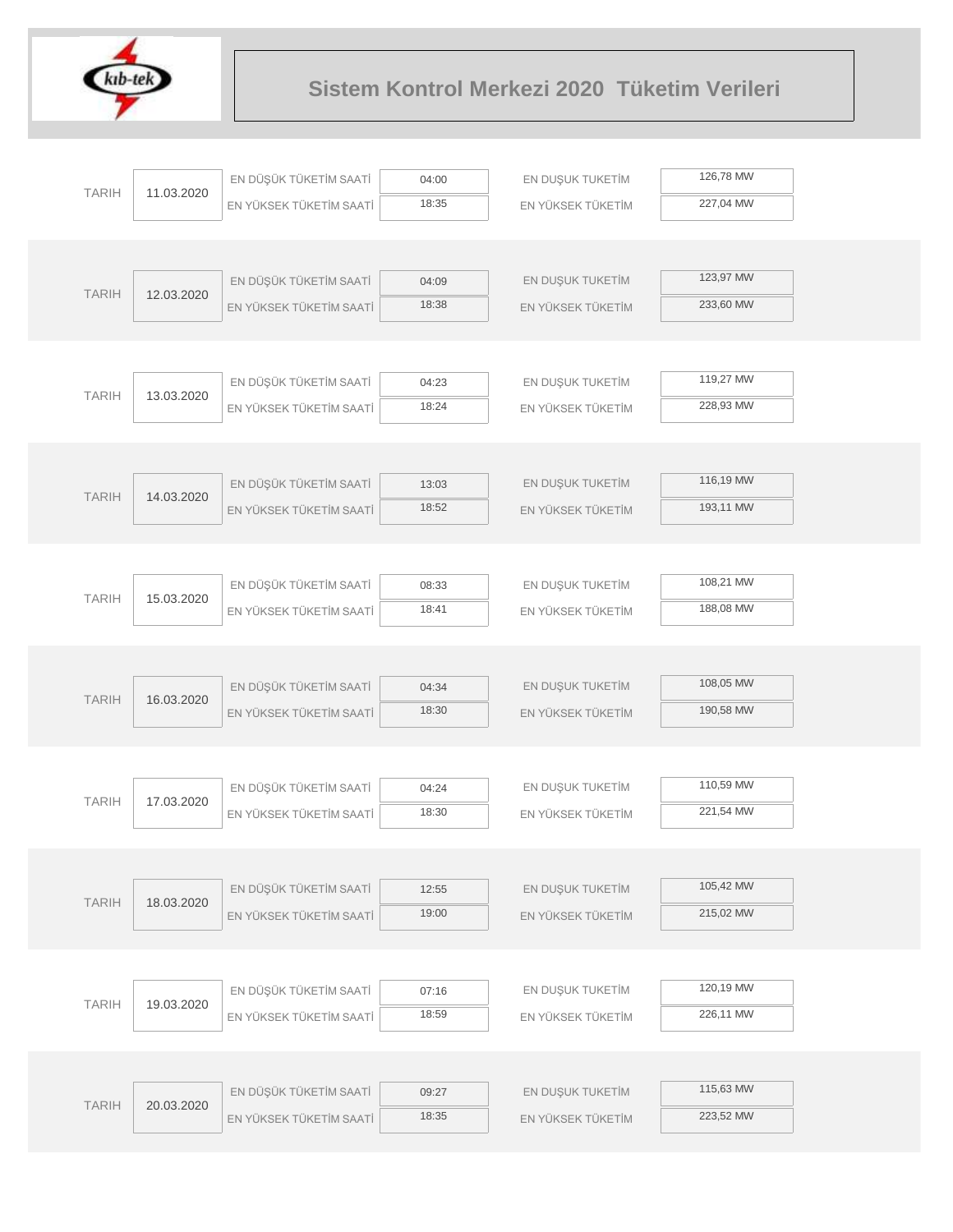# Sistem Kontrol Merkezi 2020 Tüketim Verileri

| TARIH | EN DÜŞÜK TÜKETİM SAATİ | EN YÜKSEK TÜKETİM SAATİ | EN DUŞUK TUKETİM | EN YÜKSEK TÜKETİM |
|---|---|---|---|---|
| 11.03.2020 | 04:00 | 18:35 | 126,78 MW | 227,04 MW |
| 12.03.2020 | 04:09 | 18:38 | 123,97 MW | 233,60 MW |
| 13.03.2020 | 04:23 | 18:24 | 119,27 MW | 228,93 MW |
| 14.03.2020 | 13:03 | 18:52 | 116,19 MW | 193,11 MW |
| 15.03.2020 | 08:33 | 18:41 | 108,21 MW | 188,08 MW |
| 16.03.2020 | 04:34 | 18:30 | 108,05 MW | 190,58 MW |
| 17.03.2020 | 04:24 | 18:30 | 110,59 MW | 221,54 MW |
| 18.03.2020 | 12:55 | 19:00 | 105,42 MW | 215,02 MW |
| 19.03.2020 | 07:16 | 18:59 | 120,19 MW | 226,11 MW |
| 20.03.2020 | 09:27 | 18:35 | 115,63 MW | 223,52 MW |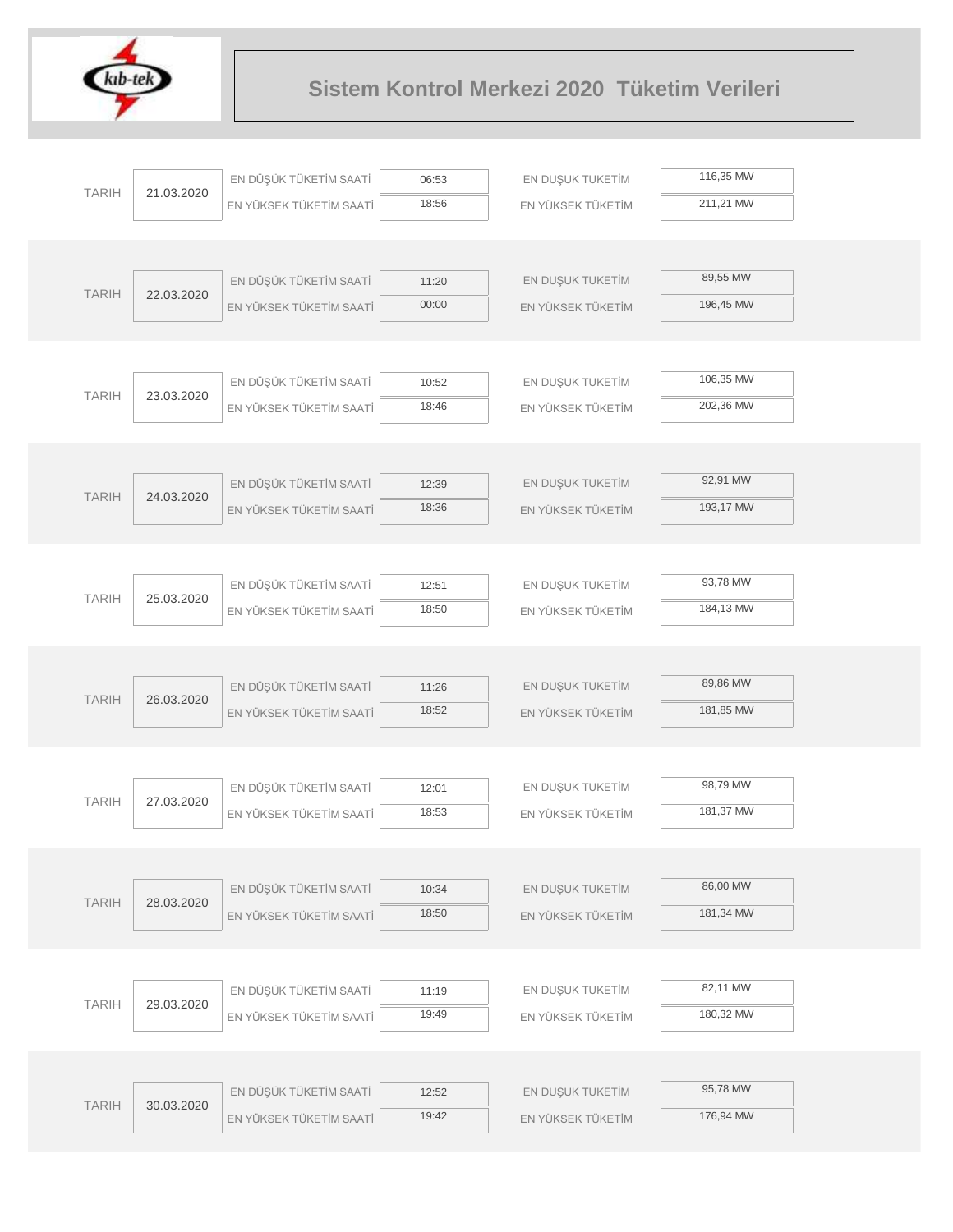# Sistem Kontrol Merkezi 2020 Tüketim Verileri

| TARIH | | | | | |
|---|---|---|---|---|---|
| TARIH | 21.03.2020 | EN DÜŞÜK TÜKETİM SAATİ | 06:53 | EN DUŞUK TUKETİM | 116,35 MW |
| | | EN YÜKSEK TÜKETİM SAATİ | 18:56 | EN YÜKSEK TÜKETİM | 211,21 MW |
| TARIH | 22.03.2020 | EN DÜŞÜK TÜKETİM SAATİ | 11:20 | EN DUŞUK TUKETİM | 89,55 MW |
| | | EN YÜKSEK TÜKETİM SAATİ | 00:00 | EN YÜKSEK TÜKETİM | 196,45 MW |
| TARIH | 23.03.2020 | EN DÜŞÜK TÜKETİM SAATİ | 10:52 | EN DUŞUK TUKETİM | 106,35 MW |
| | | EN YÜKSEK TÜKETİM SAATİ | 18:46 | EN YÜKSEK TÜKETİM | 202,36 MW |
| TARIH | 24.03.2020 | EN DÜŞÜK TÜKETİM SAATİ | 12:39 | EN DUŞUK TUKETİM | 92,91 MW |
| | | EN YÜKSEK TÜKETİM SAATİ | 18:36 | EN YÜKSEK TÜKETİM | 193,17 MW |
| TARIH | 25.03.2020 | EN DÜŞÜK TÜKETİM SAATİ | 12:51 | EN DUŞUK TUKETİM | 93,78 MW |
| | | EN YÜKSEK TÜKETİM SAATİ | 18:50 | EN YÜKSEK TÜKETİM | 184,13 MW |
| TARIH | 26.03.2020 | EN DÜŞÜK TÜKETİM SAATİ | 11:26 | EN DUŞUK TUKETİM | 89,86 MW |
| | | EN YÜKSEK TÜKETİM SAATİ | 18:52 | EN YÜKSEK TÜKETİM | 181,85 MW |
| TARIH | 27.03.2020 | EN DÜŞÜK TÜKETİM SAATİ | 12:01 | EN DUŞUK TUKETİM | 98,79 MW |
| | | EN YÜKSEK TÜKETİM SAATİ | 18:53 | EN YÜKSEK TÜKETİM | 181,37 MW |
| TARIH | 28.03.2020 | EN DÜŞÜK TÜKETİM SAATİ | 10:34 | EN DUŞUK TUKETİM | 86,00 MW |
| | | EN YÜKSEK TÜKETİM SAATİ | 18:50 | EN YÜKSEK TÜKETİM | 181,34 MW |
| TARIH | 29.03.2020 | EN DÜŞÜK TÜKETİM SAATİ | 11:19 | EN DUŞUK TUKETİM | 82,11 MW |
| | | EN YÜKSEK TÜKETİM SAATİ | 19:49 | EN YÜKSEK TÜKETİM | 180,32 MW |
| TARIH | 30.03.2020 | EN DÜŞÜK TÜKETİM SAATİ | 12:52 | EN DUŞUK TUKETİM | 95,78 MW |
| | | EN YÜKSEK TÜKETİM SAATİ | 19:42 | EN YÜKSEK TÜKETİM | 176,94 MW |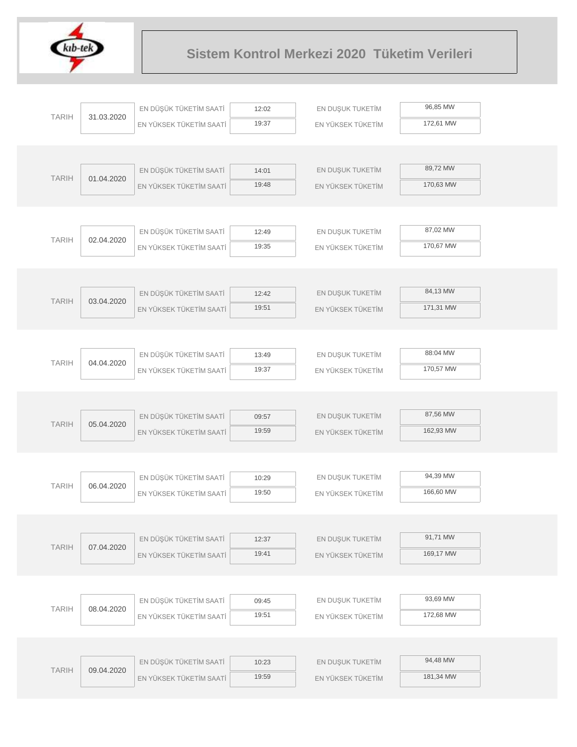# Sistem Kontrol Merkezi 2020 Tüketim Verileri

| TARIH | | | | | |
|---|---|---|---|---|---|
| 31.03.2020 | EN DÜŞÜK TÜKETİM SAATİ | 12:02 | EN DUŞUK TUKETİM | 96,85 MW |
| | EN YÜKSEK TÜKETİM SAATİ | 19:37 | EN YÜKSEK TÜKETİM | 172,61 MW |
| 01.04.2020 | EN DÜŞÜK TÜKETİM SAATİ | 14:01 | EN DUŞUK TUKETİM | 89,72 MW |
| | EN YÜKSEK TÜKETİM SAATİ | 19:48 | EN YÜKSEK TÜKETİM | 170,63 MW |
| 02.04.2020 | EN DÜŞÜK TÜKETİM SAATİ | 12:49 | EN DUŞUK TUKETİM | 87,02 MW |
| | EN YÜKSEK TÜKETİM SAATİ | 19:35 | EN YÜKSEK TÜKETİM | 170,67 MW |
| 03.04.2020 | EN DÜŞÜK TÜKETİM SAATİ | 12:42 | EN DUŞUK TUKETİM | 84,13 MW |
| | EN YÜKSEK TÜKETİM SAATİ | 19:51 | EN YÜKSEK TÜKETİM | 171,31 MW |
| 04.04.2020 | EN DÜŞÜK TÜKETİM SAATİ | 13:49 | EN DUŞUK TUKETİM | 88:04 MW |
| | EN YÜKSEK TÜKETİM SAATİ | 19:37 | EN YÜKSEK TÜKETİM | 170,57 MW |
| 05.04.2020 | EN DÜŞÜK TÜKETİM SAATİ | 09:57 | EN DUŞUK TUKETİM | 87,56 MW |
| | EN YÜKSEK TÜKETİM SAATİ | 19:59 | EN YÜKSEK TÜKETİM | 162,93 MW |
| 06.04.2020 | EN DÜŞÜK TÜKETİM SAATİ | 10:29 | EN DUŞUK TUKETİM | 94,39 MW |
| | EN YÜKSEK TÜKETİM SAATİ | 19:50 | EN YÜKSEK TÜKETİM | 166,60 MW |
| 07.04.2020 | EN DÜŞÜK TÜKETİM SAATİ | 12:37 | EN DUŞUK TUKETİM | 91,71 MW |
| | EN YÜKSEK TÜKETİM SAATİ | 19:41 | EN YÜKSEK TÜKETİM | 169,17 MW |
| 08.04.2020 | EN DÜŞÜK TÜKETİM SAATİ | 09:45 | EN DUŞUK TUKETİM | 93,69 MW |
| | EN YÜKSEK TÜKETİM SAATİ | 19:51 | EN YÜKSEK TÜKETİM | 172,68 MW |
| 09.04.2020 | EN DÜŞÜK TÜKETİM SAATİ | 10:23 | EN DUŞUK TUKETİM | 94,48 MW |
| | EN YÜKSEK TÜKETİM SAATİ | 19:59 | EN YÜKSEK TÜKETİM | 181,34 MW |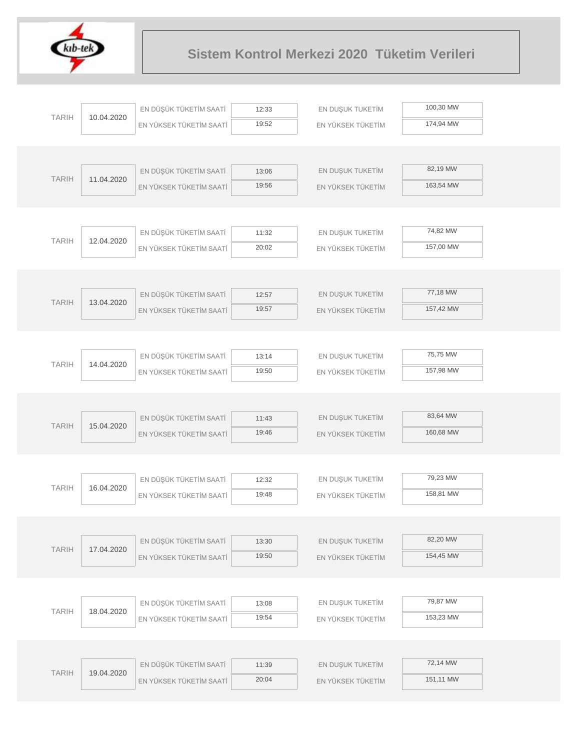# Sistem Kontrol Merkezi 2020 Tüketim Verileri

| TARIH | | | | | |
|---|---|---|---|---|---|
| TARIH | 10.04.2020 | EN DÜŞÜK TÜKETİM SAATİ | 12:33 | EN DUŞUK TUKETİM | 100,30 MW |
| | | EN YÜKSEK TÜKETİM SAATİ | 19:52 | EN YÜKSEK TÜKETİM | 174,94 MW |
| TARIH | 11.04.2020 | EN DÜŞÜK TÜKETİM SAATİ | 13:06 | EN DUŞUK TUKETİM | 82,19 MW |
| | | EN YÜKSEK TÜKETİM SAATİ | 19:56 | EN YÜKSEK TÜKETİM | 163,54 MW |
| TARIH | 12.04.2020 | EN DÜŞÜK TÜKETİM SAATİ | 11:32 | EN DUŞUK TUKETİM | 74,82 MW |
| | | EN YÜKSEK TÜKETİM SAATİ | 20:02 | EN YÜKSEK TÜKETİM | 157,00 MW |
| TARIH | 13.04.2020 | EN DÜŞÜK TÜKETİM SAATİ | 12:57 | EN DUŞUK TUKETİM | 77,18 MW |
| | | EN YÜKSEK TÜKETİM SAATİ | 19:57 | EN YÜKSEK TÜKETİM | 157,42 MW |
| TARIH | 14.04.2020 | EN DÜŞÜK TÜKETİM SAATİ | 13:14 | EN DUŞUK TUKETİM | 75,75 MW |
| | | EN YÜKSEK TÜKETİM SAATİ | 19:50 | EN YÜKSEK TÜKETİM | 157,98 MW |
| TARIH | 15.04.2020 | EN DÜŞÜK TÜKETİM SAATİ | 11:43 | EN DUŞUK TUKETİM | 83,64 MW |
| | | EN YÜKSEK TÜKETİM SAATİ | 19:46 | EN YÜKSEK TÜKETİM | 160,68 MW |
| TARIH | 16.04.2020 | EN DÜŞÜK TÜKETİM SAATİ | 12:32 | EN DUŞUK TUKETİM | 79,23 MW |
| | | EN YÜKSEK TÜKETİM SAATİ | 19:48 | EN YÜKSEK TÜKETİM | 158,81 MW |
| TARIH | 17.04.2020 | EN DÜŞÜK TÜKETİM SAATİ | 13:30 | EN DUŞUK TUKETİM | 82,20 MW |
| | | EN YÜKSEK TÜKETİM SAATİ | 19:50 | EN YÜKSEK TÜKETİM | 154,45 MW |
| TARIH | 18.04.2020 | EN DÜŞÜK TÜKETİM SAATİ | 13:08 | EN DUŞUK TUKETİM | 79,87 MW |
| | | EN YÜKSEK TÜKETİM SAATİ | 19:54 | EN YÜKSEK TÜKETİM | 153,23 MW |
| TARIH | 19.04.2020 | EN DÜŞÜK TÜKETİM SAATİ | 11:39 | EN DUŞUK TUKETİM | 72,14 MW |
| | | EN YÜKSEK TÜKETİM SAATİ | 20:04 | EN YÜKSEK TÜKETİM | 151,11 MW |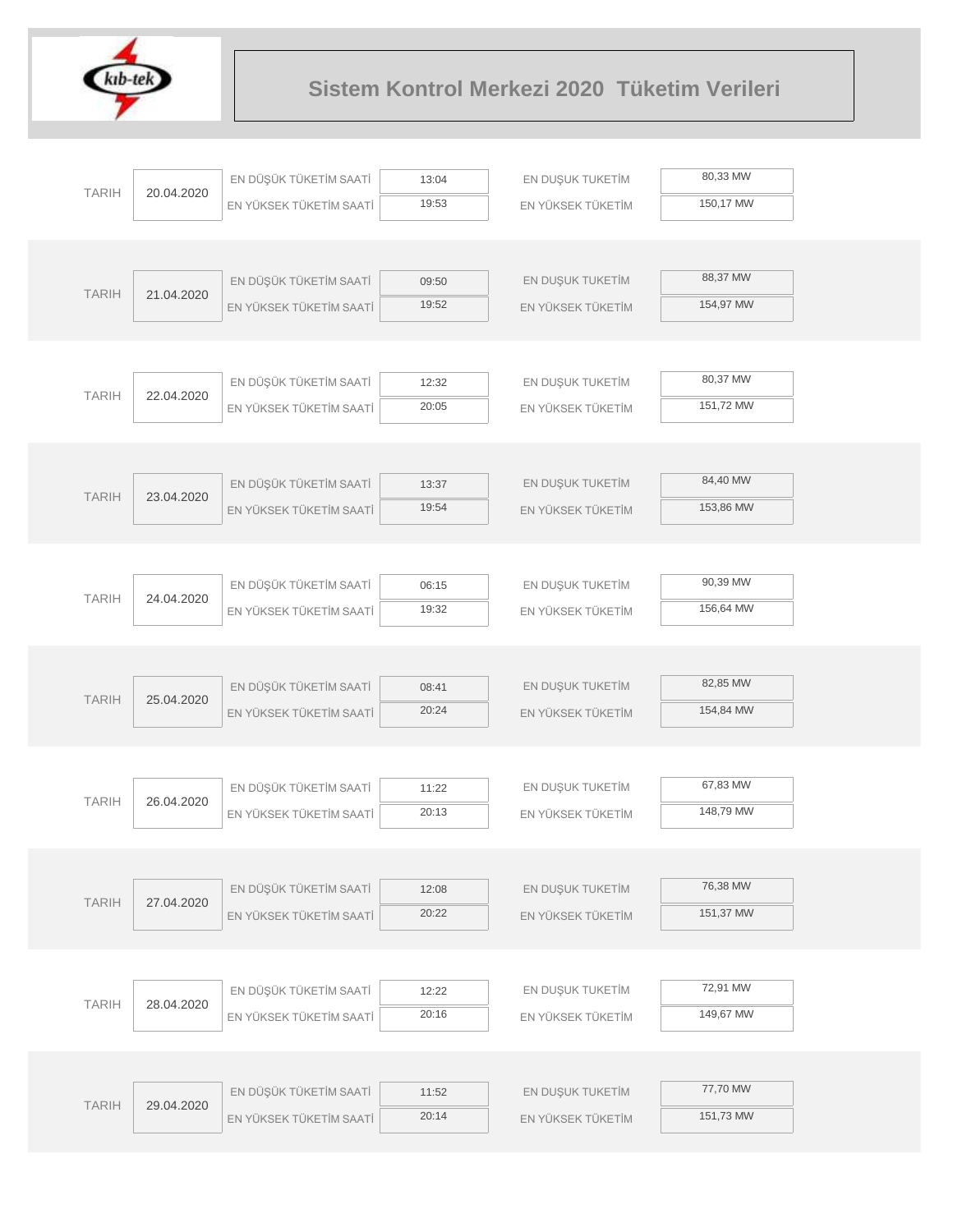# Sistem Kontrol Merkezi 2020 Tüketim Verileri

| TARIH | | | | | |
|---|---|---|---|---|---|
| 20.04.2020 | EN DÜŞÜK TÜKETİM SAATİ | 13:04 | EN DUŞUK TUKETİM | 80,33 MW |
| | EN YÜKSEK TÜKETİM SAATİ | 19:53 | EN YÜKSEK TÜKETİM | 150,17 MW |
| 21.04.2020 | EN DÜŞÜK TÜKETİM SAATİ | 09:50 | EN DUŞUK TUKETİM | 88,37 MW |
| | EN YÜKSEK TÜKETİM SAATİ | 19:52 | EN YÜKSEK TÜKETİM | 154,97 MW |
| 22.04.2020 | EN DÜŞÜK TÜKETİM SAATİ | 12:32 | EN DUŞUK TUKETİM | 80,37 MW |
| | EN YÜKSEK TÜKETİM SAATİ | 20:05 | EN YÜKSEK TÜKETİM | 151,72 MW |
| 23.04.2020 | EN DÜŞÜK TÜKETİM SAATİ | 13:37 | EN DUŞUK TUKETİM | 84,40 MW |
| | EN YÜKSEK TÜKETİM SAATİ | 19:54 | EN YÜKSEK TÜKETİM | 153,86 MW |
| 24.04.2020 | EN DÜŞÜK TÜKETİM SAATİ | 06:15 | EN DUŞUK TUKETİM | 90,39 MW |
| | EN YÜKSEK TÜKETİM SAATİ | 19:32 | EN YÜKSEK TÜKETİM | 156,64 MW |
| 25.04.2020 | EN DÜŞÜK TÜKETİM SAATİ | 08:41 | EN DUŞUK TUKETİM | 82,85 MW |
| | EN YÜKSEK TÜKETİM SAATİ | 20:24 | EN YÜKSEK TÜKETİM | 154,84 MW |
| 26.04.2020 | EN DÜŞÜK TÜKETİM SAATİ | 11:22 | EN DUŞUK TUKETİM | 67,83 MW |
| | EN YÜKSEK TÜKETİM SAATİ | 20:13 | EN YÜKSEK TÜKETİM | 148,79 MW |
| 27.04.2020 | EN DÜŞÜK TÜKETİM SAATİ | 12:08 | EN DUŞUK TUKETİM | 76,38 MW |
| | EN YÜKSEK TÜKETİM SAATİ | 20:22 | EN YÜKSEK TÜKETİM | 151,37 MW |
| 28.04.2020 | EN DÜŞÜK TÜKETİM SAATİ | 12:22 | EN DUŞUK TUKETİM | 72,91 MW |
| | EN YÜKSEK TÜKETİM SAATİ | 20:16 | EN YÜKSEK TÜKETİM | 149,67 MW |
| 29.04.2020 | EN DÜŞÜK TÜKETİM SAATİ | 11:52 | EN DUŞUK TUKETİM | 77,70 MW |
| | EN YÜKSEK TÜKETİM SAATİ | 20:14 | EN YÜKSEK TÜKETİM | 151,73 MW |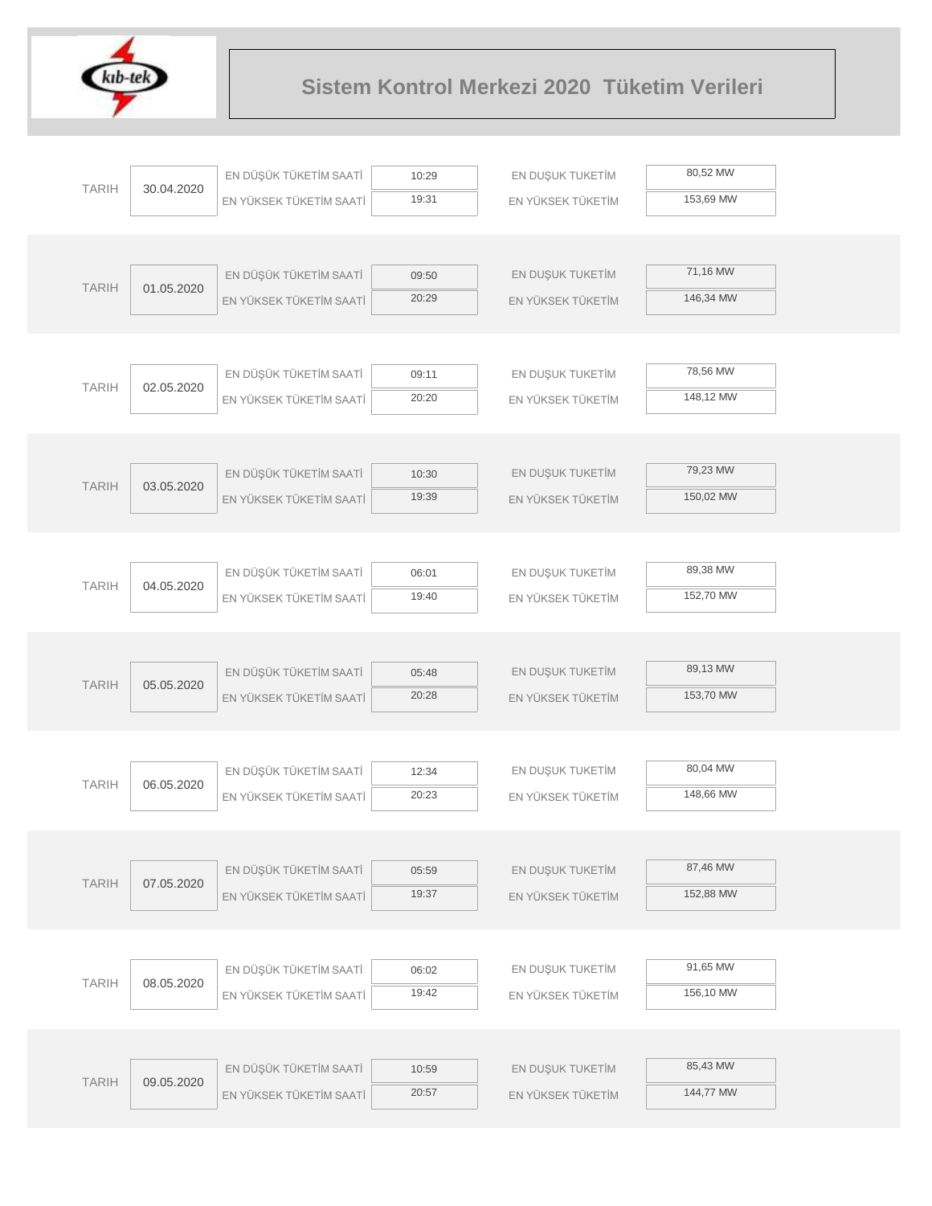# Sistem Kontrol Merkezi 2020 Tüketim Verileri

| TARIH | | | | | |
|---|---|---|---|---|---|
| TARIH | 30.04.2020 | EN DÜŞÜK TÜKETİM SAATİ | 10:29 | EN DUŞUK TUKETİM | 80,52 MW |
| | | EN YÜKSEK TÜKETİM SAATİ | 19:31 | EN YÜKSEK TÜKETİM | 153,69 MW |
| TARIH | 01.05.2020 | EN DÜŞÜK TÜKETİM SAATİ | 09:50 | EN DUŞUK TUKETİM | 71,16 MW |
| | | EN YÜKSEK TÜKETİM SAATİ | 20:29 | EN YÜKSEK TÜKETİM | 146,34 MW |
| TARIH | 02.05.2020 | EN DÜŞÜK TÜKETİM SAATİ | 09:11 | EN DUŞUK TUKETİM | 78,56 MW |
| | | EN YÜKSEK TÜKETİM SAATİ | 20:20 | EN YÜKSEK TÜKETİM | 148,12 MW |
| TARIH | 03.05.2020 | EN DÜŞÜK TÜKETİM SAATİ | 10:30 | EN DUŞUK TUKETİM | 79,23 MW |
| | | EN YÜKSEK TÜKETİM SAATİ | 19:39 | EN YÜKSEK TÜKETİM | 150,02 MW |
| TARIH | 04.05.2020 | EN DÜŞÜK TÜKETİM SAATİ | 06:01 | EN DUŞUK TUKETİM | 89,38 MW |
| | | EN YÜKSEK TÜKETİM SAATİ | 19:40 | EN YÜKSEK TÜKETİM | 152,70 MW |
| TARIH | 05.05.2020 | EN DÜŞÜK TÜKETİM SAATİ | 05:48 | EN DUŞUK TUKETİM | 89,13 MW |
| | | EN YÜKSEK TÜKETİM SAATİ | 20:28 | EN YÜKSEK TÜKETİM | 153,70 MW |
| TARIH | 06.05.2020 | EN DÜŞÜK TÜKETİM SAATİ | 12:34 | EN DUŞUK TUKETİM | 80,04 MW |
| | | EN YÜKSEK TÜKETİM SAATİ | 20:23 | EN YÜKSEK TÜKETİM | 148,66 MW |
| TARIH | 07.05.2020 | EN DÜŞÜK TÜKETİM SAATİ | 05:59 | EN DUŞUK TUKETİM | 87,46 MW |
| | | EN YÜKSEK TÜKETİM SAATİ | 19:37 | EN YÜKSEK TÜKETİM | 152,88 MW |
| TARIH | 08.05.2020 | EN DÜŞÜK TÜKETİM SAATİ | 06:02 | EN DUŞUK TUKETİM | 91,65 MW |
| | | EN YÜKSEK TÜKETİM SAATİ | 19:42 | EN YÜKSEK TÜKETİM | 156,10 MW |
| TARIH | 09.05.2020 | EN DÜŞÜK TÜKETİM SAATİ | 10:59 | EN DUŞUK TUKETİM | 85,43 MW |
| | | EN YÜKSEK TÜKETİM SAATİ | 20:57 | EN YÜKSEK TÜKETİM | 144,77 MW |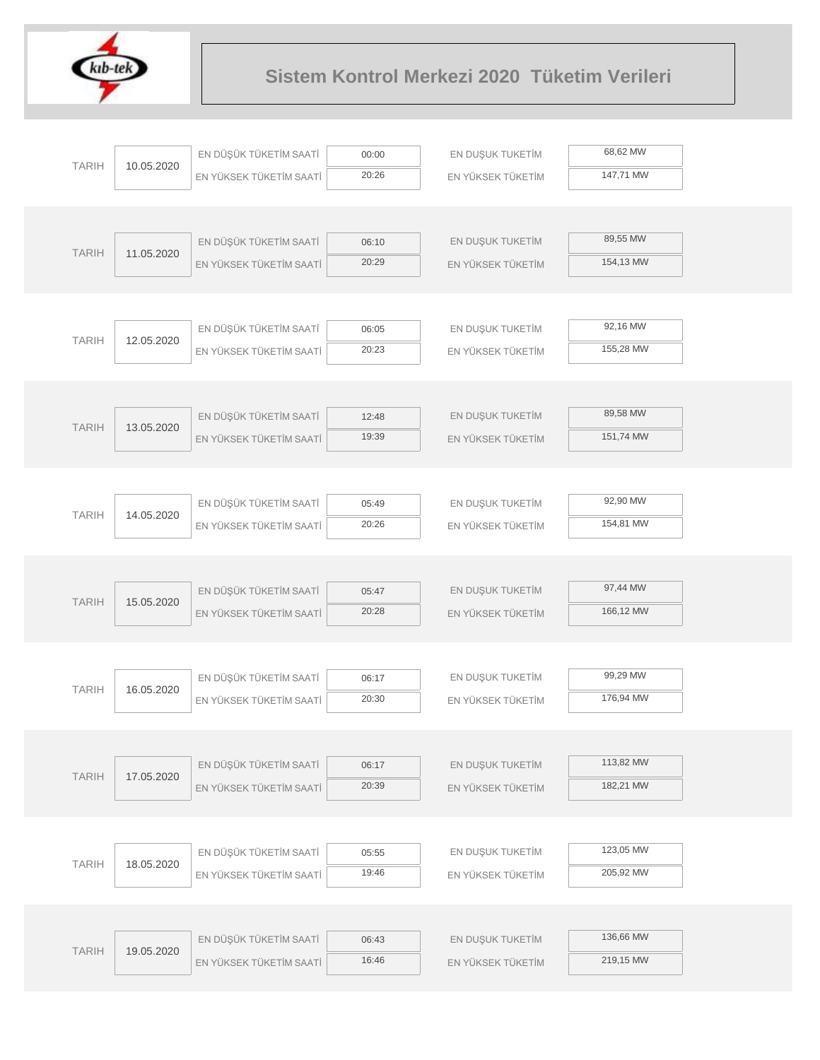# Sistem Kontrol Merkezi 2020 Tüketim Verileri

| TARIH | | | | | |
|---|---|---|---|---|---|
| TARIH | 10.05.2020 | EN DÜŞÜK TÜKETİM SAATİ | 00:00 | EN DUŞUK TUKETİM | 68,62 MW |
| | | EN YÜKSEK TÜKETİM SAATİ | 20:26 | EN YÜKSEK TÜKETİM | 147,71 MW |
| TARIH | 11.05.2020 | EN DÜŞÜK TÜKETİM SAATİ | 06:10 | EN DUŞUK TUKETİM | 89,55 MW |
| | | EN YÜKSEK TÜKETİM SAATİ | 20:29 | EN YÜKSEK TÜKETİM | 154,13 MW |
| TARIH | 12.05.2020 | EN DÜŞÜK TÜKETİM SAATİ | 06:05 | EN DUŞUK TUKETİM | 92,16 MW |
| | | EN YÜKSEK TÜKETİM SAATİ | 20:23 | EN YÜKSEK TÜKETİM | 155,28 MW |
| TARIH | 13.05.2020 | EN DÜŞÜK TÜKETİM SAATİ | 12:48 | EN DUŞUK TUKETİM | 89,58 MW |
| | | EN YÜKSEK TÜKETİM SAATİ | 19:39 | EN YÜKSEK TÜKETİM | 151,74 MW |
| TARIH | 14.05.2020 | EN DÜŞÜK TÜKETİM SAATİ | 05:49 | EN DUŞUK TUKETİM | 92,90 MW |
| | | EN YÜKSEK TÜKETİM SAATİ | 20:26 | EN YÜKSEK TÜKETİM | 154,81 MW |
| TARIH | 15.05.2020 | EN DÜŞÜK TÜKETİM SAATİ | 05:47 | EN DUŞUK TUKETİM | 97,44 MW |
| | | EN YÜKSEK TÜKETİM SAATİ | 20:28 | EN YÜKSEK TÜKETİM | 166,12 MW |
| TARIH | 16.05.2020 | EN DÜŞÜK TÜKETİM SAATİ | 06:17 | EN DUŞUK TUKETİM | 99,29 MW |
| | | EN YÜKSEK TÜKETİM SAATİ | 20:30 | EN YÜKSEK TÜKETİM | 176,94 MW |
| TARIH | 17.05.2020 | EN DÜŞÜK TÜKETİM SAATİ | 06:17 | EN DUŞUK TUKETİM | 113,82 MW |
| | | EN YÜKSEK TÜKETİM SAATİ | 20:39 | EN YÜKSEK TÜKETİM | 182,21 MW |
| TARIH | 18.05.2020 | EN DÜŞÜK TÜKETİM SAATİ | 05:55 | EN DUŞUK TUKETİM | 123,05 MW |
| | | EN YÜKSEK TÜKETİM SAATİ | 19:46 | EN YÜKSEK TÜKETİM | 205,92 MW |
| TARIH | 19.05.2020 | EN DÜŞÜK TÜKETİM SAATİ | 06:43 | EN DUŞUK TUKETİM | 136,66 MW |
| | | EN YÜKSEK TÜKETİM SAATİ | 16:46 | EN YÜKSEK TÜKETİM | 219,15 MW |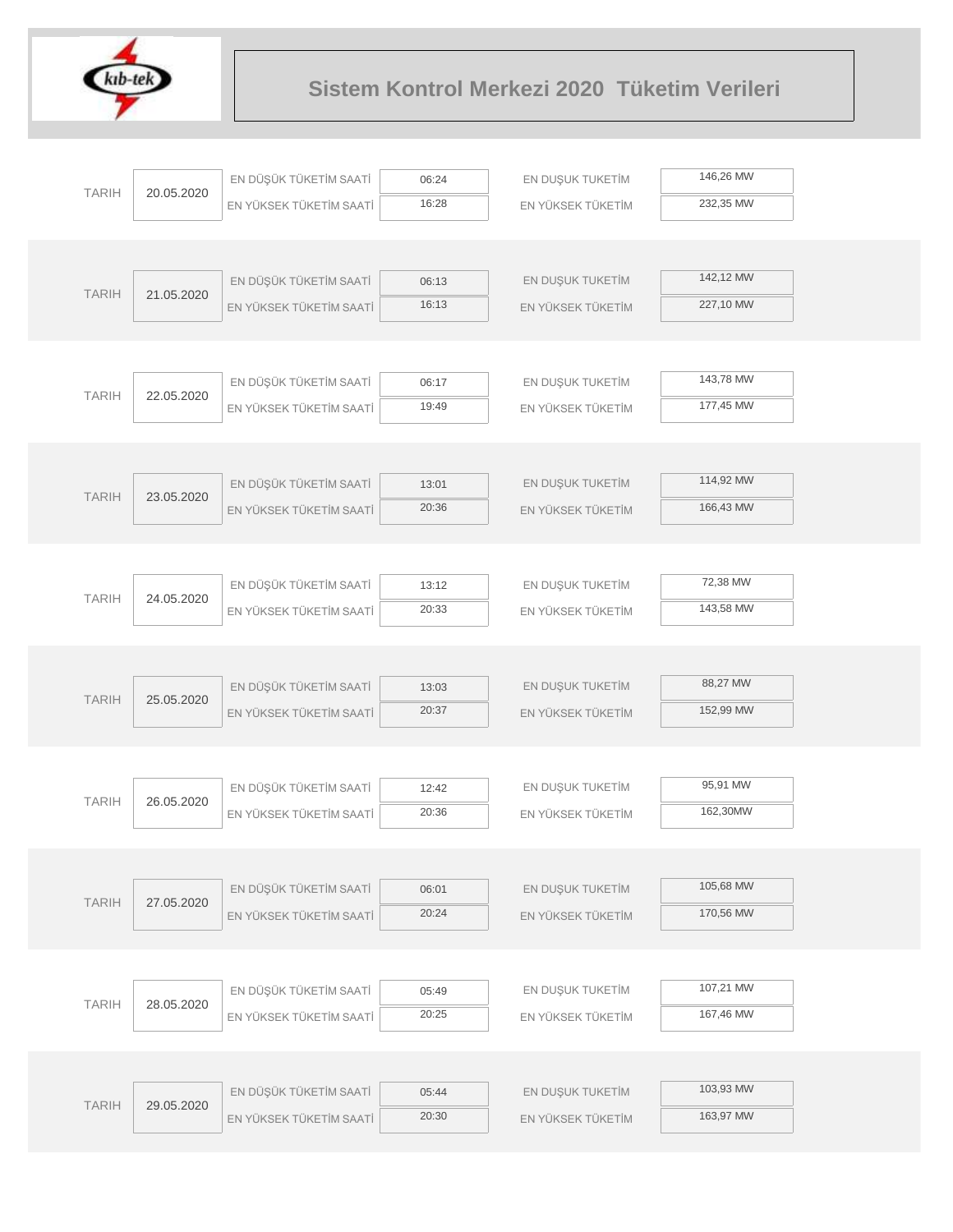# Sistem Kontrol Merkezi 2020 Tüketim Verileri

| TARIH | | | | | |
|---|---|---|---|---|---|
| TARIH | 20.05.2020 | EN DÜŞÜK TÜKETİM SAATİ | 06:24 | EN DUŞUK TUKETİM | 146,26 MW |
| | | EN YÜKSEK TÜKETİM SAATİ | 16:28 | EN YÜKSEK TÜKETİM | 232,35 MW |
| TARIH | 21.05.2020 | EN DÜŞÜK TÜKETİM SAATİ | 06:13 | EN DUŞUK TUKETİM | 142,12 MW |
| | | EN YÜKSEK TÜKETİM SAATİ | 16:13 | EN YÜKSEK TÜKETİM | 227,10 MW |
| TARIH | 22.05.2020 | EN DÜŞÜK TÜKETİM SAATİ | 06:17 | EN DUŞUK TUKETİM | 143,78 MW |
| | | EN YÜKSEK TÜKETİM SAATİ | 19:49 | EN YÜKSEK TÜKETİM | 177,45 MW |
| TARIH | 23.05.2020 | EN DÜŞÜK TÜKETİM SAATİ | 13:01 | EN DUŞUK TUKETİM | 114,92 MW |
| | | EN YÜKSEK TÜKETİM SAATİ | 20:36 | EN YÜKSEK TÜKETİM | 166,43 MW |
| TARIH | 24.05.2020 | EN DÜŞÜK TÜKETİM SAATİ | 13:12 | EN DUŞUK TUKETİM | 72,38 MW |
| | | EN YÜKSEK TÜKETİM SAATİ | 20:33 | EN YÜKSEK TÜKETİM | 143,58 MW |
| TARIH | 25.05.2020 | EN DÜŞÜK TÜKETİM SAATİ | 13:03 | EN DUŞUK TUKETİM | 88,27 MW |
| | | EN YÜKSEK TÜKETİM SAATİ | 20:37 | EN YÜKSEK TÜKETİM | 152,99 MW |
| TARIH | 26.05.2020 | EN DÜŞÜK TÜKETİM SAATİ | 12:42 | EN DUŞUK TUKETİM | 95,91 MW |
| | | EN YÜKSEK TÜKETİM SAATİ | 20:36 | EN YÜKSEK TÜKETİM | 162,30MW |
| TARIH | 27.05.2020 | EN DÜŞÜK TÜKETİM SAATİ | 06:01 | EN DUŞUK TUKETİM | 105,68 MW |
| | | EN YÜKSEK TÜKETİM SAATİ | 20:24 | EN YÜKSEK TÜKETİM | 170,56 MW |
| TARIH | 28.05.2020 | EN DÜŞÜK TÜKETİM SAATİ | 05:49 | EN DUŞUK TUKETİM | 107,21 MW |
| | | EN YÜKSEK TÜKETİM SAATİ | 20:25 | EN YÜKSEK TÜKETİM | 167,46 MW |
| TARIH | 29.05.2020 | EN DÜŞÜK TÜKETİM SAATİ | 05:44 | EN DUŞUK TUKETİM | 103,93 MW |
| | | EN YÜKSEK TÜKETİM SAATİ | 20:30 | EN YÜKSEK TÜKETİM | 163,97 MW |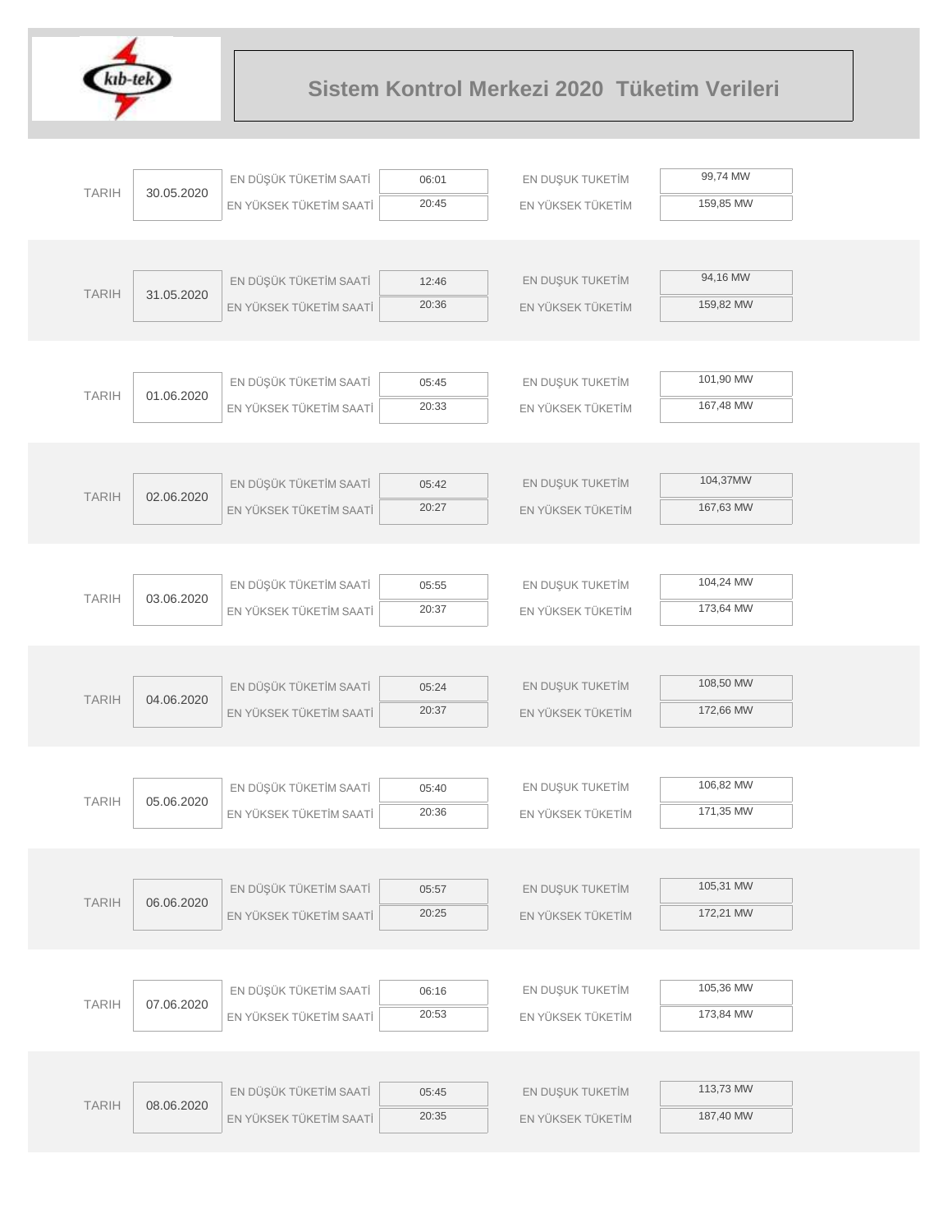# Sistem Kontrol Merkezi 2020 Tüketim Verileri

| TARIH | | | | | |
|---|---|---|---|---|---|
| TARIH | 30.05.2020 | EN DÜŞÜK TÜKETİM SAATİ | 06:01 | EN DUŞUK TUKETİM | 99,74 MW |
| | | EN YÜKSEK TÜKETİM SAATİ | 20:45 | EN YÜKSEK TÜKETİM | 159,85 MW |
| TARIH | 31.05.2020 | EN DÜŞÜK TÜKETİM SAATİ | 12:46 | EN DUŞUK TUKETİM | 94,16 MW |
| | | EN YÜKSEK TÜKETİM SAATİ | 20:36 | EN YÜKSEK TÜKETİM | 159,82 MW |
| TARIH | 01.06.2020 | EN DÜŞÜK TÜKETİM SAATİ | 05:45 | EN DUŞUK TUKETİM | 101,90 MW |
| | | EN YÜKSEK TÜKETİM SAATİ | 20:33 | EN YÜKSEK TÜKETİM | 167,48 MW |
| TARIH | 02.06.2020 | EN DÜŞÜK TÜKETİM SAATİ | 05:42 | EN DUŞUK TUKETİM | 104,37MW |
| | | EN YÜKSEK TÜKETİM SAATİ | 20:27 | EN YÜKSEK TÜKETİM | 167,63 MW |
| TARIH | 03.06.2020 | EN DÜŞÜK TÜKETİM SAATİ | 05:55 | EN DUŞUK TUKETİM | 104,24 MW |
| | | EN YÜKSEK TÜKETİM SAATİ | 20:37 | EN YÜKSEK TÜKETİM | 173,64 MW |
| TARIH | 04.06.2020 | EN DÜŞÜK TÜKETİM SAATİ | 05:24 | EN DUŞUK TUKETİM | 108,50 MW |
| | | EN YÜKSEK TÜKETİM SAATİ | 20:37 | EN YÜKSEK TÜKETİM | 172,66 MW |
| TARIH | 05.06.2020 | EN DÜŞÜK TÜKETİM SAATİ | 05:40 | EN DUŞUK TUKETİM | 106,82 MW |
| | | EN YÜKSEK TÜKETİM SAATİ | 20:36 | EN YÜKSEK TÜKETİM | 171,35 MW |
| TARIH | 06.06.2020 | EN DÜŞÜK TÜKETİM SAATİ | 05:57 | EN DUŞUK TUKETİM | 105,31 MW |
| | | EN YÜKSEK TÜKETİM SAATİ | 20:25 | EN YÜKSEK TÜKETİM | 172,21 MW |
| TARIH | 07.06.2020 | EN DÜŞÜK TÜKETİM SAATİ | 06:16 | EN DUŞUK TUKETİM | 105,36 MW |
| | | EN YÜKSEK TÜKETİM SAATİ | 20:53 | EN YÜKSEK TÜKETİM | 173,84 MW |
| TARIH | 08.06.2020 | EN DÜŞÜK TÜKETİM SAATİ | 05:45 | EN DUŞUK TUKETİM | 113,73 MW |
| | | EN YÜKSEK TÜKETİM SAATİ | 20:35 | EN YÜKSEK TÜKETİM | 187,40 MW |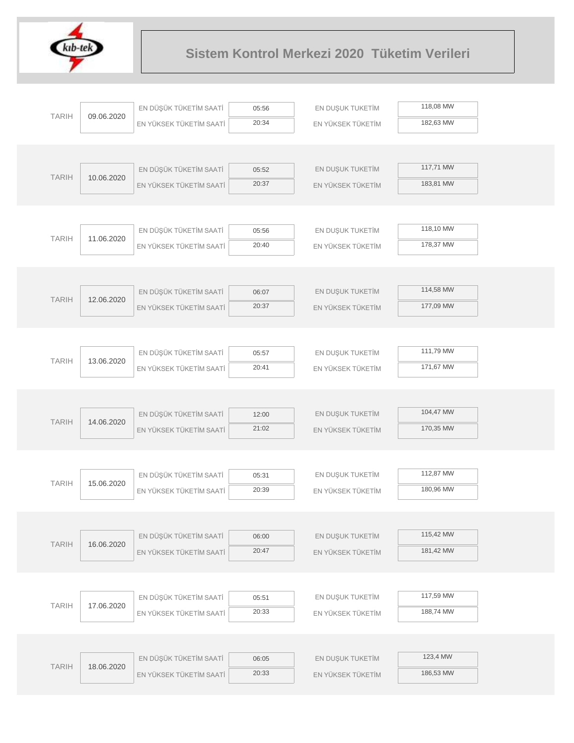# Sistem Kontrol Merkezi 2020 Tüketim Verileri

| TARIH | | | | | |
|---|---|---|---|---|---|
| 09.06.2020 | EN DÜŞÜK TÜKETİM SAATİ | 05:56 | EN DUŞUK TUKETİM | 118,08 MW |
| | EN YÜKSEK TÜKETİM SAATİ | 20:34 | EN YÜKSEK TÜKETİM | 182,63 MW |
| 10.06.2020 | EN DÜŞÜK TÜKETİM SAATİ | 05:52 | EN DUŞUK TUKETİM | 117,71 MW |
| | EN YÜKSEK TÜKETİM SAATİ | 20:37 | EN YÜKSEK TÜKETİM | 183,81 MW |
| 11.06.2020 | EN DÜŞÜK TÜKETİM SAATİ | 05:56 | EN DUŞUK TUKETİM | 118,10 MW |
| | EN YÜKSEK TÜKETİM SAATİ | 20:40 | EN YÜKSEK TÜKETİM | 178,37 MW |
| 12.06.2020 | EN DÜŞÜK TÜKETİM SAATİ | 06:07 | EN DUŞUK TUKETİM | 114,58 MW |
| | EN YÜKSEK TÜKETİM SAATİ | 20:37 | EN YÜKSEK TÜKETİM | 177,09 MW |
| 13.06.2020 | EN DÜŞÜK TÜKETİM SAATİ | 05:57 | EN DUŞUK TUKETİM | 111,79 MW |
| | EN YÜKSEK TÜKETİM SAATİ | 20:41 | EN YÜKSEK TÜKETİM | 171,67 MW |
| 14.06.2020 | EN DÜŞÜK TÜKETİM SAATİ | 12:00 | EN DUŞUK TUKETİM | 104,47 MW |
| | EN YÜKSEK TÜKETİM SAATİ | 21:02 | EN YÜKSEK TÜKETİM | 170,35 MW |
| 15.06.2020 | EN DÜŞÜK TÜKETİM SAATİ | 05:31 | EN DUŞUK TUKETİM | 112,87 MW |
| | EN YÜKSEK TÜKETİM SAATİ | 20:39 | EN YÜKSEK TÜKETİM | 180,96 MW |
| 16.06.2020 | EN DÜŞÜK TÜKETİM SAATİ | 06:00 | EN DUŞUK TUKETİM | 115,42 MW |
| | EN YÜKSEK TÜKETİM SAATİ | 20:47 | EN YÜKSEK TÜKETİM | 181,42 MW |
| 17.06.2020 | EN DÜŞÜK TÜKETİM SAATİ | 05:51 | EN DUŞUK TUKETİM | 117,59 MW |
| | EN YÜKSEK TÜKETİM SAATİ | 20:33 | EN YÜKSEK TÜKETİM | 188,74 MW |
| 18.06.2020 | EN DÜŞÜK TÜKETİM SAATİ | 06:05 | EN DUŞUK TUKETİM | 123,4 MW |
| | EN YÜKSEK TÜKETİM SAATİ | 20:33 | EN YÜKSEK TÜKETİM | 186,53 MW |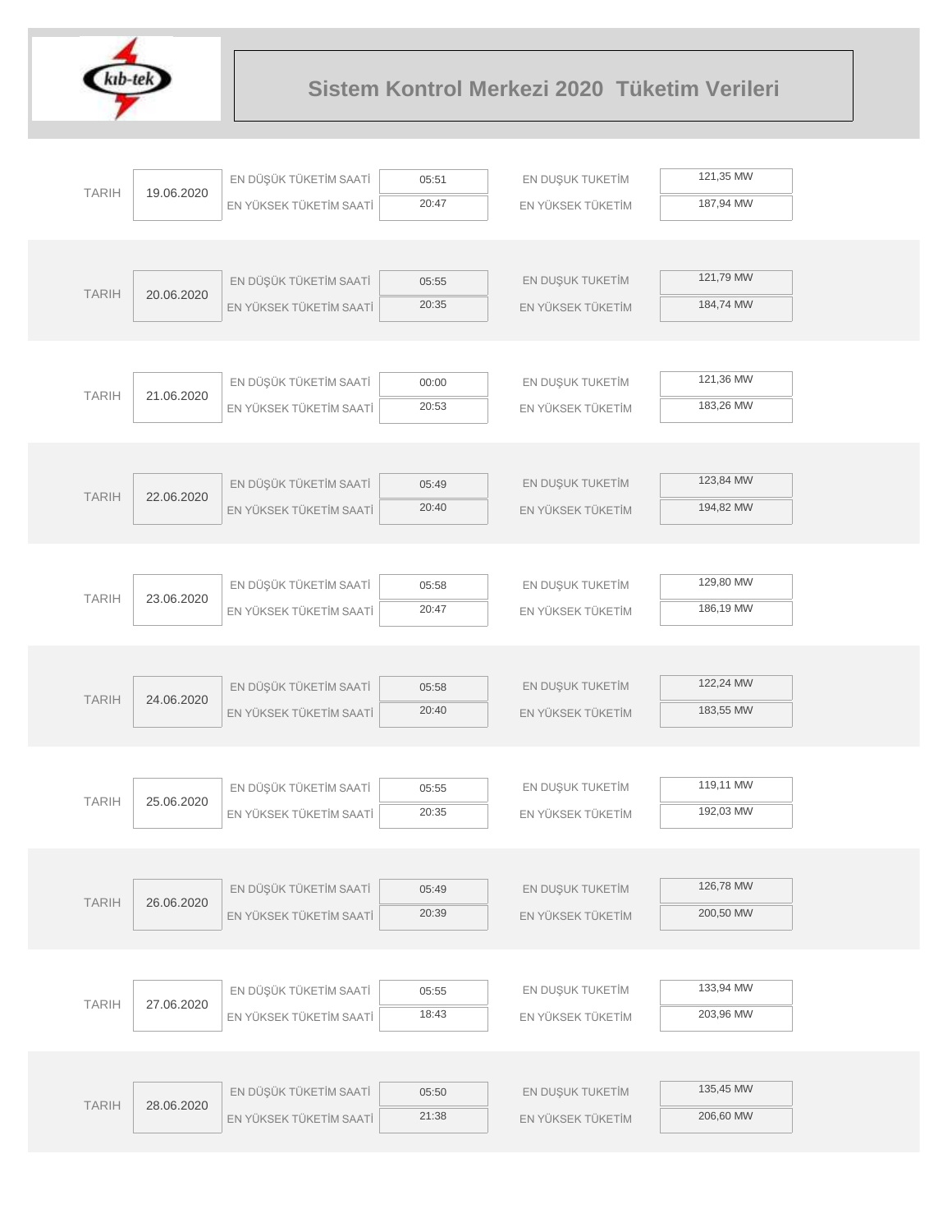# Sistem Kontrol Merkezi 2020 Tüketim Verileri

| TARIH | | | | | |
|---|---|---|---|---|---|
| TARIH | 19.06.2020 | EN DÜŞÜK TÜKETİM SAATİ | 05:51 | EN DUŞUK TUKETİM | 121,35 MW |
| | | EN YÜKSEK TÜKETİM SAATİ | 20:47 | EN YÜKSEK TÜKETİM | 187,94 MW |
| TARIH | 20.06.2020 | EN DÜŞÜK TÜKETİM SAATİ | 05:55 | EN DUŞUK TUKETİM | 121,79 MW |
| | | EN YÜKSEK TÜKETİM SAATİ | 20:35 | EN YÜKSEK TÜKETİM | 184,74 MW |
| TARIH | 21.06.2020 | EN DÜŞÜK TÜKETİM SAATİ | 00:00 | EN DUŞUK TUKETİM | 121,36 MW |
| | | EN YÜKSEK TÜKETİM SAATİ | 20:53 | EN YÜKSEK TÜKETİM | 183,26 MW |
| TARIH | 22.06.2020 | EN DÜŞÜK TÜKETİM SAATİ | 05:49 | EN DUŞUK TUKETİM | 123,84 MW |
| | | EN YÜKSEK TÜKETİM SAATİ | 20:40 | EN YÜKSEK TÜKETİM | 194,82 MW |
| TARIH | 23.06.2020 | EN DÜŞÜK TÜKETİM SAATİ | 05:58 | EN DUŞUK TUKETİM | 129,80 MW |
| | | EN YÜKSEK TÜKETİM SAATİ | 20:47 | EN YÜKSEK TÜKETİM | 186,19 MW |
| TARIH | 24.06.2020 | EN DÜŞÜK TÜKETİM SAATİ | 05:58 | EN DUŞUK TUKETİM | 122,24 MW |
| | | EN YÜKSEK TÜKETİM SAATİ | 20:40 | EN YÜKSEK TÜKETİM | 183,55 MW |
| TARIH | 25.06.2020 | EN DÜŞÜK TÜKETİM SAATİ | 05:55 | EN DUŞUK TUKETİM | 119,11 MW |
| | | EN YÜKSEK TÜKETİM SAATİ | 20:35 | EN YÜKSEK TÜKETİM | 192,03 MW |
| TARIH | 26.06.2020 | EN DÜŞÜK TÜKETİM SAATİ | 05:49 | EN DUŞUK TUKETİM | 126,78 MW |
| | | EN YÜKSEK TÜKETİM SAATİ | 20:39 | EN YÜKSEK TÜKETİM | 200,50 MW |
| TARIH | 27.06.2020 | EN DÜŞÜK TÜKETİM SAATİ | 05:55 | EN DUŞUK TUKETİM | 133,94 MW |
| | | EN YÜKSEK TÜKETİM SAATİ | 18:43 | EN YÜKSEK TÜKETİM | 203,96 MW |
| TARIH | 28.06.2020 | EN DÜŞÜK TÜKETİM SAATİ | 05:50 | EN DUŞUK TUKETİM | 135,45 MW |
| | | EN YÜKSEK TÜKETİM SAATİ | 21:38 | EN YÜKSEK TÜKETİM | 206,60 MW |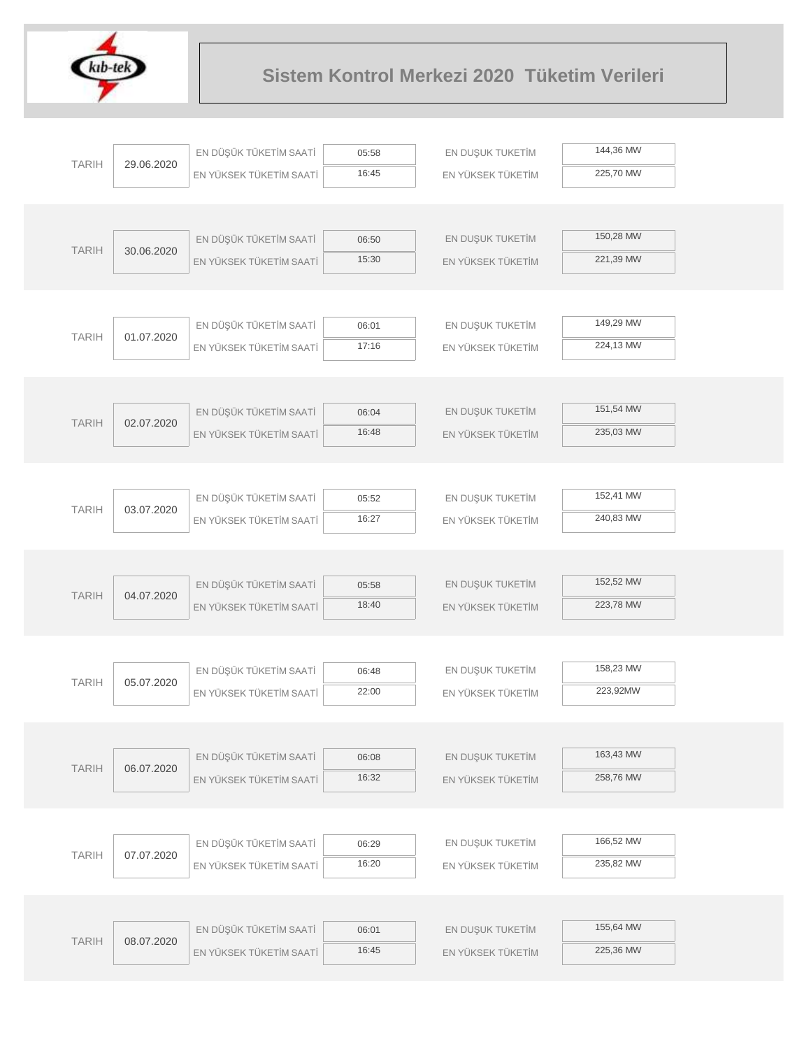# Sistem Kontrol Merkezi 2020 Tüketim Verileri

| TARIH | | | | | |
|---|---|---|---|---|---|
| TARIH | 29.06.2020 | EN DÜŞÜK TÜKETİM SAATİ | 05:58 | EN DUŞUK TUKETİM | 144,36 MW |
| | | EN YÜKSEK TÜKETİM SAATİ | 16:45 | EN YÜKSEK TÜKETİM | 225,70 MW |
| TARIH | 30.06.2020 | EN DÜŞÜK TÜKETİM SAATİ | 06:50 | EN DUŞUK TUKETİM | 150,28 MW |
| | | EN YÜKSEK TÜKETİM SAATİ | 15:30 | EN YÜKSEK TÜKETİM | 221,39 MW |
| TARIH | 01.07.2020 | EN DÜŞÜK TÜKETİM SAATİ | 06:01 | EN DUŞUK TUKETİM | 149,29 MW |
| | | EN YÜKSEK TÜKETİM SAATİ | 17:16 | EN YÜKSEK TÜKETİM | 224,13 MW |
| TARIH | 02.07.2020 | EN DÜŞÜK TÜKETİM SAATİ | 06:04 | EN DUŞUK TUKETİM | 151,54 MW |
| | | EN YÜKSEK TÜKETİM SAATİ | 16:48 | EN YÜKSEK TÜKETİM | 235,03 MW |
| TARIH | 03.07.2020 | EN DÜŞÜK TÜKETİM SAATİ | 05:52 | EN DUŞUK TUKETİM | 152,41 MW |
| | | EN YÜKSEK TÜKETİM SAATİ | 16:27 | EN YÜKSEK TÜKETİM | 240,83 MW |
| TARIH | 04.07.2020 | EN DÜŞÜK TÜKETİM SAATİ | 05:58 | EN DUŞUK TUKETİM | 152,52 MW |
| | | EN YÜKSEK TÜKETİM SAATİ | 18:40 | EN YÜKSEK TÜKETİM | 223,78 MW |
| TARIH | 05.07.2020 | EN DÜŞÜK TÜKETİM SAATİ | 06:48 | EN DUŞUK TUKETİM | 158,23 MW |
| | | EN YÜKSEK TÜKETİM SAATİ | 22:00 | EN YÜKSEK TÜKETİM | 223,92MW |
| TARIH | 06.07.2020 | EN DÜŞÜK TÜKETİM SAATİ | 06:08 | EN DUŞUK TUKETİM | 163,43 MW |
| | | EN YÜKSEK TÜKETİM SAATİ | 16:32 | EN YÜKSEK TÜKETİM | 258,76 MW |
| TARIH | 07.07.2020 | EN DÜŞÜK TÜKETİM SAATİ | 06:29 | EN DUŞUK TUKETİM | 166,52 MW |
| | | EN YÜKSEK TÜKETİM SAATİ | 16:20 | EN YÜKSEK TÜKETİM | 235,82 MW |
| TARIH | 08.07.2020 | EN DÜŞÜK TÜKETİM SAATİ | 06:01 | EN DUŞUK TUKETİM | 155,64 MW |
| | | EN YÜKSEK TÜKETİM SAATİ | 16:45 | EN YÜKSEK TÜKETİM | 225,36 MW |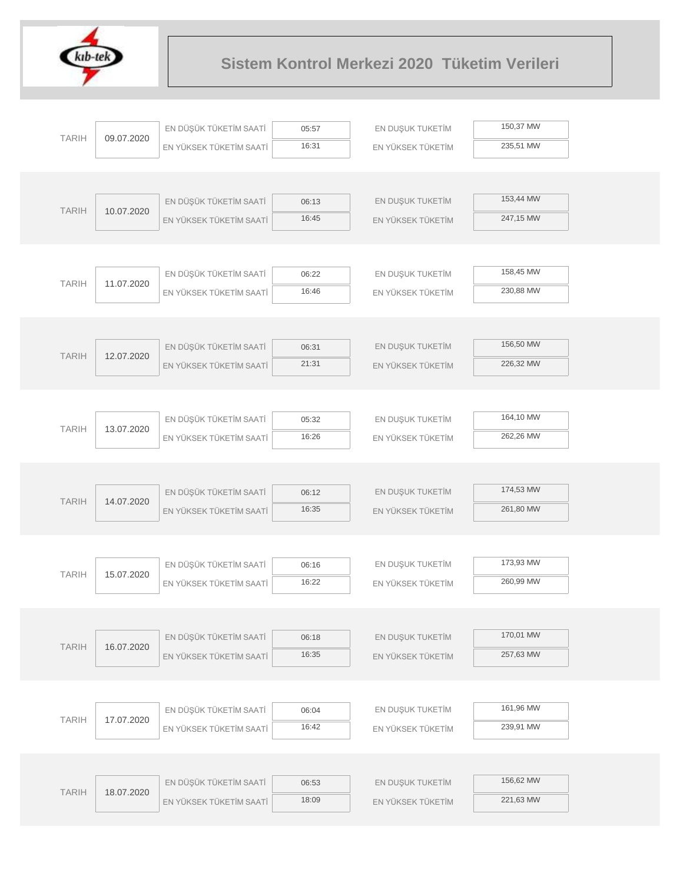# Sistem Kontrol Merkezi 2020 Tüketim Verileri

| TARIH | | | | | |
|---|---|---|---|---|---|
| TARIH | 09.07.2020 | EN DÜŞÜK TÜKETİM SAATİ | 05:57 | EN DUŞUK TUKETİM | 150,37 MW |
| | | EN YÜKSEK TÜKETİM SAATİ | 16:31 | EN YÜKSEK TÜKETİM | 235,51 MW |
| TARIH | 10.07.2020 | EN DÜŞÜK TÜKETİM SAATİ | 06:13 | EN DUŞUK TUKETİM | 153,44 MW |
| | | EN YÜKSEK TÜKETİM SAATİ | 16:45 | EN YÜKSEK TÜKETİM | 247,15 MW |
| TARIH | 11.07.2020 | EN DÜŞÜK TÜKETİM SAATİ | 06:22 | EN DUŞUK TUKETİM | 158,45 MW |
| | | EN YÜKSEK TÜKETİM SAATİ | 16:46 | EN YÜKSEK TÜKETİM | 230,88 MW |
| TARIH | 12.07.2020 | EN DÜŞÜK TÜKETİM SAATİ | 06:31 | EN DUŞUK TUKETİM | 156,50 MW |
| | | EN YÜKSEK TÜKETİM SAATİ | 21:31 | EN YÜKSEK TÜKETİM | 226,32 MW |
| TARIH | 13.07.2020 | EN DÜŞÜK TÜKETİM SAATİ | 05:32 | EN DUŞUK TUKETİM | 164,10 MW |
| | | EN YÜKSEK TÜKETİM SAATİ | 16:26 | EN YÜKSEK TÜKETİM | 262,26 MW |
| TARIH | 14.07.2020 | EN DÜŞÜK TÜKETİM SAATİ | 06:12 | EN DUŞUK TUKETİM | 174,53 MW |
| | | EN YÜKSEK TÜKETİM SAATİ | 16:35 | EN YÜKSEK TÜKETİM | 261,80 MW |
| TARIH | 15.07.2020 | EN DÜŞÜK TÜKETİM SAATİ | 06:16 | EN DUŞUK TUKETİM | 173,93 MW |
| | | EN YÜKSEK TÜKETİM SAATİ | 16:22 | EN YÜKSEK TÜKETİM | 260,99 MW |
| TARIH | 16.07.2020 | EN DÜŞÜK TÜKETİM SAATİ | 06:18 | EN DUŞUK TUKETİM | 170,01 MW |
| | | EN YÜKSEK TÜKETİM SAATİ | 16:35 | EN YÜKSEK TÜKETİM | 257,63 MW |
| TARIH | 17.07.2020 | EN DÜŞÜK TÜKETİM SAATİ | 06:04 | EN DUŞUK TUKETİM | 161,96 MW |
| | | EN YÜKSEK TÜKETİM SAATİ | 16:42 | EN YÜKSEK TÜKETİM | 239,91 MW |
| TARIH | 18.07.2020 | EN DÜŞÜK TÜKETİM SAATİ | 06:53 | EN DUŞUK TUKETİM | 156,62 MW |
| | | EN YÜKSEK TÜKETİM SAATİ | 18:09 | EN YÜKSEK TÜKETİM | 221,63 MW |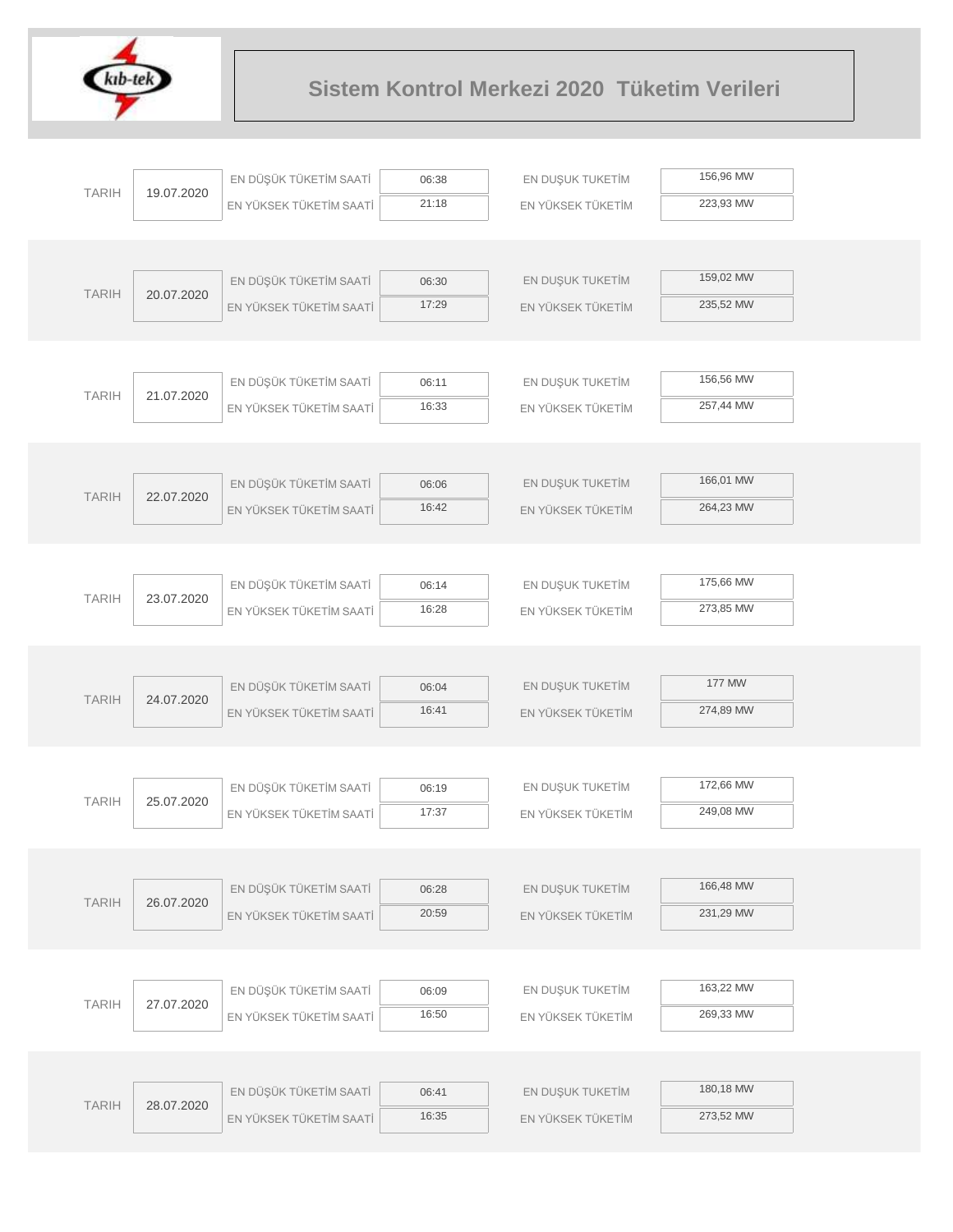# Sistem Kontrol Merkezi 2020 Tüketim Verileri

| TARIH | EN DÜŞÜK TÜKETİM SAATİ | EN YÜKSEK TÜKETİM SAATİ | EN DUŞUK TUKETİM | EN YÜKSEK TÜKETİM |
|---|---|---|---|---|
| 19.07.2020 | 06:38 | 21:18 | 156,96 MW | 223,93 MW |
| 20.07.2020 | 06:30 | 17:29 | 159,02 MW | 235,52 MW |
| 21.07.2020 | 06:11 | 16:33 | 156,56 MW | 257,44 MW |
| 22.07.2020 | 06:06 | 16:42 | 166,01 MW | 264,23 MW |
| 23.07.2020 | 06:14 | 16:28 | 175,66 MW | 273,85 MW |
| 24.07.2020 | 06:04 | 16:41 | 177 MW | 274,89 MW |
| 25.07.2020 | 06:19 | 17:37 | 172,66 MW | 249,08 MW |
| 26.07.2020 | 06:28 | 20:59 | 166,48 MW | 231,29 MW |
| 27.07.2020 | 06:09 | 16:50 | 163,22 MW | 269,33 MW |
| 28.07.2020 | 06:41 | 16:35 | 180,18 MW | 273,52 MW |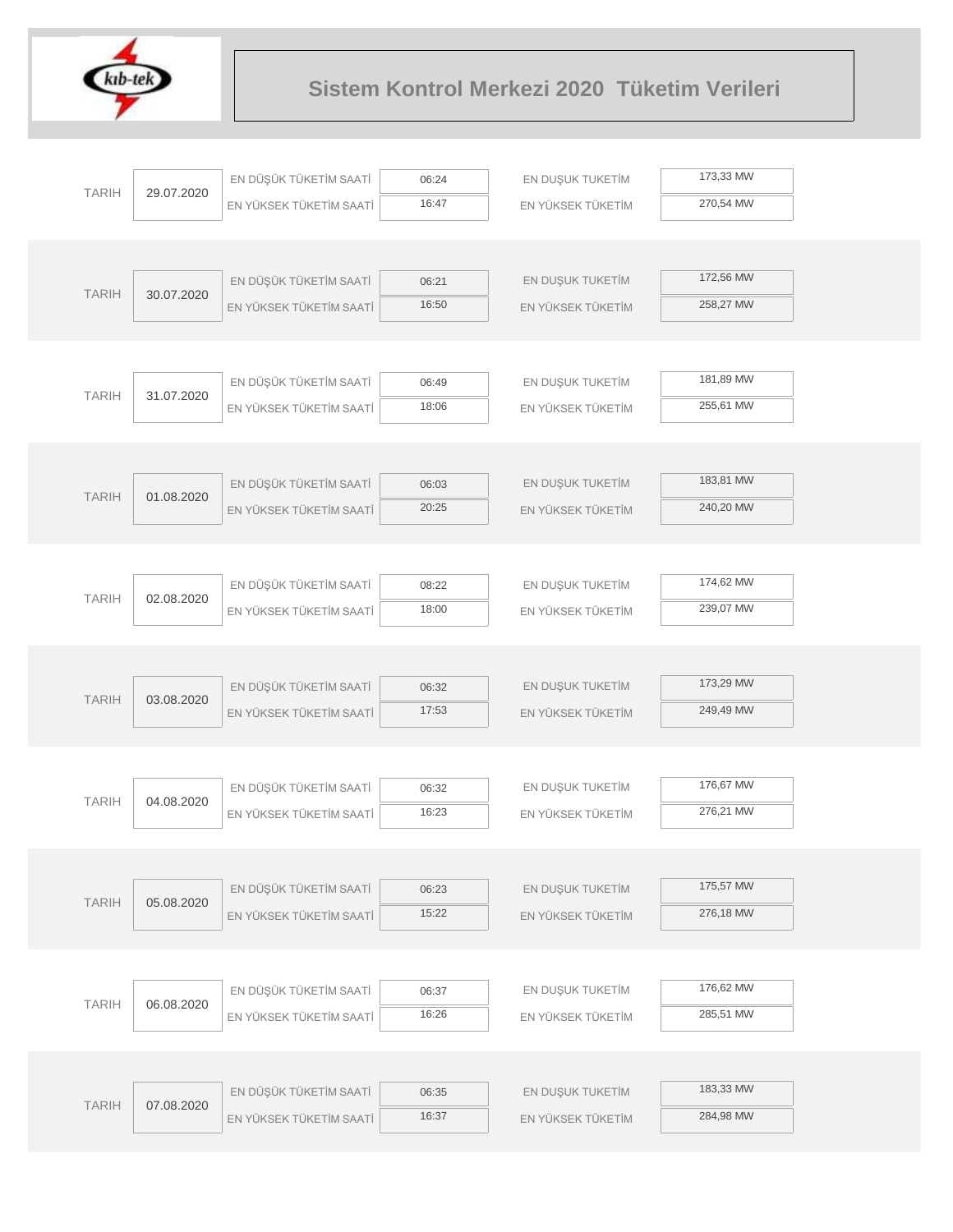# Sistem Kontrol Merkezi 2020 Tüketim Verileri

| TARIH | | | | | |
|---|---|---|---|---|---|
| 29.07.2020 | EN DÜŞÜK TÜKETİM SAATİ | 06:24 | EN DUŞUK TUKETİM | 173,33 MW |
| | EN YÜKSEK TÜKETİM SAATİ | 16:47 | EN YÜKSEK TÜKETİM | 270,54 MW |
| 30.07.2020 | EN DÜŞÜK TÜKETİM SAATİ | 06:21 | EN DUŞUK TUKETİM | 172,56 MW |
| | EN YÜKSEK TÜKETİM SAATİ | 16:50 | EN YÜKSEK TÜKETİM | 258,27 MW |
| 31.07.2020 | EN DÜŞÜK TÜKETİM SAATİ | 06:49 | EN DUŞUK TUKETİM | 181,89 MW |
| | EN YÜKSEK TÜKETİM SAATİ | 18:06 | EN YÜKSEK TÜKETİM | 255,61 MW |
| 01.08.2020 | EN DÜŞÜK TÜKETİM SAATİ | 06:03 | EN DUŞUK TUKETİM | 183,81 MW |
| | EN YÜKSEK TÜKETİM SAATİ | 20:25 | EN YÜKSEK TÜKETİM | 240,20 MW |
| 02.08.2020 | EN DÜŞÜK TÜKETİM SAATİ | 08:22 | EN DUŞUK TUKETİM | 174,62 MW |
| | EN YÜKSEK TÜKETİM SAATİ | 18:00 | EN YÜKSEK TÜKETİM | 239,07 MW |
| 03.08.2020 | EN DÜŞÜK TÜKETİM SAATİ | 06:32 | EN DUŞUK TUKETİM | 173,29 MW |
| | EN YÜKSEK TÜKETİM SAATİ | 17:53 | EN YÜKSEK TÜKETİM | 249,49 MW |
| 04.08.2020 | EN DÜŞÜK TÜKETİM SAATİ | 06:32 | EN DUŞUK TUKETİM | 176,67 MW |
| | EN YÜKSEK TÜKETİM SAATİ | 16:23 | EN YÜKSEK TÜKETİM | 276,21 MW |
| 05.08.2020 | EN DÜŞÜK TÜKETİM SAATİ | 06:23 | EN DUŞUK TUKETİM | 175,57 MW |
| | EN YÜKSEK TÜKETİM SAATİ | 15:22 | EN YÜKSEK TÜKETİM | 276,18 MW |
| 06.08.2020 | EN DÜŞÜK TÜKETİM SAATİ | 06:37 | EN DUŞUK TUKETİM | 176,62 MW |
| | EN YÜKSEK TÜKETİM SAATİ | 16:26 | EN YÜKSEK TÜKETİM | 285,51 MW |
| 07.08.2020 | EN DÜŞÜK TÜKETİM SAATİ | 06:35 | EN DUŞUK TUKETİM | 183,33 MW |
| | EN YÜKSEK TÜKETİM SAATİ | 16:37 | EN YÜKSEK TÜKETİM | 284,98 MW |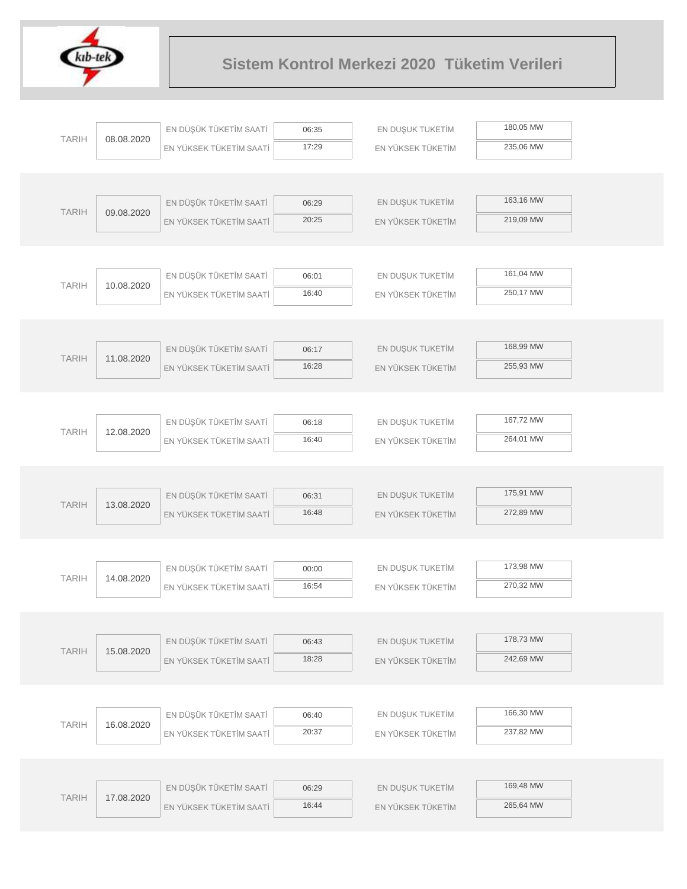# Sistem Kontrol Merkezi 2020 Tüketim Verileri

| TARIH | | | | | |
|---|---|---|---|---|---|
| TARIH | 08.08.2020 | EN DÜŞÜK TÜKETİM SAATİ | 06:35 | EN DUŞUK TUKETİM | 180,05 MW |
| | | EN YÜKSEK TÜKETİM SAATİ | 17:29 | EN YÜKSEK TÜKETİM | 235,06 MW |
| TARIH | 09.08.2020 | EN DÜŞÜK TÜKETİM SAATİ | 06:29 | EN DUŞUK TUKETİM | 163,16 MW |
| | | EN YÜKSEK TÜKETİM SAATİ | 20:25 | EN YÜKSEK TÜKETİM | 219,09 MW |
| TARIH | 10.08.2020 | EN DÜŞÜK TÜKETİM SAATİ | 06:01 | EN DUŞUK TUKETİM | 161,04 MW |
| | | EN YÜKSEK TÜKETİM SAATİ | 16:40 | EN YÜKSEK TÜKETİM | 250,17 MW |
| TARIH | 11.08.2020 | EN DÜŞÜK TÜKETİM SAATİ | 06:17 | EN DUŞUK TUKETİM | 168,99 MW |
| | | EN YÜKSEK TÜKETİM SAATİ | 16:28 | EN YÜKSEK TÜKETİM | 255,93 MW |
| TARIH | 12.08.2020 | EN DÜŞÜK TÜKETİM SAATİ | 06:18 | EN DUŞUK TUKETİM | 167,72 MW |
| | | EN YÜKSEK TÜKETİM SAATİ | 16:40 | EN YÜKSEK TÜKETİM | 264,01 MW |
| TARIH | 13.08.2020 | EN DÜŞÜK TÜKETİM SAATİ | 06:31 | EN DUŞUK TUKETİM | 175,91 MW |
| | | EN YÜKSEK TÜKETİM SAATİ | 16:48 | EN YÜKSEK TÜKETİM | 272,89 MW |
| TARIH | 14.08.2020 | EN DÜŞÜK TÜKETİM SAATİ | 00:00 | EN DUŞUK TUKETİM | 173,98 MW |
| | | EN YÜKSEK TÜKETİM SAATİ | 16:54 | EN YÜKSEK TÜKETİM | 270,32 MW |
| TARIH | 15.08.2020 | EN DÜŞÜK TÜKETİM SAATİ | 06:43 | EN DUŞUK TUKETİM | 178,73 MW |
| | | EN YÜKSEK TÜKETİM SAATİ | 18:28 | EN YÜKSEK TÜKETİM | 242,69 MW |
| TARIH | 16.08.2020 | EN DÜŞÜK TÜKETİM SAATİ | 06:40 | EN DUŞUK TUKETİM | 166,30 MW |
| | | EN YÜKSEK TÜKETİM SAATİ | 20:37 | EN YÜKSEK TÜKETİM | 237,82 MW |
| TARIH | 17.08.2020 | EN DÜŞÜK TÜKETİM SAATİ | 06:29 | EN DUŞUK TUKETİM | 169,48 MW |
| | | EN YÜKSEK TÜKETİM SAATİ | 16:44 | EN YÜKSEK TÜKETİM | 265,64 MW |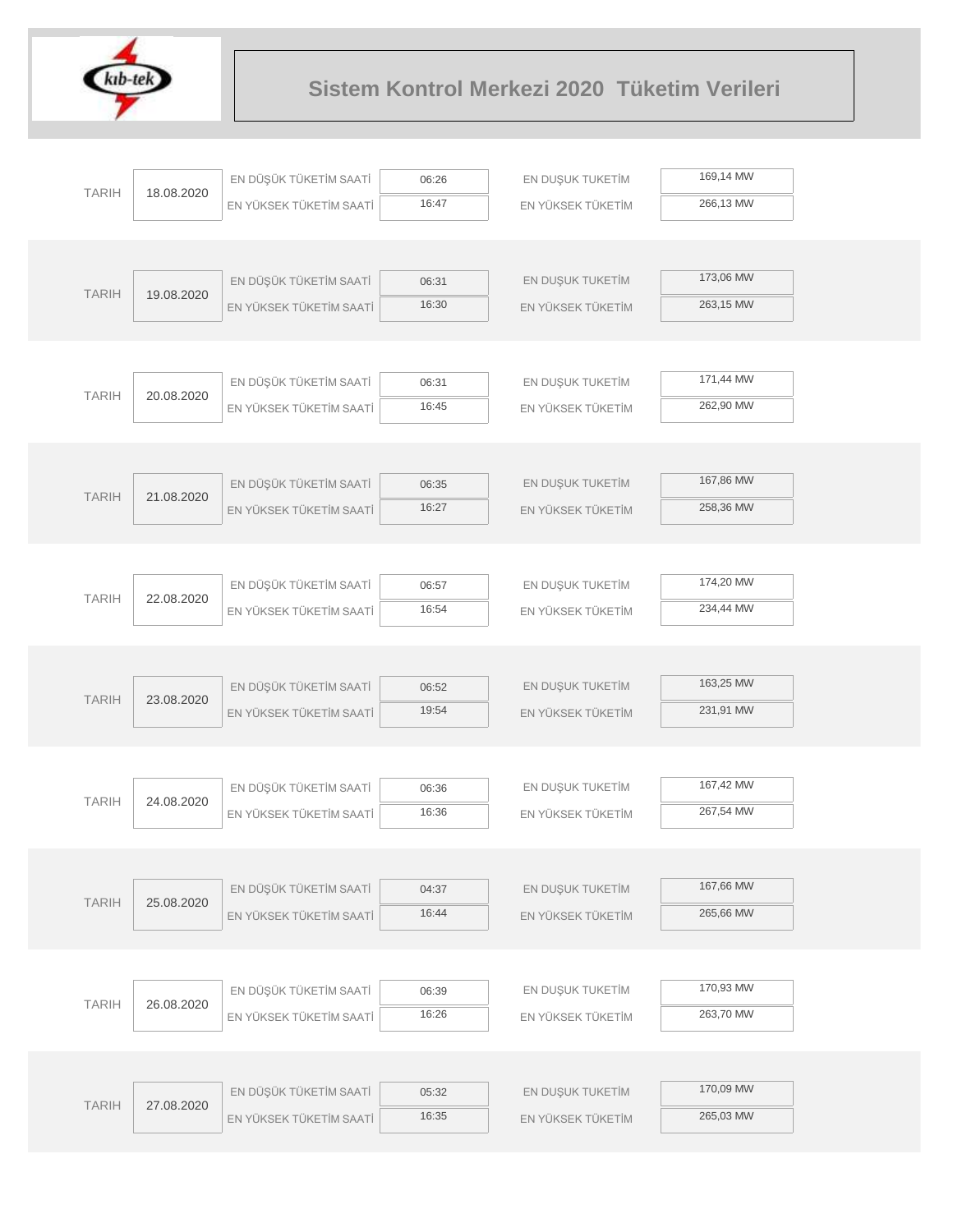# Sistem Kontrol Merkezi 2020 Tüketim Verileri

| TARIH | | | | | |
|---|---|---|---|---|---|
| 18.08.2020 | EN DÜŞÜK TÜKETİM SAATİ | 06:26 | EN DUŞUK TUKETİM | 169,14 MW |
| | EN YÜKSEK TÜKETİM SAATİ | 16:47 | EN YÜKSEK TÜKETİM | 266,13 MW |
| 19.08.2020 | EN DÜŞÜK TÜKETİM SAATİ | 06:31 | EN DUŞUK TUKETİM | 173,06 MW |
| | EN YÜKSEK TÜKETİM SAATİ | 16:30 | EN YÜKSEK TÜKETİM | 263,15 MW |
| 20.08.2020 | EN DÜŞÜK TÜKETİM SAATİ | 06:31 | EN DUŞUK TUKETİM | 171,44 MW |
| | EN YÜKSEK TÜKETİM SAATİ | 16:45 | EN YÜKSEK TÜKETİM | 262,90 MW |
| 21.08.2020 | EN DÜŞÜK TÜKETİM SAATİ | 06:35 | EN DUŞUK TUKETİM | 167,86 MW |
| | EN YÜKSEK TÜKETİM SAATİ | 16:27 | EN YÜKSEK TÜKETİM | 258,36 MW |
| 22.08.2020 | EN DÜŞÜK TÜKETİM SAATİ | 06:57 | EN DUŞUK TUKETİM | 174,20 MW |
| | EN YÜKSEK TÜKETİM SAATİ | 16:54 | EN YÜKSEK TÜKETİM | 234,44 MW |
| 23.08.2020 | EN DÜŞÜK TÜKETİM SAATİ | 06:52 | EN DUŞUK TUKETİM | 163,25 MW |
| | EN YÜKSEK TÜKETİM SAATİ | 19:54 | EN YÜKSEK TÜKETİM | 231,91 MW |
| 24.08.2020 | EN DÜŞÜK TÜKETİM SAATİ | 06:36 | EN DUŞUK TUKETİM | 167,42 MW |
| | EN YÜKSEK TÜKETİM SAATİ | 16:36 | EN YÜKSEK TÜKETİM | 267,54 MW |
| 25.08.2020 | EN DÜŞÜK TÜKETİM SAATİ | 04:37 | EN DUŞUK TUKETİM | 167,66 MW |
| | EN YÜKSEK TÜKETİM SAATİ | 16:44 | EN YÜKSEK TÜKETİM | 265,66 MW |
| 26.08.2020 | EN DÜŞÜK TÜKETİM SAATİ | 06:39 | EN DUŞUK TUKETİM | 170,93 MW |
| | EN YÜKSEK TÜKETİM SAATİ | 16:26 | EN YÜKSEK TÜKETİM | 263,70 MW |
| 27.08.2020 | EN DÜŞÜK TÜKETİM SAATİ | 05:32 | EN DUŞUK TUKETİM | 170,09 MW |
| | EN YÜKSEK TÜKETİM SAATİ | 16:35 | EN YÜKSEK TÜKETİM | 265,03 MW |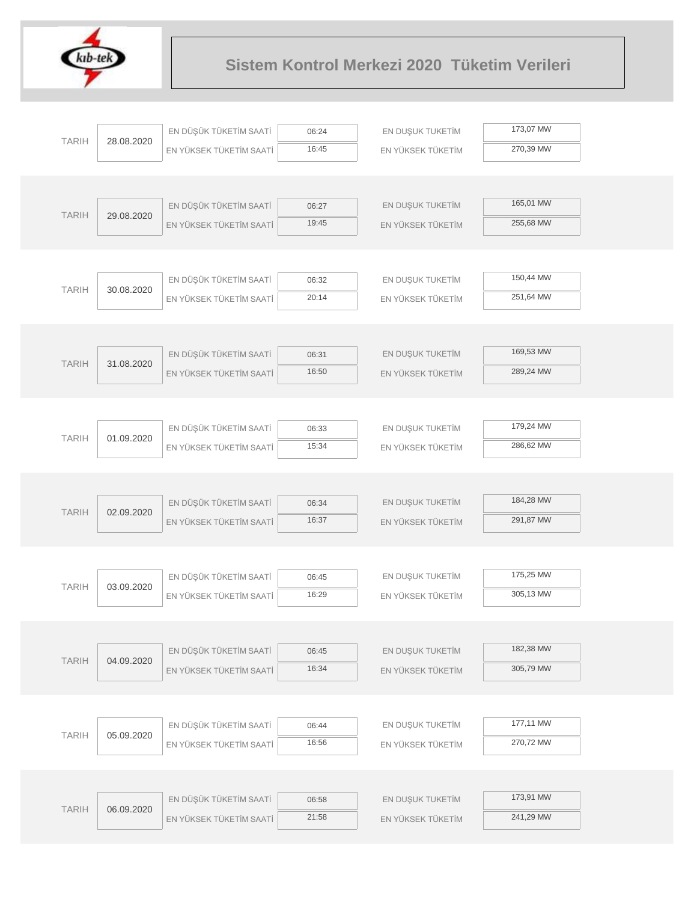# Sistem Kontrol Merkezi 2020 Tüketim Verileri

| TARIH | | | | | |
|---|---|---|---|---|---|
| TARIH | 28.08.2020 | EN DÜŞÜK TÜKETİM SAATİ | 06:24 | EN DUŞUK TUKETİM | 173,07 MW |
| | | EN YÜKSEK TÜKETİM SAATİ | 16:45 | EN YÜKSEK TÜKETİM | 270,39 MW |
| TARIH | 29.08.2020 | EN DÜŞÜK TÜKETİM SAATİ | 06:27 | EN DUŞUK TUKETİM | 165,01 MW |
| | | EN YÜKSEK TÜKETİM SAATİ | 19:45 | EN YÜKSEK TÜKETİM | 255,68 MW |
| TARIH | 30.08.2020 | EN DÜŞÜK TÜKETİM SAATİ | 06:32 | EN DUŞUK TUKETİM | 150,44 MW |
| | | EN YÜKSEK TÜKETİM SAATİ | 20:14 | EN YÜKSEK TÜKETİM | 251,64 MW |
| TARIH | 31.08.2020 | EN DÜŞÜK TÜKETİM SAATİ | 06:31 | EN DUŞUK TUKETİM | 169,53 MW |
| | | EN YÜKSEK TÜKETİM SAATİ | 16:50 | EN YÜKSEK TÜKETİM | 289,24 MW |
| TARIH | 01.09.2020 | EN DÜŞÜK TÜKETİM SAATİ | 06:33 | EN DUŞUK TUKETİM | 179,24 MW |
| | | EN YÜKSEK TÜKETİM SAATİ | 15:34 | EN YÜKSEK TÜKETİM | 286,62 MW |
| TARIH | 02.09.2020 | EN DÜŞÜK TÜKETİM SAATİ | 06:34 | EN DUŞUK TUKETİM | 184,28 MW |
| | | EN YÜKSEK TÜKETİM SAATİ | 16:37 | EN YÜKSEK TÜKETİM | 291,87 MW |
| TARIH | 03.09.2020 | EN DÜŞÜK TÜKETİM SAATİ | 06:45 | EN DUŞUK TUKETİM | 175,25 MW |
| | | EN YÜKSEK TÜKETİM SAATİ | 16:29 | EN YÜKSEK TÜKETİM | 305,13 MW |
| TARIH | 04.09.2020 | EN DÜŞÜK TÜKETİM SAATİ | 06:45 | EN DUŞUK TUKETİM | 182,38 MW |
| | | EN YÜKSEK TÜKETİM SAATİ | 16:34 | EN YÜKSEK TÜKETİM | 305,79 MW |
| TARIH | 05.09.2020 | EN DÜŞÜK TÜKETİM SAATİ | 06:44 | EN DUŞUK TUKETİM | 177,11 MW |
| | | EN YÜKSEK TÜKETİM SAATİ | 16:56 | EN YÜKSEK TÜKETİM | 270,72 MW |
| TARIH | 06.09.2020 | EN DÜŞÜK TÜKETİM SAATİ | 06:58 | EN DUŞUK TUKETİM | 173,91 MW |
| | | EN YÜKSEK TÜKETİM SAATİ | 21:58 | EN YÜKSEK TÜKETİM | 241,29 MW |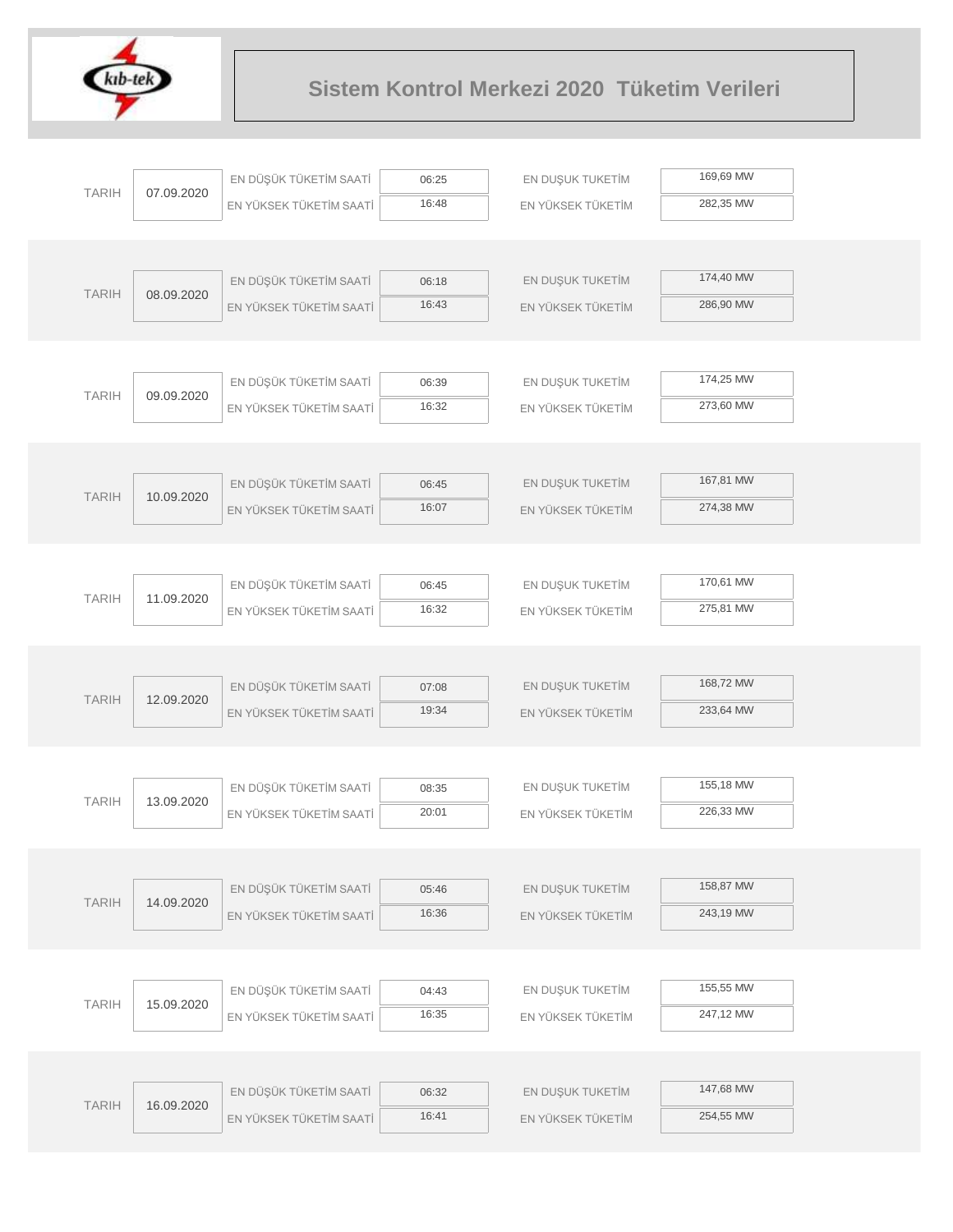# Sistem Kontrol Merkezi 2020 Tüketim Verileri

| TARIH | | | | | |
|---|---|---|---|---|---|
| TARIH | 07.09.2020 | EN DÜŞÜK TÜKETİM SAATİ | 06:25 | EN DUŞUK TUKETİM | 169,69 MW |
| | | EN YÜKSEK TÜKETİM SAATİ | 16:48 | EN YÜKSEK TÜKETİM | 282,35 MW |
| TARIH | 08.09.2020 | EN DÜŞÜK TÜKETİM SAATİ | 06:18 | EN DUŞUK TUKETİM | 174,40 MW |
| | | EN YÜKSEK TÜKETİM SAATİ | 16:43 | EN YÜKSEK TÜKETİM | 286,90 MW |
| TARIH | 09.09.2020 | EN DÜŞÜK TÜKETİM SAATİ | 06:39 | EN DUŞUK TUKETİM | 174,25 MW |
| | | EN YÜKSEK TÜKETİM SAATİ | 16:32 | EN YÜKSEK TÜKETİM | 273,60 MW |
| TARIH | 10.09.2020 | EN DÜŞÜK TÜKETİM SAATİ | 06:45 | EN DUŞUK TUKETİM | 167,81 MW |
| | | EN YÜKSEK TÜKETİM SAATİ | 16:07 | EN YÜKSEK TÜKETİM | 274,38 MW |
| TARIH | 11.09.2020 | EN DÜŞÜK TÜKETİM SAATİ | 06:45 | EN DUŞUK TUKETİM | 170,61 MW |
| | | EN YÜKSEK TÜKETİM SAATİ | 16:32 | EN YÜKSEK TÜKETİM | 275,81 MW |
| TARIH | 12.09.2020 | EN DÜŞÜK TÜKETİM SAATİ | 07:08 | EN DUŞUK TUKETİM | 168,72 MW |
| | | EN YÜKSEK TÜKETİM SAATİ | 19:34 | EN YÜKSEK TÜKETİM | 233,64 MW |
| TARIH | 13.09.2020 | EN DÜŞÜK TÜKETİM SAATİ | 08:35 | EN DUŞUK TUKETİM | 155,18 MW |
| | | EN YÜKSEK TÜKETİM SAATİ | 20:01 | EN YÜKSEK TÜKETİM | 226,33 MW |
| TARIH | 14.09.2020 | EN DÜŞÜK TÜKETİM SAATİ | 05:46 | EN DUŞUK TUKETİM | 158,87 MW |
| | | EN YÜKSEK TÜKETİM SAATİ | 16:36 | EN YÜKSEK TÜKETİM | 243,19 MW |
| TARIH | 15.09.2020 | EN DÜŞÜK TÜKETİM SAATİ | 04:43 | EN DUŞUK TUKETİM | 155,55 MW |
| | | EN YÜKSEK TÜKETİM SAATİ | 16:35 | EN YÜKSEK TÜKETİM | 247,12 MW |
| TARIH | 16.09.2020 | EN DÜŞÜK TÜKETİM SAATİ | 06:32 | EN DUŞUK TUKETİM | 147,68 MW |
| | | EN YÜKSEK TÜKETİM SAATİ | 16:41 | EN YÜKSEK TÜKETİM | 254,55 MW |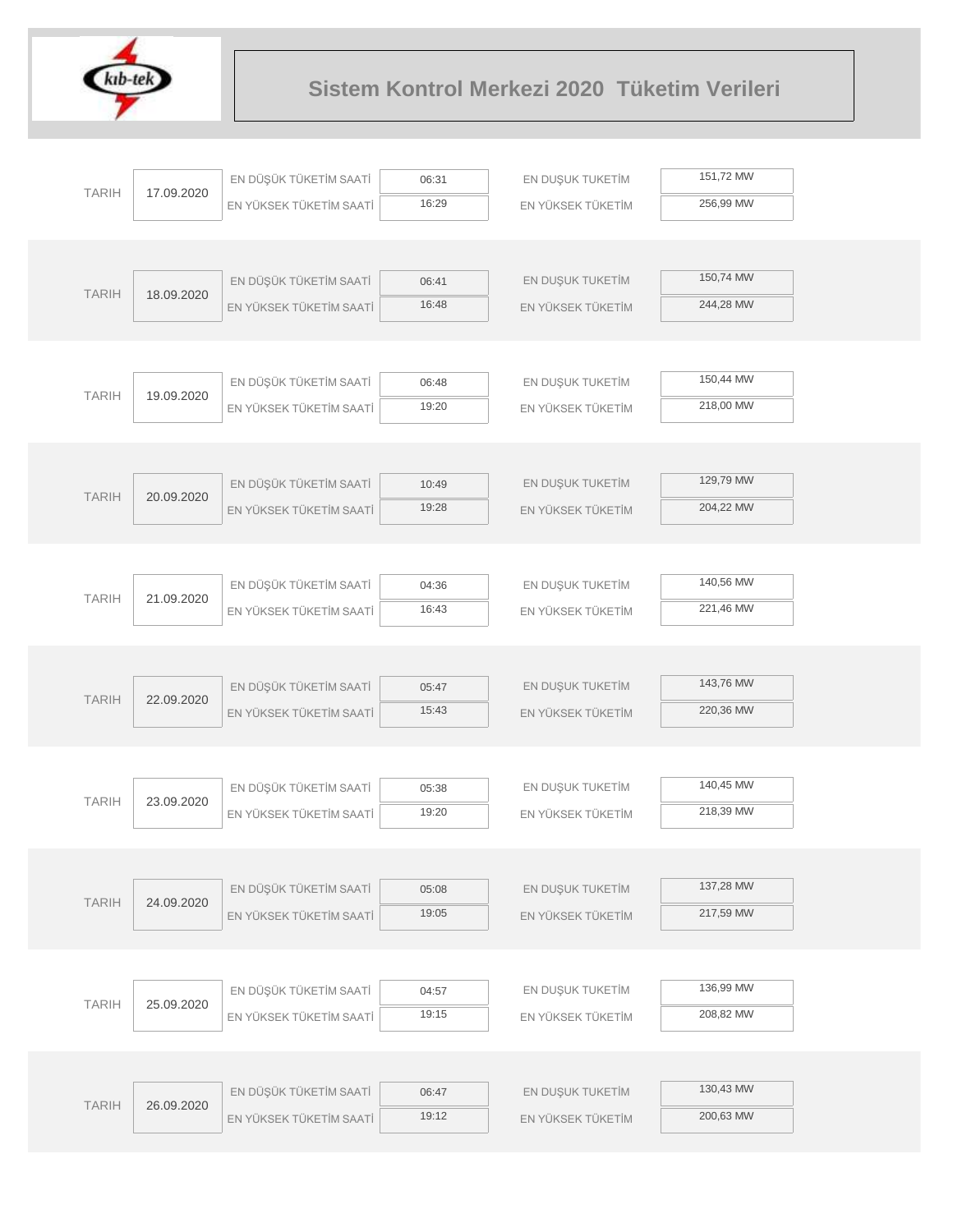# Sistem Kontrol Merkezi 2020 Tüketim Verileri

| TARIH | 17.09.2020 | EN DÜŞÜK TÜKETİM SAATİ | 06:31 | EN DUŞUK TUKETİM | 151,72 MW |
|---|---|---|---|---|---|
| | | EN YÜKSEK TÜKETİM SAATİ | 16:29 | EN YÜKSEK TÜKETİM | 256,99 MW |

| TARIH | 18.09.2020 | EN DÜŞÜK TÜKETİM SAATİ | 06:41 | EN DUŞUK TUKETİM | 150,74 MW |
|---|---|---|---|---|---|
| | | EN YÜKSEK TÜKETİM SAATİ | 16:48 | EN YÜKSEK TÜKETİM | 244,28 MW |

| TARIH | 19.09.2020 | EN DÜŞÜK TÜKETİM SAATİ | 06:48 | EN DUŞUK TUKETİM | 150,44 MW |
|---|---|---|---|---|---|
| | | EN YÜKSEK TÜKETİM SAATİ | 19:20 | EN YÜKSEK TÜKETİM | 218,00 MW |

| TARIH | 20.09.2020 | EN DÜŞÜK TÜKETİM SAATİ | 10:49 | EN DUŞUK TUKETİM | 129,79 MW |
|---|---|---|---|---|---|
| | | EN YÜKSEK TÜKETİM SAATİ | 19:28 | EN YÜKSEK TÜKETİM | 204,22 MW |

| TARIH | 21.09.2020 | EN DÜŞÜK TÜKETİM SAATİ | 04:36 | EN DUŞUK TUKETİM | 140,56 MW |
|---|---|---|---|---|---|
| | | EN YÜKSEK TÜKETİM SAATİ | 16:43 | EN YÜKSEK TÜKETİM | 221,46 MW |

| TARIH | 22.09.2020 | EN DÜŞÜK TÜKETİM SAATİ | 05:47 | EN DUŞUK TUKETİM | 143,76 MW |
|---|---|---|---|---|---|
| | | EN YÜKSEK TÜKETİM SAATİ | 15:43 | EN YÜKSEK TÜKETİM | 220,36 MW |

| TARIH | 23.09.2020 | EN DÜŞÜK TÜKETİM SAATİ | 05:38 | EN DUŞUK TUKETİM | 140,45 MW |
|---|---|---|---|---|---|
| | | EN YÜKSEK TÜKETİM SAATİ | 19:20 | EN YÜKSEK TÜKETİM | 218,39 MW |

| TARIH | 24.09.2020 | EN DÜŞÜK TÜKETİM SAATİ | 05:08 | EN DUŞUK TUKETİM | 137,28 MW |
|---|---|---|---|---|---|
| | | EN YÜKSEK TÜKETİM SAATİ | 19:05 | EN YÜKSEK TÜKETİM | 217,59 MW |

| TARIH | 25.09.2020 | EN DÜŞÜK TÜKETİM SAATİ | 04:57 | EN DUŞUK TUKETİM | 136,99 MW |
|---|---|---|---|---|---|
| | | EN YÜKSEK TÜKETİM SAATİ | 19:15 | EN YÜKSEK TÜKETİM | 208,82 MW |

| TARIH | 26.09.2020 | EN DÜŞÜK TÜKETİM SAATİ | 06:47 | EN DUŞUK TUKETİM | 130,43 MW |
|---|---|---|---|---|---|
| | | EN YÜKSEK TÜKETİM SAATİ | 19:12 | EN YÜKSEK TÜKETİM | 200,63 MW |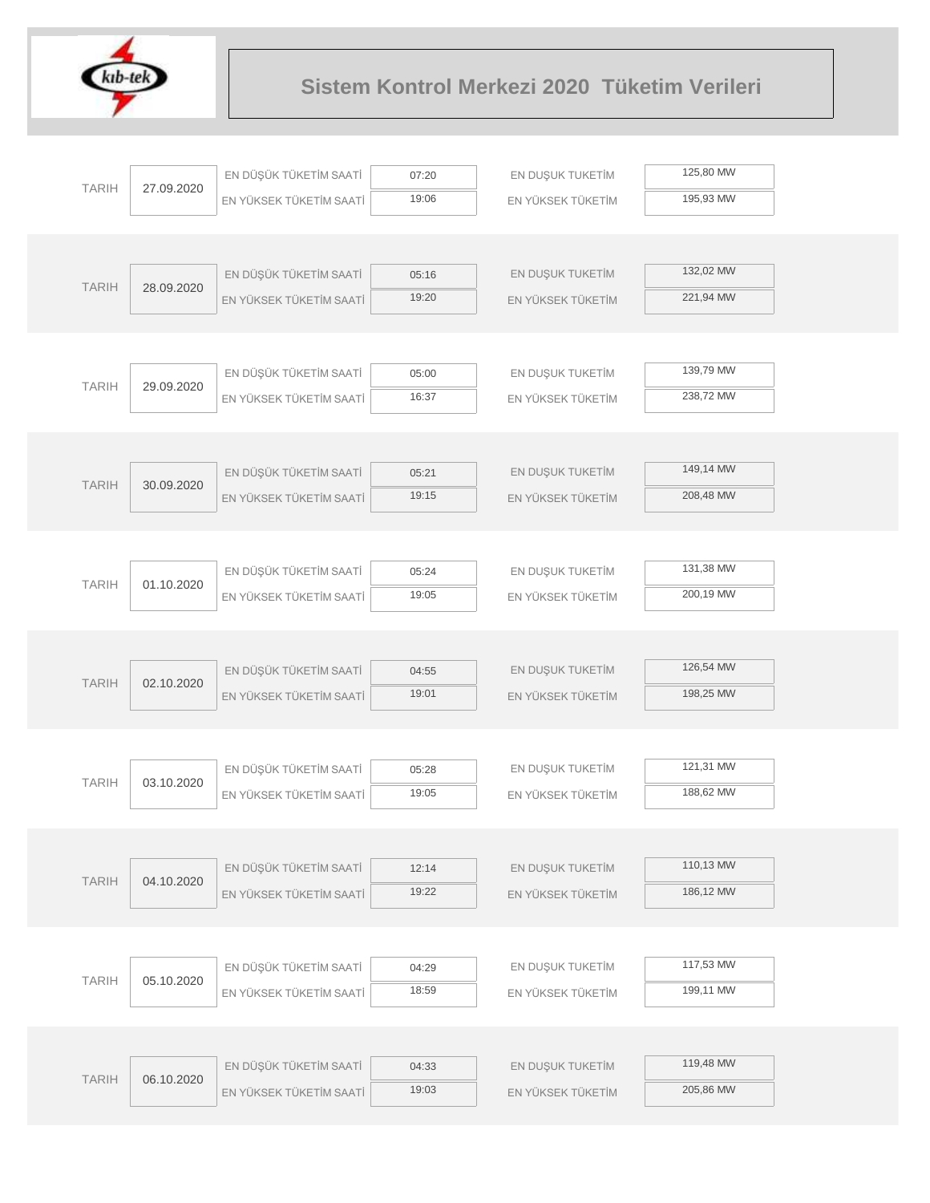# Sistem Kontrol Merkezi 2020 Tüketim Verileri

| TARIH | | | | |
|---|---|---|---|---|
| 27.09.2020 | EN DÜŞÜK TÜKETİM SAATİ | 07:20 | EN DUŞUK TUKETİM | 125,80 MW |
| | EN YÜKSEK TÜKETİM SAATİ | 19:06 | EN YÜKSEK TÜKETİM | 195,93 MW |
| 28.09.2020 | EN DÜŞÜK TÜKETİM SAATİ | 05:16 | EN DUŞUK TUKETİM | 132,02 MW |
| | EN YÜKSEK TÜKETİM SAATİ | 19:20 | EN YÜKSEK TÜKETİM | 221,94 MW |
| 29.09.2020 | EN DÜŞÜK TÜKETİM SAATİ | 05:00 | EN DUŞUK TUKETİM | 139,79 MW |
| | EN YÜKSEK TÜKETİM SAATİ | 16:37 | EN YÜKSEK TÜKETİM | 238,72 MW |
| 30.09.2020 | EN DÜŞÜK TÜKETİM SAATİ | 05:21 | EN DUŞUK TUKETİM | 149,14 MW |
| | EN YÜKSEK TÜKETİM SAATİ | 19:15 | EN YÜKSEK TÜKETİM | 208,48 MW |
| 01.10.2020 | EN DÜŞÜK TÜKETİM SAATİ | 05:24 | EN DUŞUK TUKETİM | 131,38 MW |
| | EN YÜKSEK TÜKETİM SAATİ | 19:05 | EN YÜKSEK TÜKETİM | 200,19 MW |
| 02.10.2020 | EN DÜŞÜK TÜKETİM SAATİ | 04:55 | EN DUŞUK TUKETİM | 126,54 MW |
| | EN YÜKSEK TÜKETİM SAATİ | 19:01 | EN YÜKSEK TÜKETİM | 198,25 MW |
| 03.10.2020 | EN DÜŞÜK TÜKETİM SAATİ | 05:28 | EN DUŞUK TUKETİM | 121,31 MW |
| | EN YÜKSEK TÜKETİM SAATİ | 19:05 | EN YÜKSEK TÜKETİM | 188,62 MW |
| 04.10.2020 | EN DÜŞÜK TÜKETİM SAATİ | 12:14 | EN DUŞUK TUKETİM | 110,13 MW |
| | EN YÜKSEK TÜKETİM SAATİ | 19:22 | EN YÜKSEK TÜKETİM | 186,12 MW |
| 05.10.2020 | EN DÜŞÜK TÜKETİM SAATİ | 04:29 | EN DUŞUK TUKETİM | 117,53 MW |
| | EN YÜKSEK TÜKETİM SAATİ | 18:59 | EN YÜKSEK TÜKETİM | 199,11 MW |
| 06.10.2020 | EN DÜŞÜK TÜKETİM SAATİ | 04:33 | EN DUŞUK TUKETİM | 119,48 MW |
| | EN YÜKSEK TÜKETİM SAATİ | 19:03 | EN YÜKSEK TÜKETİM | 205,86 MW |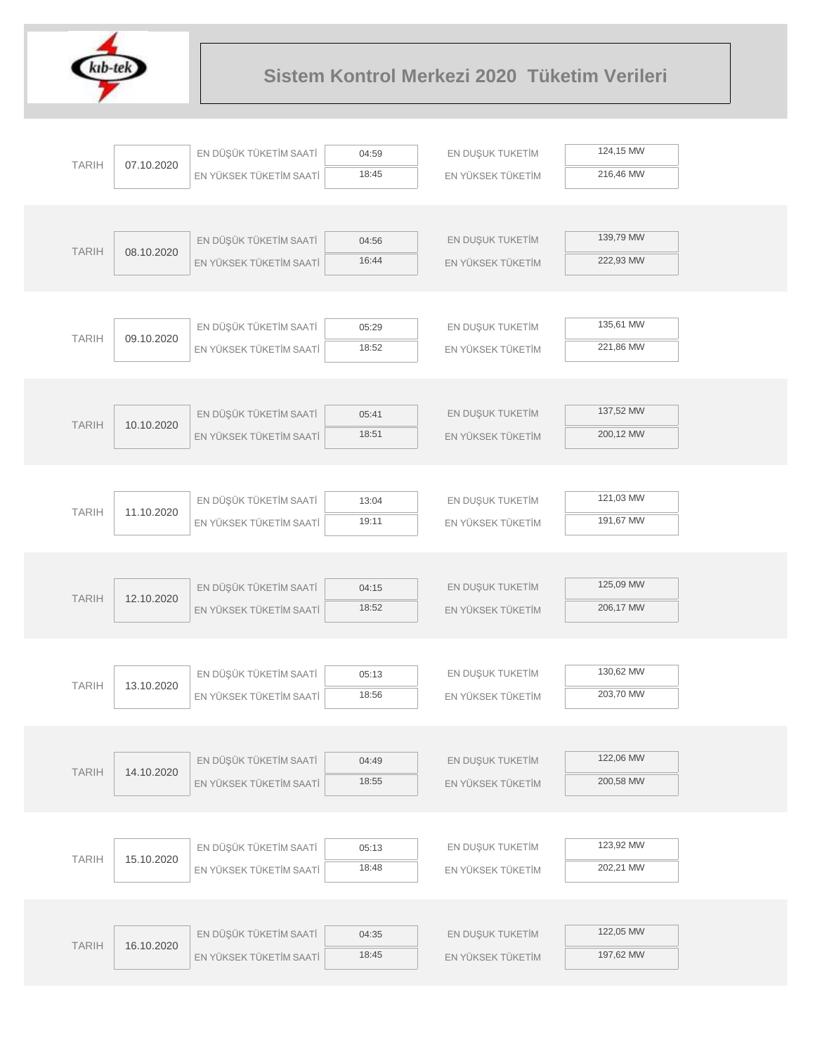# Sistem Kontrol Merkezi 2020 Tüketim Verileri

| TARIH | | | | | |
|---|---|---|---|---|---|
| 07.10.2020 | EN DÜŞÜK TÜKETİM SAATİ | 04:59 | EN DUŞUK TUKETİM | 124,15 MW |
| | EN YÜKSEK TÜKETİM SAATİ | 18:45 | EN YÜKSEK TÜKETİM | 216,46 MW |
| 08.10.2020 | EN DÜŞÜK TÜKETİM SAATİ | 04:56 | EN DUŞUK TUKETİM | 139,79 MW |
| | EN YÜKSEK TÜKETİM SAATİ | 16:44 | EN YÜKSEK TÜKETİM | 222,93 MW |
| 09.10.2020 | EN DÜŞÜK TÜKETİM SAATİ | 05:29 | EN DUŞUK TUKETİM | 135,61 MW |
| | EN YÜKSEK TÜKETİM SAATİ | 18:52 | EN YÜKSEK TÜKETİM | 221,86 MW |
| 10.10.2020 | EN DÜŞÜK TÜKETİM SAATİ | 05:41 | EN DUŞUK TUKETİM | 137,52 MW |
| | EN YÜKSEK TÜKETİM SAATİ | 18:51 | EN YÜKSEK TÜKETİM | 200,12 MW |
| 11.10.2020 | EN DÜŞÜK TÜKETİM SAATİ | 13:04 | EN DUŞUK TUKETİM | 121,03 MW |
| | EN YÜKSEK TÜKETİM SAATİ | 19:11 | EN YÜKSEK TÜKETİM | 191,67 MW |
| 12.10.2020 | EN DÜŞÜK TÜKETİM SAATİ | 04:15 | EN DUŞUK TUKETİM | 125,09 MW |
| | EN YÜKSEK TÜKETİM SAATİ | 18:52 | EN YÜKSEK TÜKETİM | 206,17 MW |
| 13.10.2020 | EN DÜŞÜK TÜKETİM SAATİ | 05:13 | EN DUŞUK TUKETİM | 130,62 MW |
| | EN YÜKSEK TÜKETİM SAATİ | 18:56 | EN YÜKSEK TÜKETİM | 203,70 MW |
| 14.10.2020 | EN DÜŞÜK TÜKETİM SAATİ | 04:49 | EN DUŞUK TUKETİM | 122,06 MW |
| | EN YÜKSEK TÜKETİM SAATİ | 18:55 | EN YÜKSEK TÜKETİM | 200,58 MW |
| 15.10.2020 | EN DÜŞÜK TÜKETİM SAATİ | 05:13 | EN DUŞUK TUKETİM | 123,92 MW |
| | EN YÜKSEK TÜKETİM SAATİ | 18:48 | EN YÜKSEK TÜKETİM | 202,21 MW |
| 16.10.2020 | EN DÜŞÜK TÜKETİM SAATİ | 04:35 | EN DUŞUK TUKETİM | 122,05 MW |
| | EN YÜKSEK TÜKETİM SAATİ | 18:45 | EN YÜKSEK TÜKETİM | 197,62 MW |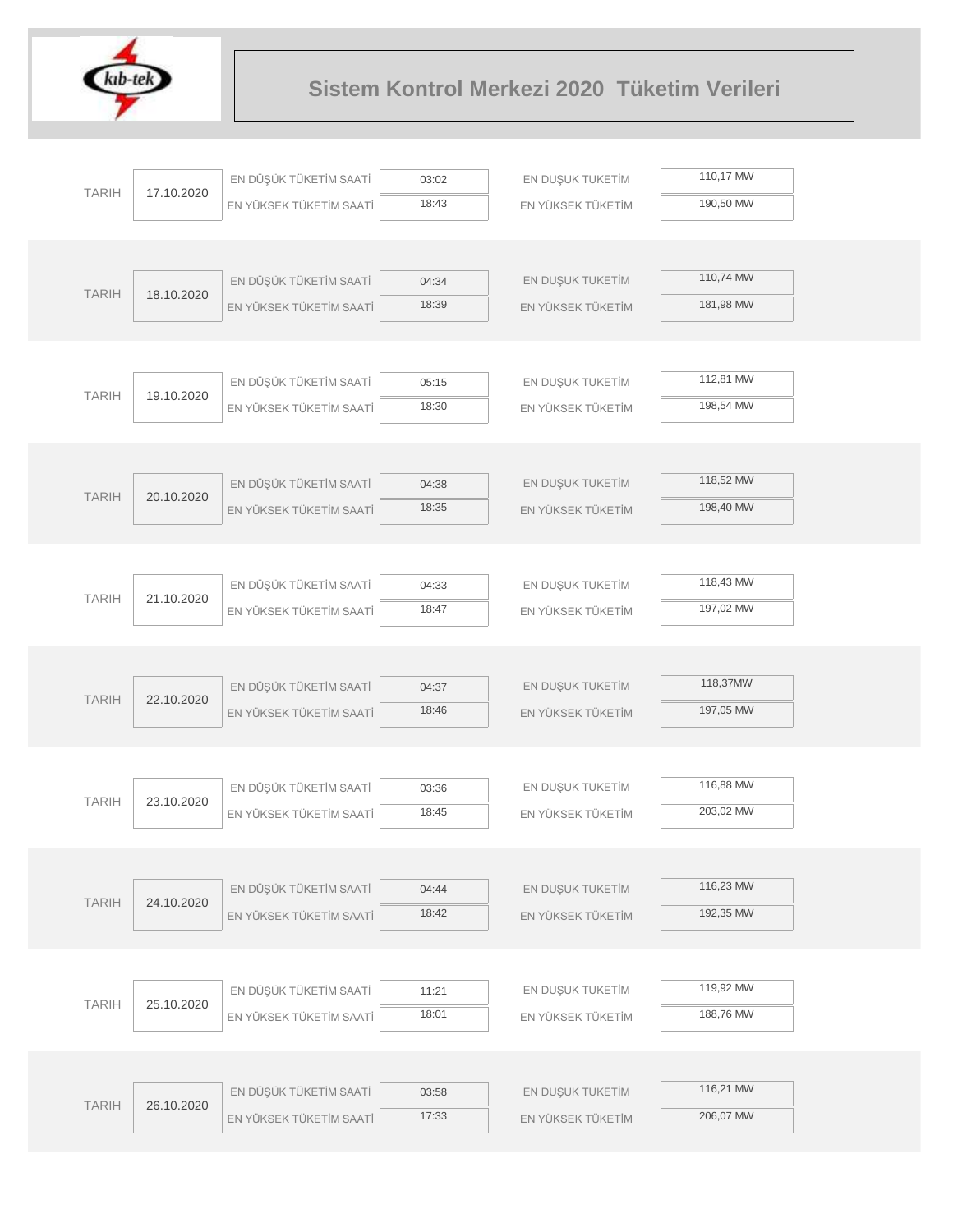# Sistem Kontrol Merkezi 2020 Tüketim Verileri

| TARIH | | | | | |
|---|---|---|---|---|---|
| 17.10.2020 | EN DÜŞÜK TÜKETİM SAATİ | 03:02 | EN DUŞUK TUKETİM | 110,17 MW |
| | EN YÜKSEK TÜKETİM SAATİ | 18:43 | EN YÜKSEK TÜKETİM | 190,50 MW |
| 18.10.2020 | EN DÜŞÜK TÜKETİM SAATİ | 04:34 | EN DUŞUK TUKETİM | 110,74 MW |
| | EN YÜKSEK TÜKETİM SAATİ | 18:39 | EN YÜKSEK TÜKETİM | 181,98 MW |
| 19.10.2020 | EN DÜŞÜK TÜKETİM SAATİ | 05:15 | EN DUŞUK TUKETİM | 112,81 MW |
| | EN YÜKSEK TÜKETİM SAATİ | 18:30 | EN YÜKSEK TÜKETİM | 198,54 MW |
| 20.10.2020 | EN DÜŞÜK TÜKETİM SAATİ | 04:38 | EN DUŞUK TUKETİM | 118,52 MW |
| | EN YÜKSEK TÜKETİM SAATİ | 18:35 | EN YÜKSEK TÜKETİM | 198,40 MW |
| 21.10.2020 | EN DÜŞÜK TÜKETİM SAATİ | 04:33 | EN DUŞUK TUKETİM | 118,43 MW |
| | EN YÜKSEK TÜKETİM SAATİ | 18:47 | EN YÜKSEK TÜKETİM | 197,02 MW |
| 22.10.2020 | EN DÜŞÜK TÜKETİM SAATİ | 04:37 | EN DUŞUK TUKETİM | 118,37MW |
| | EN YÜKSEK TÜKETİM SAATİ | 18:46 | EN YÜKSEK TÜKETİM | 197,05 MW |
| 23.10.2020 | EN DÜŞÜK TÜKETİM SAATİ | 03:36 | EN DUŞUK TUKETİM | 116,88 MW |
| | EN YÜKSEK TÜKETİM SAATİ | 18:45 | EN YÜKSEK TÜKETİM | 203,02 MW |
| 24.10.2020 | EN DÜŞÜK TÜKETİM SAATİ | 04:44 | EN DUŞUK TUKETİM | 116,23 MW |
| | EN YÜKSEK TÜKETİM SAATİ | 18:42 | EN YÜKSEK TÜKETİM | 192,35 MW |
| 25.10.2020 | EN DÜŞÜK TÜKETİM SAATİ | 11:21 | EN DUŞUK TUKETİM | 119,92 MW |
| | EN YÜKSEK TÜKETİM SAATİ | 18:01 | EN YÜKSEK TÜKETİM | 188,76 MW |
| 26.10.2020 | EN DÜŞÜK TÜKETİM SAATİ | 03:58 | EN DUŞUK TUKETİM | 116,21 MW |
| | EN YÜKSEK TÜKETİM SAATİ | 17:33 | EN YÜKSEK TÜKETİM | 206,07 MW |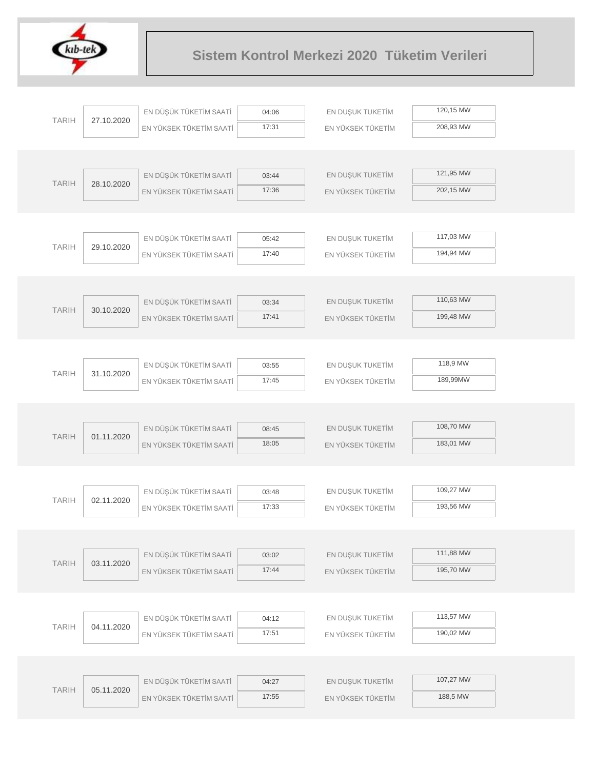# Sistem Kontrol Merkezi 2020 Tüketim Verileri

| TARIH | | | | | |
|---|---|---|---|---|---|
| 27.10.2020 | EN DÜŞÜK TÜKETİM SAATİ | 04:06 | EN DUŞUK TUKETİM | 120,15 MW |
| | EN YÜKSEK TÜKETİM SAATİ | 17:31 | EN YÜKSEK TÜKETİM | 208,93 MW |
| 28.10.2020 | EN DÜŞÜK TÜKETİM SAATİ | 03:44 | EN DUŞUK TUKETİM | 121,95 MW |
| | EN YÜKSEK TÜKETİM SAATİ | 17:36 | EN YÜKSEK TÜKETİM | 202,15 MW |
| 29.10.2020 | EN DÜŞÜK TÜKETİM SAATİ | 05:42 | EN DUŞUK TUKETİM | 117,03 MW |
| | EN YÜKSEK TÜKETİM SAATİ | 17:40 | EN YÜKSEK TÜKETİM | 194,94 MW |
| 30.10.2020 | EN DÜŞÜK TÜKETİM SAATİ | 03:34 | EN DUŞUK TUKETİM | 110,63 MW |
| | EN YÜKSEK TÜKETİM SAATİ | 17:41 | EN YÜKSEK TÜKETİM | 199,48 MW |
| 31.10.2020 | EN DÜŞÜK TÜKETİM SAATİ | 03:55 | EN DUŞUK TUKETİM | 118,9 MW |
| | EN YÜKSEK TÜKETİM SAATİ | 17:45 | EN YÜKSEK TÜKETİM | 189,99MW |
| 01.11.2020 | EN DÜŞÜK TÜKETİM SAATİ | 08:45 | EN DUŞUK TUKETİM | 108,70 MW |
| | EN YÜKSEK TÜKETİM SAATİ | 18:05 | EN YÜKSEK TÜKETİM | 183,01 MW |
| 02.11.2020 | EN DÜŞÜK TÜKETİM SAATİ | 03:48 | EN DUŞUK TUKETİM | 109,27 MW |
| | EN YÜKSEK TÜKETİM SAATİ | 17:33 | EN YÜKSEK TÜKETİM | 193,56 MW |
| 03.11.2020 | EN DÜŞÜK TÜKETİM SAATİ | 03:02 | EN DUŞUK TUKETİM | 111,88 MW |
| | EN YÜKSEK TÜKETİM SAATİ | 17:44 | EN YÜKSEK TÜKETİM | 195,70 MW |
| 04.11.2020 | EN DÜŞÜK TÜKETİM SAATİ | 04:12 | EN DUŞUK TUKETİM | 113,57 MW |
| | EN YÜKSEK TÜKETİM SAATİ | 17:51 | EN YÜKSEK TÜKETİM | 190,02 MW |
| 05.11.2020 | EN DÜŞÜK TÜKETİM SAATİ | 04:27 | EN DUŞUK TUKETİM | 107,27 MW |
| | EN YÜKSEK TÜKETİM SAATİ | 17:55 | EN YÜKSEK TÜKETİM | 188,5 MW |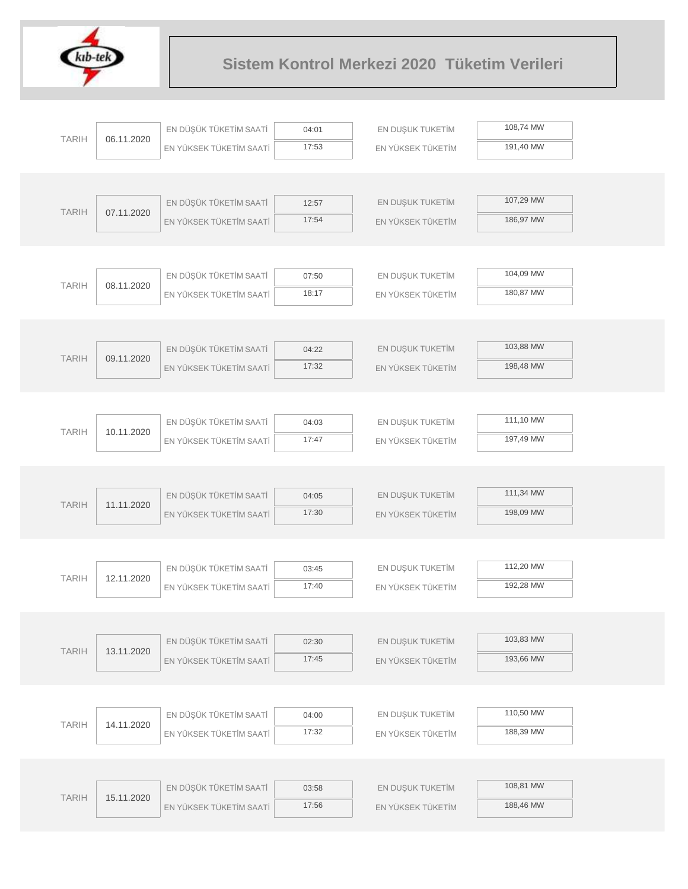# Sistem Kontrol Merkezi 2020 Tüketim Verileri

| TARIH | | | | | |
|---|---|---|---|---|---|
| 06.11.2020 | EN DÜŞÜK TÜKETİM SAATİ | 04:01 | EN DUŞUK TUKETİM | 108,74 MW |
| | EN YÜKSEK TÜKETİM SAATİ | 17:53 | EN YÜKSEK TÜKETİM | 191,40 MW |
| 07.11.2020 | EN DÜŞÜK TÜKETİM SAATİ | 12:57 | EN DUŞUK TUKETİM | 107,29 MW |
| | EN YÜKSEK TÜKETİM SAATİ | 17:54 | EN YÜKSEK TÜKETİM | 186,97 MW |
| 08.11.2020 | EN DÜŞÜK TÜKETİM SAATİ | 07:50 | EN DUŞUK TUKETİM | 104,09 MW |
| | EN YÜKSEK TÜKETİM SAATİ | 18:17 | EN YÜKSEK TÜKETİM | 180,87 MW |
| 09.11.2020 | EN DÜŞÜK TÜKETİM SAATİ | 04:22 | EN DUŞUK TUKETİM | 103,88 MW |
| | EN YÜKSEK TÜKETİM SAATİ | 17:32 | EN YÜKSEK TÜKETİM | 198,48 MW |
| 10.11.2020 | EN DÜŞÜK TÜKETİM SAATİ | 04:03 | EN DUŞUK TUKETİM | 111,10 MW |
| | EN YÜKSEK TÜKETİM SAATİ | 17:47 | EN YÜKSEK TÜKETİM | 197,49 MW |
| 11.11.2020 | EN DÜŞÜK TÜKETİM SAATİ | 04:05 | EN DUŞUK TUKETİM | 111,34 MW |
| | EN YÜKSEK TÜKETİM SAATİ | 17:30 | EN YÜKSEK TÜKETİM | 198,09 MW |
| 12.11.2020 | EN DÜŞÜK TÜKETİM SAATİ | 03:45 | EN DUŞUK TUKETİM | 112,20 MW |
| | EN YÜKSEK TÜKETİM SAATİ | 17:40 | EN YÜKSEK TÜKETİM | 192,28 MW |
| 13.11.2020 | EN DÜŞÜK TÜKETİM SAATİ | 02:30 | EN DUŞUK TUKETİM | 103,83 MW |
| | EN YÜKSEK TÜKETİM SAATİ | 17:45 | EN YÜKSEK TÜKETİM | 193,66 MW |
| 14.11.2020 | EN DÜŞÜK TÜKETİM SAATİ | 04:00 | EN DUŞUK TUKETİM | 110,50 MW |
| | EN YÜKSEK TÜKETİM SAATİ | 17:32 | EN YÜKSEK TÜKETİM | 188,39 MW |
| 15.11.2020 | EN DÜŞÜK TÜKETİM SAATİ | 03:58 | EN DUŞUK TUKETİM | 108,81 MW |
| | EN YÜKSEK TÜKETİM SAATİ | 17:56 | EN YÜKSEK TÜKETİM | 188,46 MW |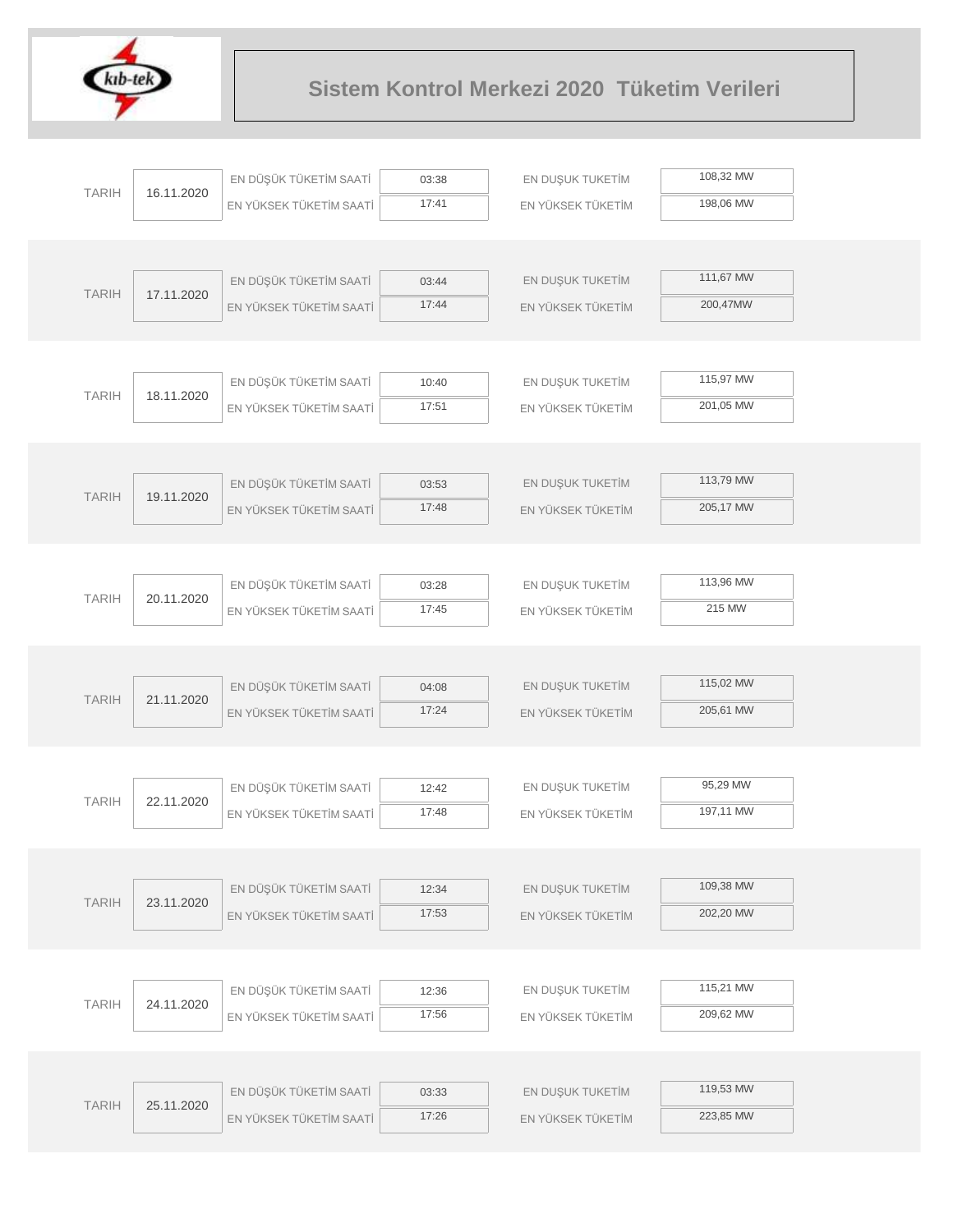# Sistem Kontrol Merkezi 2020 Tüketim Verileri

| TARIH | | | | | |
|---|---|---|---|---|---|
| 16.11.2020 | EN DÜŞÜK TÜKETİM SAATİ | 03:38 | EN DUŞUK TUKETİM | 108,32 MW |
| | EN YÜKSEK TÜKETİM SAATİ | 17:41 | EN YÜKSEK TÜKETİM | 198,06 MW |
| 17.11.2020 | EN DÜŞÜK TÜKETİM SAATİ | 03:44 | EN DUŞUK TUKETİM | 111,67 MW |
| | EN YÜKSEK TÜKETİM SAATİ | 17:44 | EN YÜKSEK TÜKETİM | 200,47MW |
| 18.11.2020 | EN DÜŞÜK TÜKETİM SAATİ | 10:40 | EN DUŞUK TUKETİM | 115,97 MW |
| | EN YÜKSEK TÜKETİM SAATİ | 17:51 | EN YÜKSEK TÜKETİM | 201,05 MW |
| 19.11.2020 | EN DÜŞÜK TÜKETİM SAATİ | 03:53 | EN DUŞUK TUKETİM | 113,79 MW |
| | EN YÜKSEK TÜKETİM SAATİ | 17:48 | EN YÜKSEK TÜKETİM | 205,17 MW |
| 20.11.2020 | EN DÜŞÜK TÜKETİM SAATİ | 03:28 | EN DUŞUK TUKETİM | 113,96 MW |
| | EN YÜKSEK TÜKETİM SAATİ | 17:45 | EN YÜKSEK TÜKETİM | 215 MW |
| 21.11.2020 | EN DÜŞÜK TÜKETİM SAATİ | 04:08 | EN DUŞUK TUKETİM | 115,02 MW |
| | EN YÜKSEK TÜKETİM SAATİ | 17:24 | EN YÜKSEK TÜKETİM | 205,61 MW |
| 22.11.2020 | EN DÜŞÜK TÜKETİM SAATİ | 12:42 | EN DUŞUK TUKETİM | 95,29 MW |
| | EN YÜKSEK TÜKETİM SAATİ | 17:48 | EN YÜKSEK TÜKETİM | 197,11 MW |
| 23.11.2020 | EN DÜŞÜK TÜKETİM SAATİ | 12:34 | EN DUŞUK TUKETİM | 109,38 MW |
| | EN YÜKSEK TÜKETİM SAATİ | 17:53 | EN YÜKSEK TÜKETİM | 202,20 MW |
| 24.11.2020 | EN DÜŞÜK TÜKETİM SAATİ | 12:36 | EN DUŞUK TUKETİM | 115,21 MW |
| | EN YÜKSEK TÜKETİM SAATİ | 17:56 | EN YÜKSEK TÜKETİM | 209,62 MW |
| 25.11.2020 | EN DÜŞÜK TÜKETİM SAATİ | 03:33 | EN DUŞUK TUKETİM | 119,53 MW |
| | EN YÜKSEK TÜKETİM SAATİ | 17:26 | EN YÜKSEK TÜKETİM | 223,85 MW |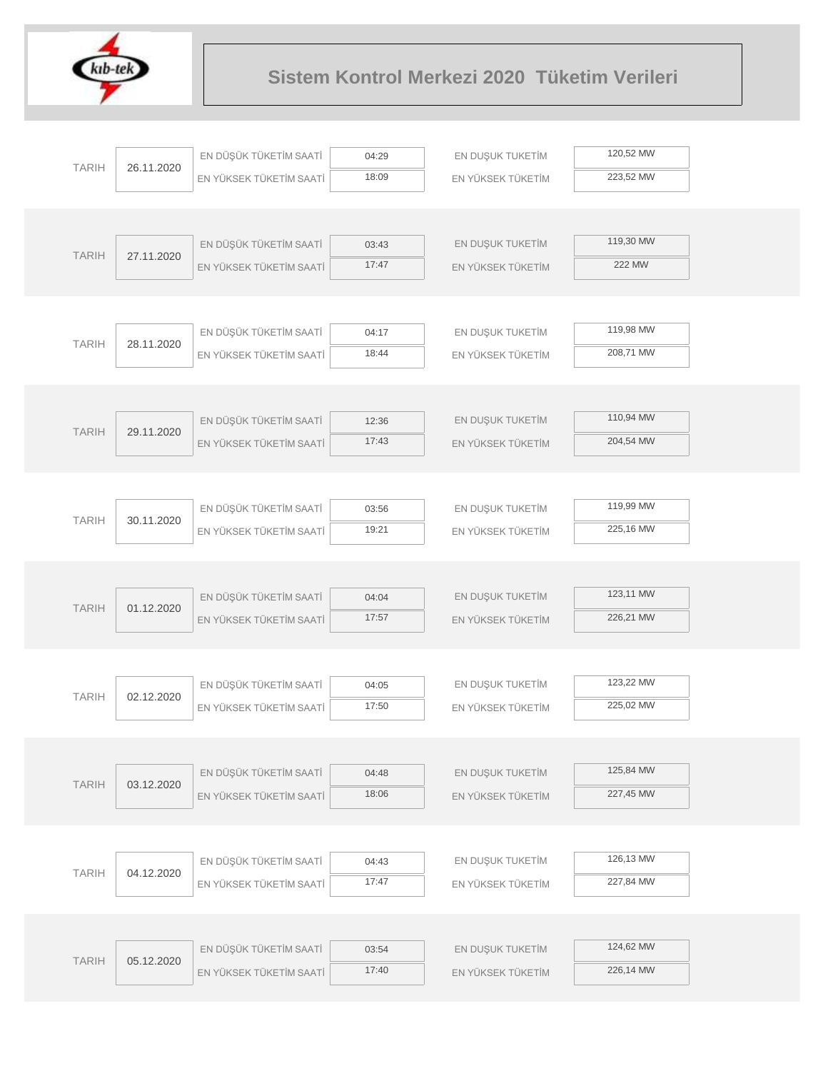# Sistem Kontrol Merkezi 2020 Tüketim Verileri

| TARIH | | | | | |
|---|---|---|---|---|---|
| 26.11.2020 | EN DÜŞÜK TÜKETİM SAATİ | 04:29 | EN DUŞUK TUKETİM | 120,52 MW |
| | EN YÜKSEK TÜKETİM SAATİ | 18:09 | EN YÜKSEK TÜKETİM | 223,52 MW |
| 27.11.2020 | EN DÜŞÜK TÜKETİM SAATİ | 03:43 | EN DUŞUK TUKETİM | 119,30 MW |
| | EN YÜKSEK TÜKETİM SAATİ | 17:47 | EN YÜKSEK TÜKETİM | 222 MW |
| 28.11.2020 | EN DÜŞÜK TÜKETİM SAATİ | 04:17 | EN DUŞUK TUKETİM | 119,98 MW |
| | EN YÜKSEK TÜKETİM SAATİ | 18:44 | EN YÜKSEK TÜKETİM | 208,71 MW |
| 29.11.2020 | EN DÜŞÜK TÜKETİM SAATİ | 12:36 | EN DUŞUK TUKETİM | 110,94 MW |
| | EN YÜKSEK TÜKETİM SAATİ | 17:43 | EN YÜKSEK TÜKETİM | 204,54 MW |
| 30.11.2020 | EN DÜŞÜK TÜKETİM SAATİ | 03:56 | EN DUŞUK TUKETİM | 119,99 MW |
| | EN YÜKSEK TÜKETİM SAATİ | 19:21 | EN YÜKSEK TÜKETİM | 225,16 MW |
| 01.12.2020 | EN DÜŞÜK TÜKETİM SAATİ | 04:04 | EN DUŞUK TUKETİM | 123,11 MW |
| | EN YÜKSEK TÜKETİM SAATİ | 17:57 | EN YÜKSEK TÜKETİM | 226,21 MW |
| 02.12.2020 | EN DÜŞÜK TÜKETİM SAATİ | 04:05 | EN DUŞUK TUKETİM | 123,22 MW |
| | EN YÜKSEK TÜKETİM SAATİ | 17:50 | EN YÜKSEK TÜKETİM | 225,02 MW |
| 03.12.2020 | EN DÜŞÜK TÜKETİM SAATİ | 04:48 | EN DUŞUK TUKETİM | 125,84 MW |
| | EN YÜKSEK TÜKETİM SAATİ | 18:06 | EN YÜKSEK TÜKETİM | 227,45 MW |
| 04.12.2020 | EN DÜŞÜK TÜKETİM SAATİ | 04:43 | EN DUŞUK TUKETİM | 126,13 MW |
| | EN YÜKSEK TÜKETİM SAATİ | 17:47 | EN YÜKSEK TÜKETİM | 227,84 MW |
| 05.12.2020 | EN DÜŞÜK TÜKETİM SAATİ | 03:54 | EN DUŞUK TUKETİM | 124,62 MW |
| | EN YÜKSEK TÜKETİM SAATİ | 17:40 | EN YÜKSEK TÜKETİM | 226,14 MW |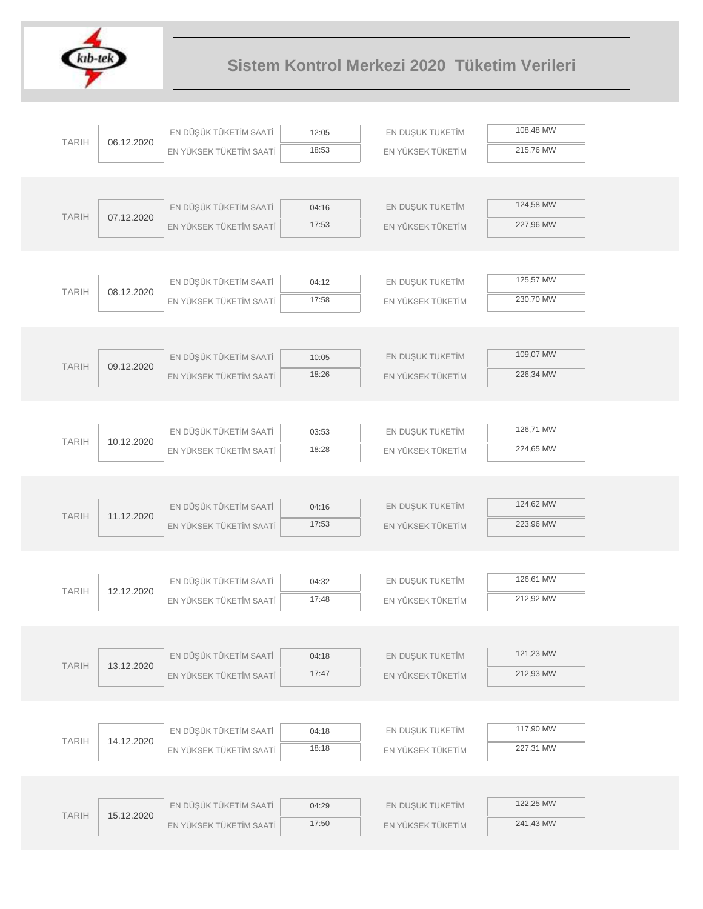# Sistem Kontrol Merkezi 2020 Tüketim Verileri

| TARIH | | | | | |
|---|---|---|---|---|---|
| 06.12.2020 | EN DÜŞÜK TÜKETİM SAATİ | 12:05 | EN DUŞUK TUKETİM | 108,48 MW |
| | EN YÜKSEK TÜKETİM SAATİ | 18:53 | EN YÜKSEK TÜKETİM | 215,76 MW |
| 07.12.2020 | EN DÜŞÜK TÜKETİM SAATİ | 04:16 | EN DUŞUK TUKETİM | 124,58 MW |
| | EN YÜKSEK TÜKETİM SAATİ | 17:53 | EN YÜKSEK TÜKETİM | 227,96 MW |
| 08.12.2020 | EN DÜŞÜK TÜKETİM SAATİ | 04:12 | EN DUŞUK TUKETİM | 125,57 MW |
| | EN YÜKSEK TÜKETİM SAATİ | 17:58 | EN YÜKSEK TÜKETİM | 230,70 MW |
| 09.12.2020 | EN DÜŞÜK TÜKETİM SAATİ | 10:05 | EN DUŞUK TUKETİM | 109,07 MW |
| | EN YÜKSEK TÜKETİM SAATİ | 18:26 | EN YÜKSEK TÜKETİM | 226,34 MW |
| 10.12.2020 | EN DÜŞÜK TÜKETİM SAATİ | 03:53 | EN DUŞUK TUKETİM | 126,71 MW |
| | EN YÜKSEK TÜKETİM SAATİ | 18:28 | EN YÜKSEK TÜKETİM | 224,65 MW |
| 11.12.2020 | EN DÜŞÜK TÜKETİM SAATİ | 04:16 | EN DUŞUK TUKETİM | 124,62 MW |
| | EN YÜKSEK TÜKETİM SAATİ | 17:53 | EN YÜKSEK TÜKETİM | 223,96 MW |
| 12.12.2020 | EN DÜŞÜK TÜKETİM SAATİ | 04:32 | EN DUŞUK TUKETİM | 126,61 MW |
| | EN YÜKSEK TÜKETİM SAATİ | 17:48 | EN YÜKSEK TÜKETİM | 212,92 MW |
| 13.12.2020 | EN DÜŞÜK TÜKETİM SAATİ | 04:18 | EN DUŞUK TUKETİM | 121,23 MW |
| | EN YÜKSEK TÜKETİM SAATİ | 17:47 | EN YÜKSEK TÜKETİM | 212,93 MW |
| 14.12.2020 | EN DÜŞÜK TÜKETİM SAATİ | 04:18 | EN DUŞUK TUKETİM | 117,90 MW |
| | EN YÜKSEK TÜKETİM SAATİ | 18:18 | EN YÜKSEK TÜKETİM | 227,31 MW |
| 15.12.2020 | EN DÜŞÜK TÜKETİM SAATİ | 04:29 | EN DUŞUK TUKETİM | 122,25 MW |
| | EN YÜKSEK TÜKETİM SAATİ | 17:50 | EN YÜKSEK TÜKETİM | 241,43 MW |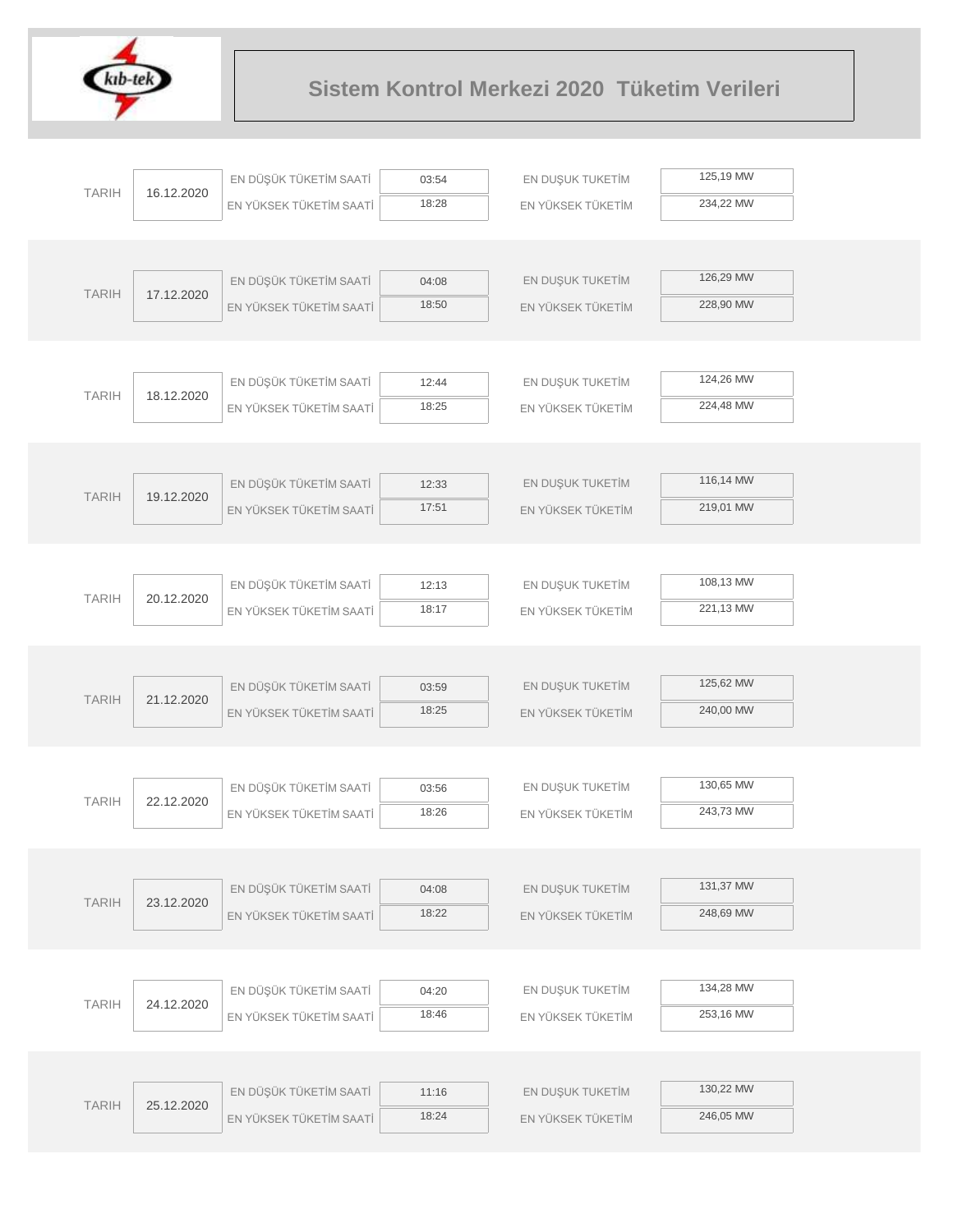# Sistem Kontrol Merkezi 2020 Tüketim Verileri

| TARIH | | | | | |
|---|---|---|---|---|---|
| TARIH | 16.12.2020 | EN DÜŞÜK TÜKETİM SAATİ | 03:54 | EN DUŞUK TUKETİM | 125,19 MW |
| | | EN YÜKSEK TÜKETİM SAATİ | 18:28 | EN YÜKSEK TÜKETİM | 234,22 MW |
| TARIH | 17.12.2020 | EN DÜŞÜK TÜKETİM SAATİ | 04:08 | EN DUŞUK TUKETİM | 126,29 MW |
| | | EN YÜKSEK TÜKETİM SAATİ | 18:50 | EN YÜKSEK TÜKETİM | 228,90 MW |
| TARIH | 18.12.2020 | EN DÜŞÜK TÜKETİM SAATİ | 12:44 | EN DUŞUK TUKETİM | 124,26 MW |
| | | EN YÜKSEK TÜKETİM SAATİ | 18:25 | EN YÜKSEK TÜKETİM | 224,48 MW |
| TARIH | 19.12.2020 | EN DÜŞÜK TÜKETİM SAATİ | 12:33 | EN DUŞUK TUKETİM | 116,14 MW |
| | | EN YÜKSEK TÜKETİM SAATİ | 17:51 | EN YÜKSEK TÜKETİM | 219,01 MW |
| TARIH | 20.12.2020 | EN DÜŞÜK TÜKETİM SAATİ | 12:13 | EN DUŞUK TUKETİM | 108,13 MW |
| | | EN YÜKSEK TÜKETİM SAATİ | 18:17 | EN YÜKSEK TÜKETİM | 221,13 MW |
| TARIH | 21.12.2020 | EN DÜŞÜK TÜKETİM SAATİ | 03:59 | EN DUŞUK TUKETİM | 125,62 MW |
| | | EN YÜKSEK TÜKETİM SAATİ | 18:25 | EN YÜKSEK TÜKETİM | 240,00 MW |
| TARIH | 22.12.2020 | EN DÜŞÜK TÜKETİM SAATİ | 03:56 | EN DUŞUK TUKETİM | 130,65 MW |
| | | EN YÜKSEK TÜKETİM SAATİ | 18:26 | EN YÜKSEK TÜKETİM | 243,73 MW |
| TARIH | 23.12.2020 | EN DÜŞÜK TÜKETİM SAATİ | 04:08 | EN DUŞUK TUKETİM | 131,37 MW |
| | | EN YÜKSEK TÜKETİM SAATİ | 18:22 | EN YÜKSEK TÜKETİM | 248,69 MW |
| TARIH | 24.12.2020 | EN DÜŞÜK TÜKETİM SAATİ | 04:20 | EN DUŞUK TUKETİM | 134,28 MW |
| | | EN YÜKSEK TÜKETİM SAATİ | 18:46 | EN YÜKSEK TÜKETİM | 253,16 MW |
| TARIH | 25.12.2020 | EN DÜŞÜK TÜKETİM SAATİ | 11:16 | EN DUŞUK TUKETİM | 130,22 MW |
| | | EN YÜKSEK TÜKETİM SAATİ | 18:24 | EN YÜKSEK TÜKETİM | 246,05 MW |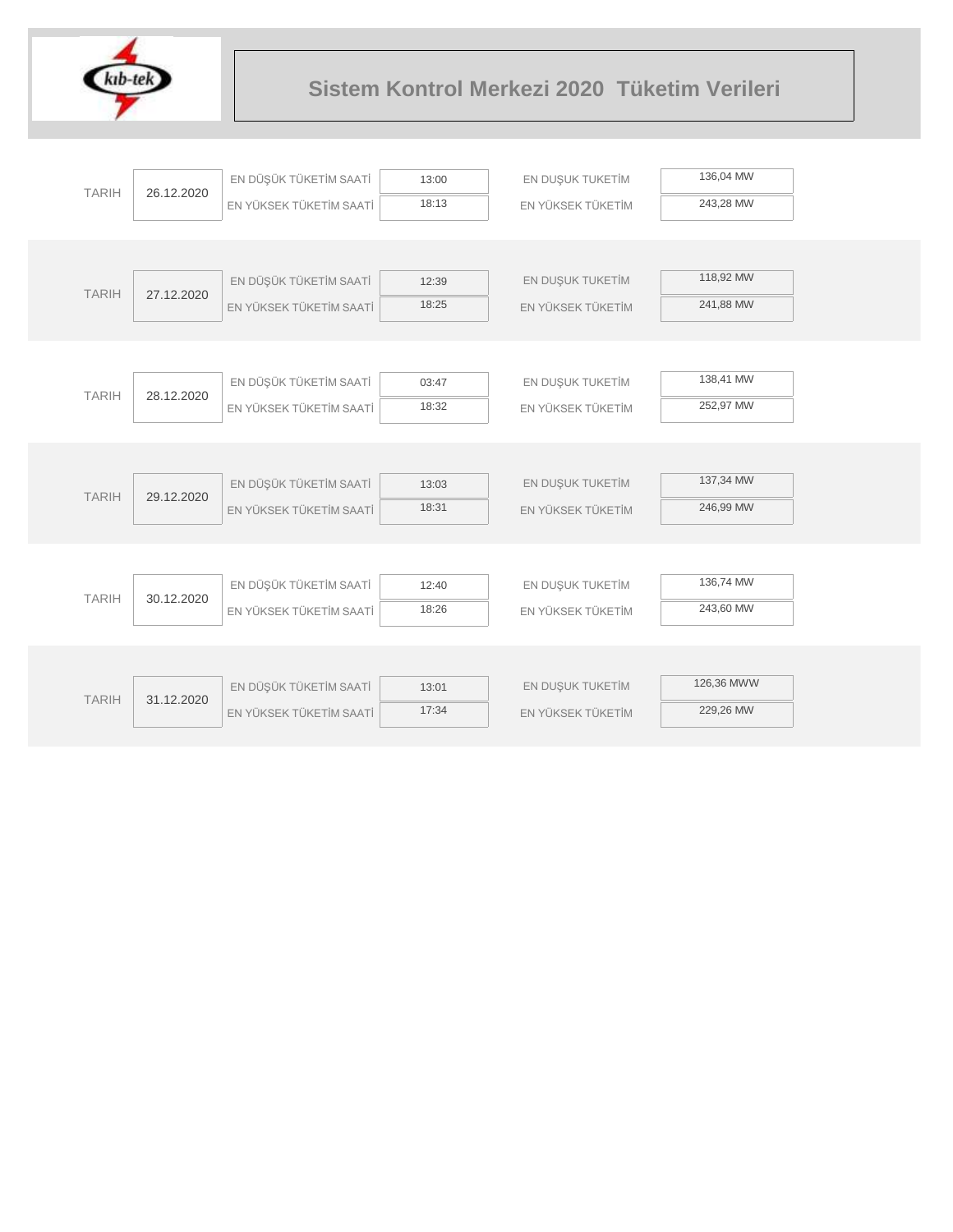# Sistem Kontrol Merkezi 2020 Tüketim Verileri

| | | | | | |
|---|---|---|---|---|---|
| TARIH | 26.12.2020 | EN DÜŞÜK TÜKETİM SAATİ | 13:00 | EN DUŞUK TUKETİM | 136,04 MW |
| | | EN YÜKSEK TÜKETİM SAATİ | 18:13 | EN YÜKSEK TÜKETİM | 243,28 MW |
| TARIH | 27.12.2020 | EN DÜŞÜK TÜKETİM SAATİ | 12:39 | EN DUŞUK TUKETİM | 118,92 MW |
| | | EN YÜKSEK TÜKETİM SAATİ | 18:25 | EN YÜKSEK TÜKETİM | 241,88 MW |
| TARIH | 28.12.2020 | EN DÜŞÜK TÜKETİM SAATİ | 03:47 | EN DUŞUK TUKETİM | 138,41 MW |
| | | EN YÜKSEK TÜKETİM SAATİ | 18:32 | EN YÜKSEK TÜKETİM | 252,97 MW |
| TARIH | 29.12.2020 | EN DÜŞÜK TÜKETİM SAATİ | 13:03 | EN DUŞUK TUKETİM | 137,34 MW |
| | | EN YÜKSEK TÜKETİM SAATİ | 18:31 | EN YÜKSEK TÜKETİM | 246,99 MW |
| TARIH | 30.12.2020 | EN DÜŞÜK TÜKETİM SAATİ | 12:40 | EN DUŞUK TUKETİM | 136,74 MW |
| | | EN YÜKSEK TÜKETİM SAATİ | 18:26 | EN YÜKSEK TÜKETİM | 243,60 MW |
| TARIH | 31.12.2020 | EN DÜŞÜK TÜKETİM SAATİ | 13:01 | EN DUŞUK TUKETİM | 126,36 MWW |
| | | EN YÜKSEK TÜKETİM SAATİ | 17:34 | EN YÜKSEK TÜKETİM | 229,26 MW |